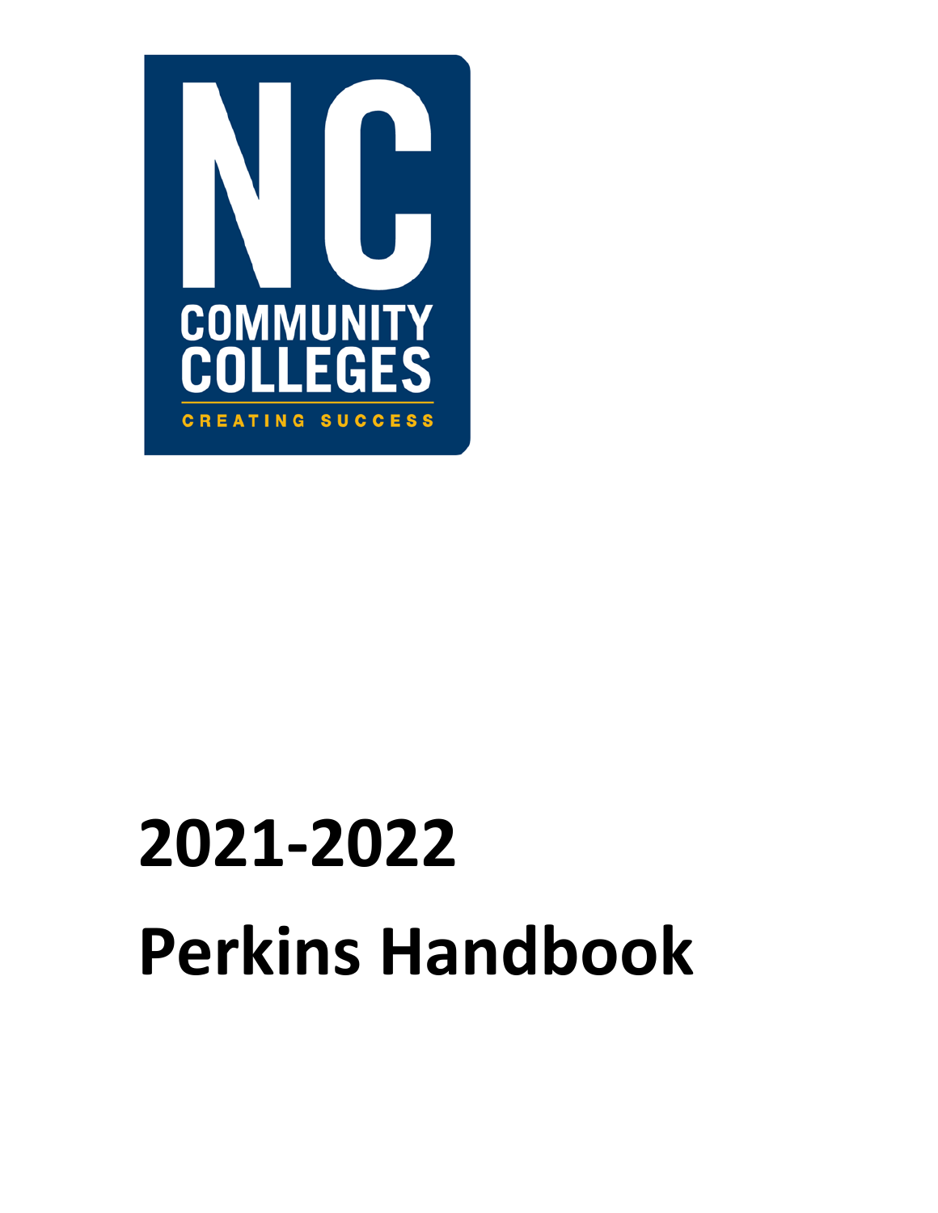NC COMMUNITY COLLEGES

CREATING SUCCESS

# 2021-2022

# Perkins Handbook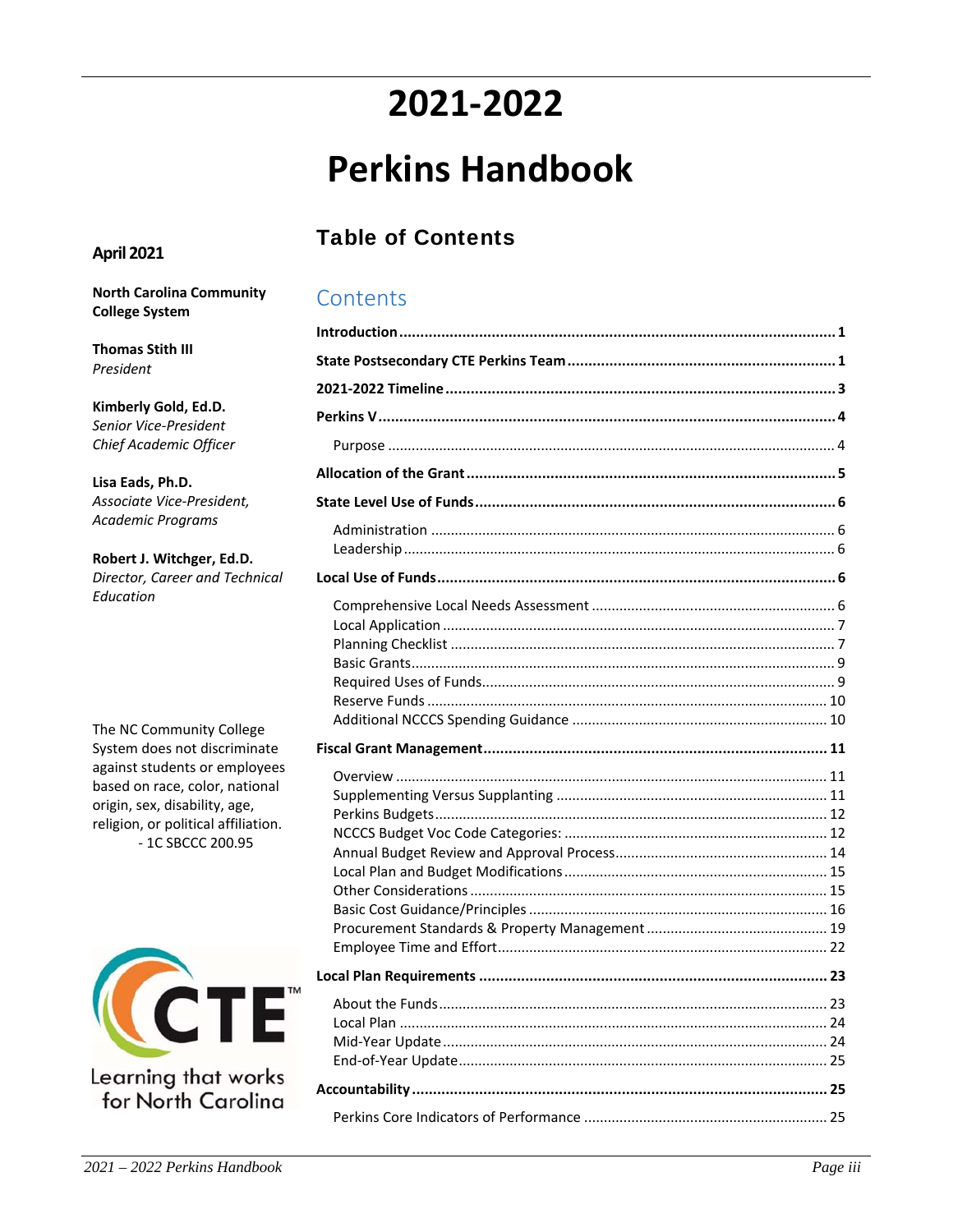# 2021-2022

# Perkins Handbook

**April 2021**

**North Carolina Community College System**

**Thomas Stith III**
*President*

**Kimberly Gold, Ed.D.**
*Senior Vice-President*
*Chief Academic Officer*

**Lisa Eads, Ph.D.**
*Associate Vice-President, Academic Programs*

**Robert J. Witchger, Ed.D.**
*Director, Career and Technical Education*

The NC Community College System does not discriminate against students or employees based on race, color, national origin, sex, disability, age, religion, or political affiliation.
- 1C SBCCC 200.95

CTE™
Learning that works for North Carolina

## Table of Contents

### Contents

**Introduction** ..... **1**

**State Postsecondary CTE Perkins Team** ..... **1**

**2021-2022 Timeline** ..... **3**

**Perkins V** ..... **4**

- Purpose ..... 4

**Allocation of the Grant** ..... **5**

**State Level Use of Funds** ..... **6**

- Administration ..... 6
- Leadership ..... 6

**Local Use of Funds** ..... **6**

- Comprehensive Local Needs Assessment ..... 6
- Local Application ..... 7
- Planning Checklist ..... 7
- Basic Grants ..... 9
- Required Uses of Funds ..... 9
- Reserve Funds ..... 10
- Additional NCCCS Spending Guidance ..... 10

**Fiscal Grant Management** ..... **11**

- Overview ..... 11
- Supplementing Versus Supplanting ..... 11
- Perkins Budgets ..... 12
- NCCCS Budget Voc Code Categories: ..... 12
- Annual Budget Review and Approval Process ..... 14
- Local Plan and Budget Modifications ..... 15
- Other Considerations ..... 15
- Basic Cost Guidance/Principles ..... 16
- Procurement Standards & Property Management ..... 19
- Employee Time and Effort ..... 22

**Local Plan Requirements** ..... **23**

- About the Funds ..... 23
- Local Plan ..... 24
- Mid-Year Update ..... 24
- End-of-Year Update ..... 25

**Accountability** ..... **25**

- Perkins Core Indicators of Performance ..... 25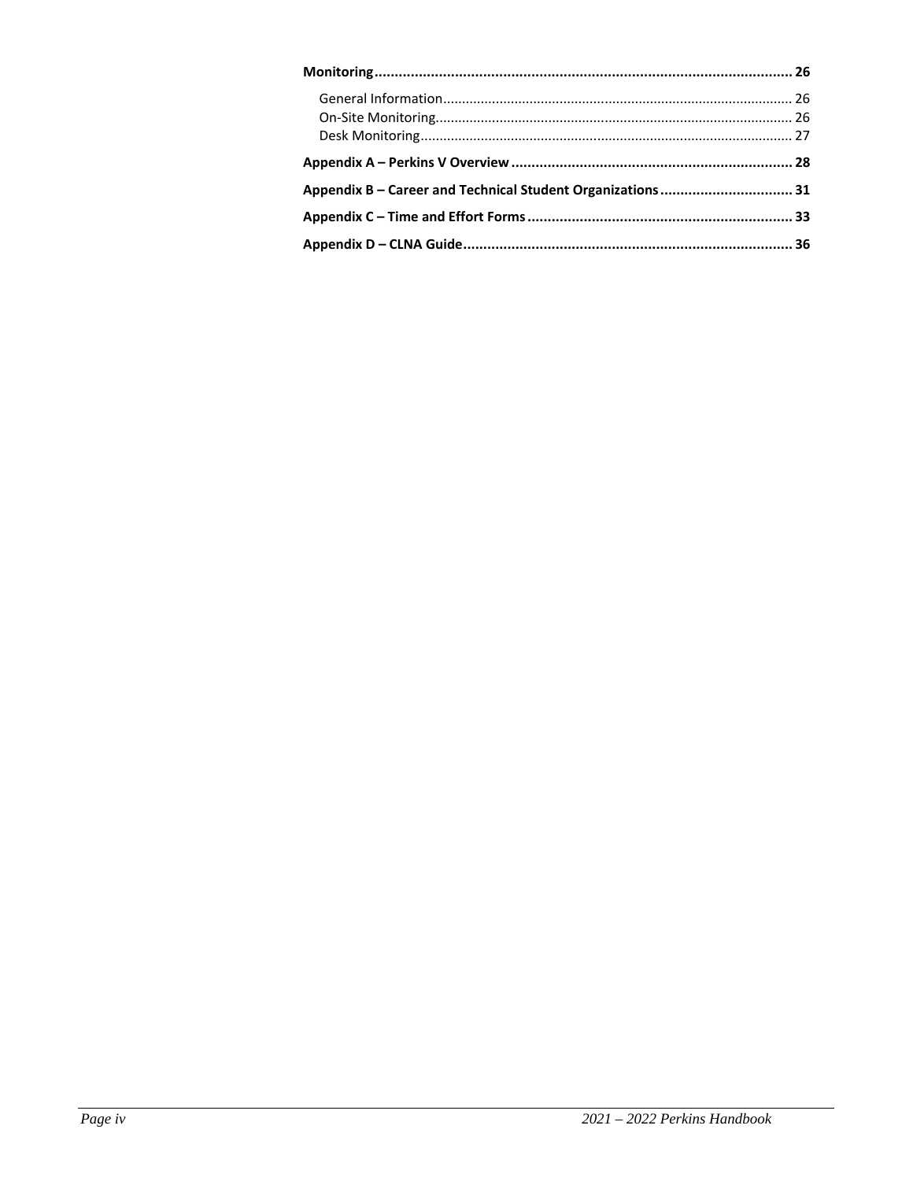**Monitoring** ........................................................................................................ 26

- General Information ........................................................................................ 26
- On-Site Monitoring .......................................................................................... 26
- Desk Monitoring ............................................................................................... 27

**Appendix A – Perkins V Overview** ...................................................................... 28

**Appendix B – Career and Technical Student Organizations** ................................. 31

**Appendix C – Time and Effort Forms** .................................................................. 33

**Appendix D – CLNA Guide** ................................................................................. 36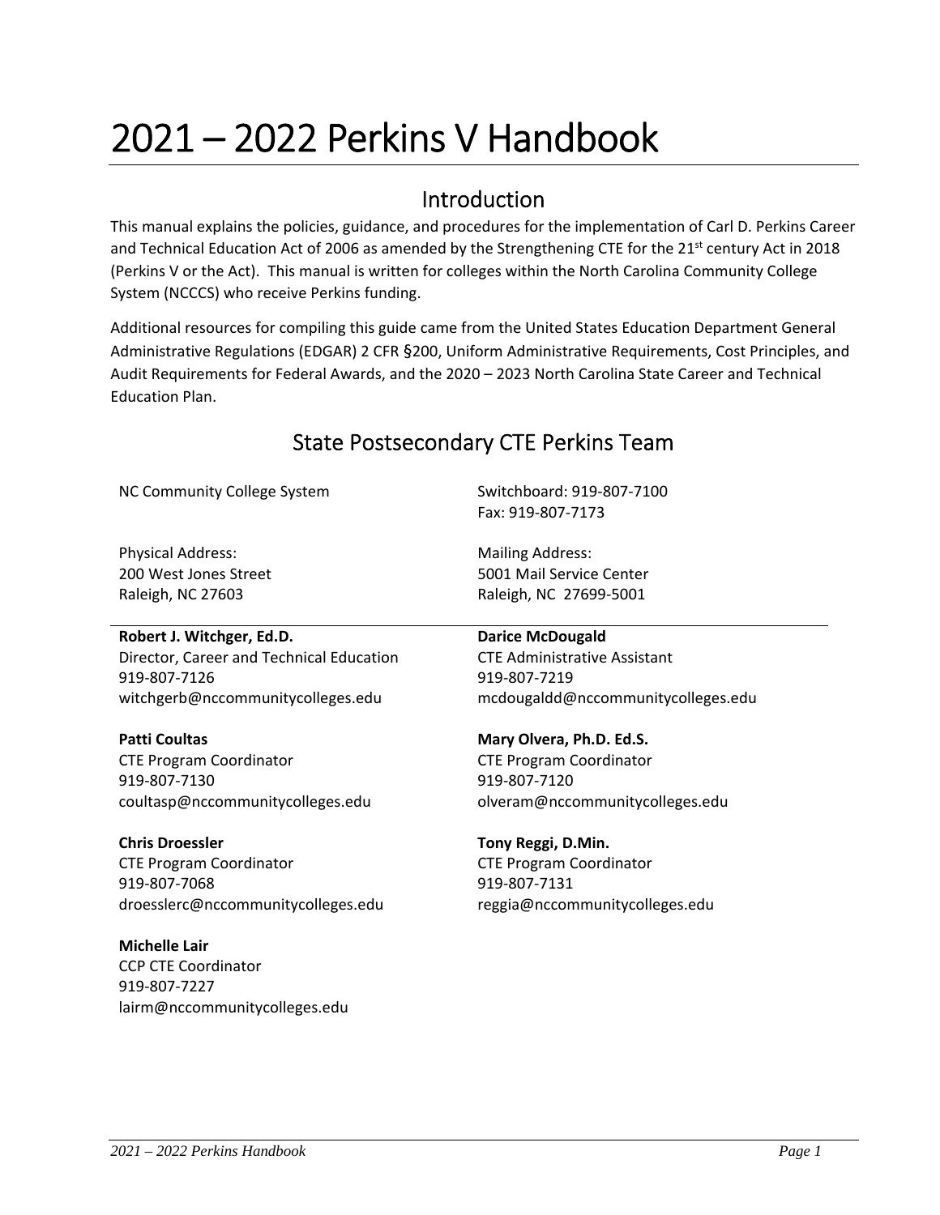# 2021 – 2022 Perkins V Handbook

## Introduction

This manual explains the policies, guidance, and procedures for the implementation of Carl D. Perkins Career and Technical Education Act of 2006 as amended by the Strengthening CTE for the 21st century Act in 2018 (Perkins V or the Act). This manual is written for colleges within the North Carolina Community College System (NCCCS) who receive Perkins funding.

Additional resources for compiling this guide came from the United States Education Department General Administrative Regulations (EDGAR) 2 CFR §200, Uniform Administrative Requirements, Cost Principles, and Audit Requirements for Federal Awards, and the 2020 – 2023 North Carolina State Career and Technical Education Plan.

## State Postsecondary CTE Perkins Team

NC Community College System

Switchboard: 919-807-7100
Fax: 919-807-7173

Physical Address:
200 West Jones Street
Raleigh, NC 27603

Mailing Address:
5001 Mail Service Center
Raleigh, NC 27699-5001

**Robert J. Witchger, Ed.D.**
Director, Career and Technical Education
919-807-7126
witchgerb@nccommunitycolleges.edu

**Darice McDougald**
CTE Administrative Assistant
919-807-7219
mcdougaldd@nccommunitycolleges.edu

**Patti Coultas**
CTE Program Coordinator
919-807-7130
coultasp@nccommunitycolleges.edu

**Mary Olvera, Ph.D. Ed.S.**
CTE Program Coordinator
919-807-7120
olveram@nccommunitycolleges.edu

**Chris Droessler**
CTE Program Coordinator
919-807-7068
droesslerc@nccommunitycolleges.edu

**Tony Reggi, D.Min.**
CTE Program Coordinator
919-807-7131
reggia@nccommunitycolleges.edu

**Michelle Lair**
CCP CTE Coordinator
919-807-7227
lairm@nccommunitycolleges.edu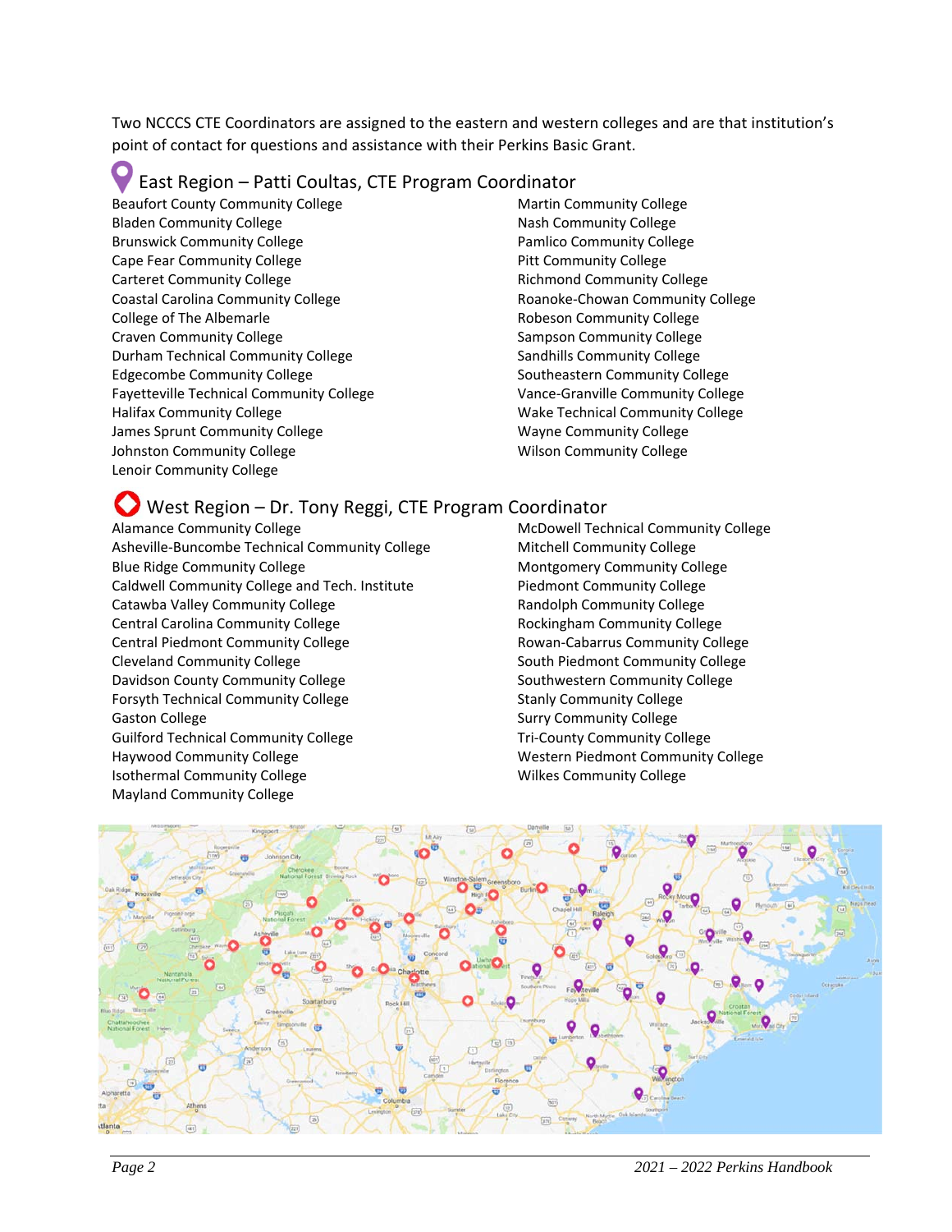Two NCCCS CTE Coordinators are assigned to the eastern and western colleges and are that institution's point of contact for questions and assistance with their Perkins Basic Grant.

## East Region – Patti Coultas, CTE Program Coordinator

Beaufort County Community College
Bladen Community College
Brunswick Community College
Cape Fear Community College
Carteret Community College
Coastal Carolina Community College
College of The Albemarle
Craven Community College
Durham Technical Community College
Edgecombe Community College
Fayetteville Technical Community College
Halifax Community College
James Sprunt Community College
Johnston Community College
Lenoir Community College
Martin Community College
Nash Community College
Pamlico Community College
Pitt Community College
Richmond Community College
Roanoke-Chowan Community College
Robeson Community College
Sampson Community College
Sandhills Community College
Southeastern Community College
Vance-Granville Community College
Wake Technical Community College
Wayne Community College
Wilson Community College

## West Region – Dr. Tony Reggi, CTE Program Coordinator

Alamance Community College
Asheville-Buncombe Technical Community College
Blue Ridge Community College
Caldwell Community College and Tech. Institute
Catawba Valley Community College
Central Carolina Community College
Central Piedmont Community College
Cleveland Community College
Davidson County Community College
Forsyth Technical Community College
Gaston College
Guilford Technical Community College
Haywood Community College
Isothermal Community College
Mayland Community College
McDowell Technical Community College
Mitchell Community College
Montgomery Community College
Piedmont Community College
Randolph Community College
Rockingham Community College
Rowan-Cabarrus Community College
South Piedmont Community College
Southwestern Community College
Stanly Community College
Surry Community College
Tri-County Community College
Western Piedmont Community College
Wilkes Community College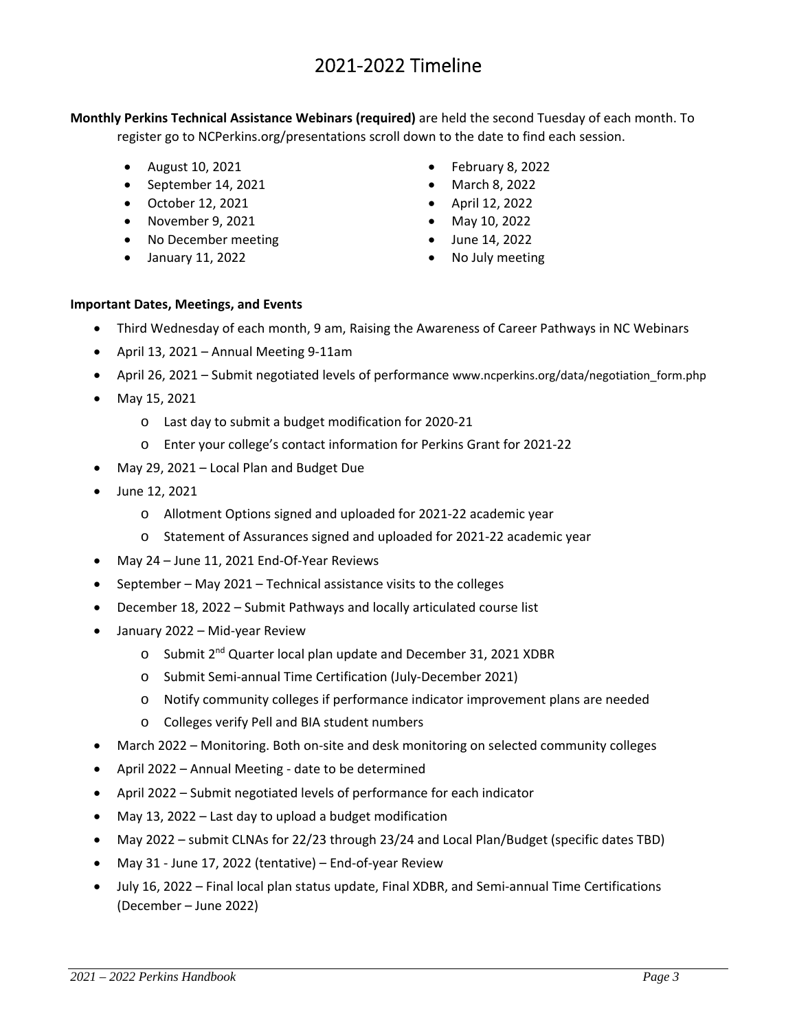# 2021-2022 Timeline

**Monthly Perkins Technical Assistance Webinars (required)** are held the second Tuesday of each month. To register go to NCPerkins.org/presentations scroll down to the date to find each session.

- August 10, 2021
- September 14, 2021
- October 12, 2021
- November 9, 2021
- No December meeting
- January 11, 2022
- February 8, 2022
- March 8, 2022
- April 12, 2022
- May 10, 2022
- June 14, 2022
- No July meeting

**Important Dates, Meetings, and Events**

- Third Wednesday of each month, 9 am, Raising the Awareness of Career Pathways in NC Webinars
- April 13, 2021 – Annual Meeting 9-11am
- April 26, 2021 – Submit negotiated levels of performance www.ncperkins.org/data/negotiation_form.php
- May 15, 2021
  - Last day to submit a budget modification for 2020-21
  - Enter your college's contact information for Perkins Grant for 2021-22
- May 29, 2021 – Local Plan and Budget Due
- June 12, 2021
  - Allotment Options signed and uploaded for 2021-22 academic year
  - Statement of Assurances signed and uploaded for 2021-22 academic year
- May 24 – June 11, 2021 End-Of-Year Reviews
- September – May 2021 – Technical assistance visits to the colleges
- December 18, 2022 – Submit Pathways and locally articulated course list
- January 2022 – Mid-year Review
  - Submit 2nd Quarter local plan update and December 31, 2021 XDBR
  - Submit Semi-annual Time Certification (July-December 2021)
  - Notify community colleges if performance indicator improvement plans are needed
  - Colleges verify Pell and BIA student numbers
- March 2022 – Monitoring. Both on-site and desk monitoring on selected community colleges
- April 2022 – Annual Meeting - date to be determined
- April 2022 – Submit negotiated levels of performance for each indicator
- May 13, 2022 – Last day to upload a budget modification
- May 2022 – submit CLNAs for 22/23 through 23/24 and Local Plan/Budget (specific dates TBD)
- May 31 - June 17, 2022 (tentative) – End-of-year Review
- July 16, 2022 – Final local plan status update, Final XDBR, and Semi-annual Time Certifications (December – June 2022)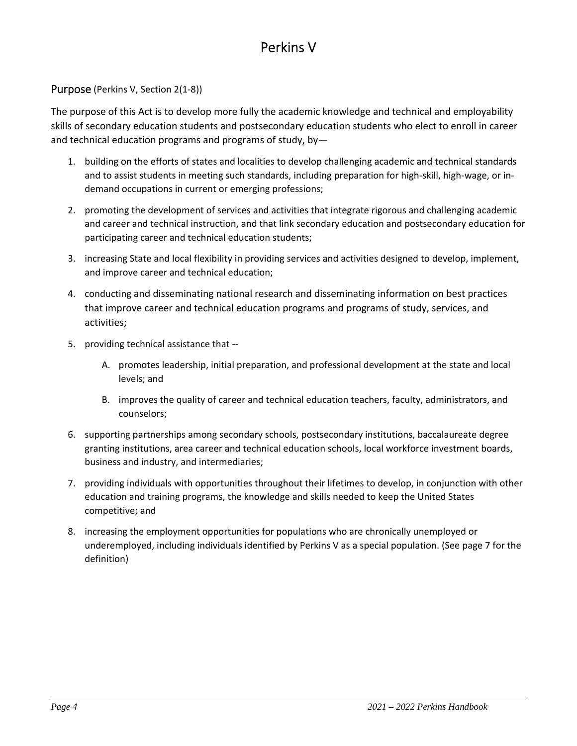# Perkins V

## Purpose (Perkins V, Section 2(1-8))

The purpose of this Act is to develop more fully the academic knowledge and technical and employability skills of secondary education students and postsecondary education students who elect to enroll in career and technical education programs and programs of study, by—

1. building on the efforts of states and localities to develop challenging academic and technical standards and to assist students in meeting such standards, including preparation for high-skill, high-wage, or in-demand occupations in current or emerging professions;

2. promoting the development of services and activities that integrate rigorous and challenging academic and career and technical instruction, and that link secondary education and postsecondary education for participating career and technical education students;

3. increasing State and local flexibility in providing services and activities designed to develop, implement, and improve career and technical education;

4. conducting and disseminating national research and disseminating information on best practices that improve career and technical education programs and programs of study, services, and activities;

5. providing technical assistance that --

   A. promotes leadership, initial preparation, and professional development at the state and local levels; and

   B. improves the quality of career and technical education teachers, faculty, administrators, and counselors;

6. supporting partnerships among secondary schools, postsecondary institutions, baccalaureate degree granting institutions, area career and technical education schools, local workforce investment boards, business and industry, and intermediaries;

7. providing individuals with opportunities throughout their lifetimes to develop, in conjunction with other education and training programs, the knowledge and skills needed to keep the United States competitive; and

8. increasing the employment opportunities for populations who are chronically unemployed or underemployed, including individuals identified by Perkins V as a special population. (See page 7 for the definition)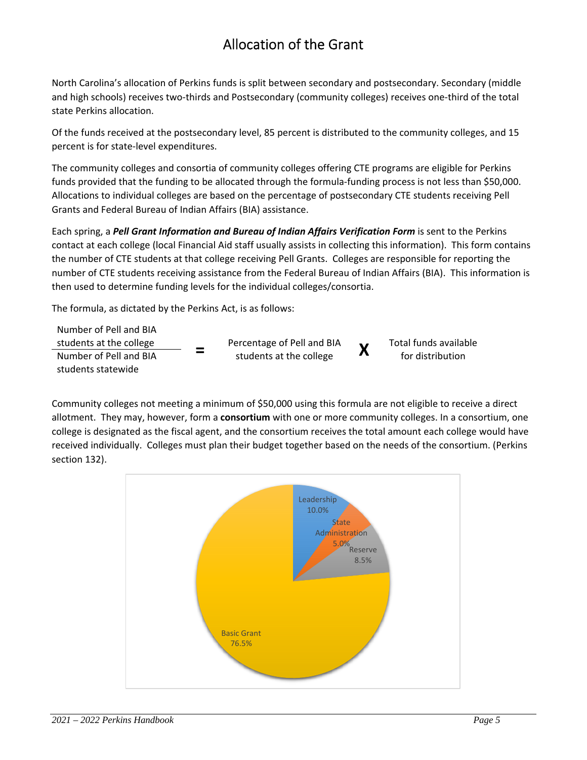# Allocation of the Grant

North Carolina's allocation of Perkins funds is split between secondary and postsecondary. Secondary (middle and high schools) receives two-thirds and Postsecondary (community colleges) receives one-third of the total state Perkins allocation.

Of the funds received at the postsecondary level, 85 percent is distributed to the community colleges, and 15 percent is for state-level expenditures.

The community colleges and consortia of community colleges offering CTE programs are eligible for Perkins funds provided that the funding to be allocated through the formula-funding process is not less than $50,000. Allocations to individual colleges are based on the percentage of postsecondary CTE students receiving Pell Grants and Federal Bureau of Indian Affairs (BIA) assistance.

Each spring, a ***Pell Grant Information and Bureau of Indian Affairs Verification Form*** is sent to the Perkins contact at each college (local Financial Aid staff usually assists in collecting this information). This form contains the number of CTE students at that college receiving Pell Grants. Colleges are responsible for reporting the number of CTE students receiving assistance from the Federal Bureau of Indian Affairs (BIA). This information is then used to determine funding levels for the individual colleges/consortia.

The formula, as dictated by the Perkins Act, is as follows:

$$\frac{\text{Number of Pell and BIA students at the college}}{\text{Number of Pell and BIA students statewide}} = \text{Percentage of Pell and BIA students at the college} \times \text{Total funds available for distribution}$$

Community colleges not meeting a minimum of $50,000 using this formula are not eligible to receive a direct allotment. They may, however, form a **consortium** with one or more community colleges. In a consortium, one college is designated as the fiscal agent, and the consortium receives the total amount each college would have received individually. Colleges must plan their budget together based on the needs of the consortium. (Perkins section 132).

Leadership 10.0%

State Administration 5.0%

Reserve 8.5%

Basic Grant 76.5%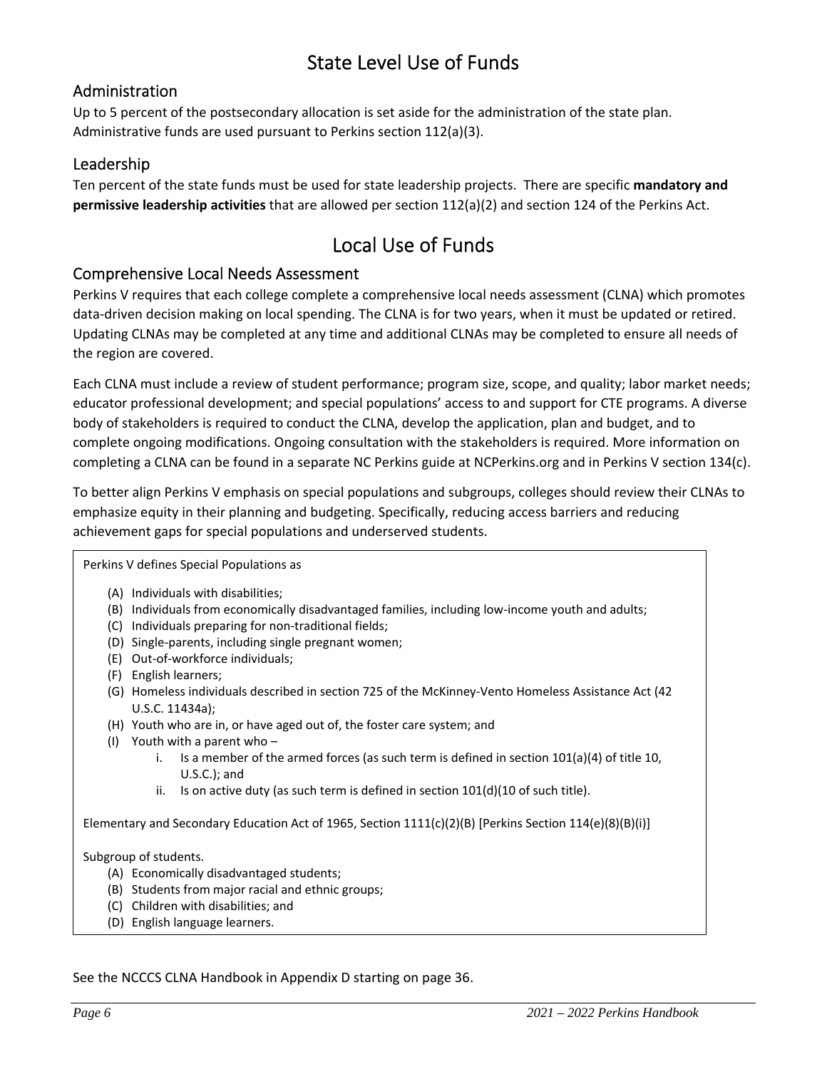# State Level Use of Funds

## Administration

Up to 5 percent of the postsecondary allocation is set aside for the administration of the state plan. Administrative funds are used pursuant to Perkins section 112(a)(3).

## Leadership

Ten percent of the state funds must be used for state leadership projects. There are specific **mandatory and permissive leadership activities** that are allowed per section 112(a)(2) and section 124 of the Perkins Act.

# Local Use of Funds

## Comprehensive Local Needs Assessment

Perkins V requires that each college complete a comprehensive local needs assessment (CLNA) which promotes data-driven decision making on local spending. The CLNA is for two years, when it must be updated or retired. Updating CLNAs may be completed at any time and additional CLNAs may be completed to ensure all needs of the region are covered.

Each CLNA must include a review of student performance; program size, scope, and quality; labor market needs; educator professional development; and special populations' access to and support for CTE programs. A diverse body of stakeholders is required to conduct the CLNA, develop the application, plan and budget, and to complete ongoing modifications. Ongoing consultation with the stakeholders is required. More information on completing a CLNA can be found in a separate NC Perkins guide at NCPerkins.org and in Perkins V section 134(c).

To better align Perkins V emphasis on special populations and subgroups, colleges should review their CLNAs to emphasize equity in their planning and budgeting. Specifically, reducing access barriers and reducing achievement gaps for special populations and underserved students.

Perkins V defines Special Populations as

- (A) Individuals with disabilities;
- (B) Individuals from economically disadvantaged families, including low-income youth and adults;
- (C) Individuals preparing for non-traditional fields;
- (D) Single-parents, including single pregnant women;
- (E) Out-of-workforce individuals;
- (F) English learners;
- (G) Homeless individuals described in section 725 of the McKinney-Vento Homeless Assistance Act (42 U.S.C. 11434a);
- (H) Youth who are in, or have aged out of, the foster care system; and
- (I) Youth with a parent who –
    - i. Is a member of the armed forces (as such term is defined in section 101(a)(4) of title 10, U.S.C.); and
    - ii. Is on active duty (as such term is defined in section 101(d)(10 of such title).

Elementary and Secondary Education Act of 1965, Section 1111(c)(2)(B) [Perkins Section 114(e)(8)(B)(i)]

Subgroup of students.

- (A) Economically disadvantaged students;
- (B) Students from major racial and ethnic groups;
- (C) Children with disabilities; and
- (D) English language learners.

See the NCCCS CLNA Handbook in Appendix D starting on page 36.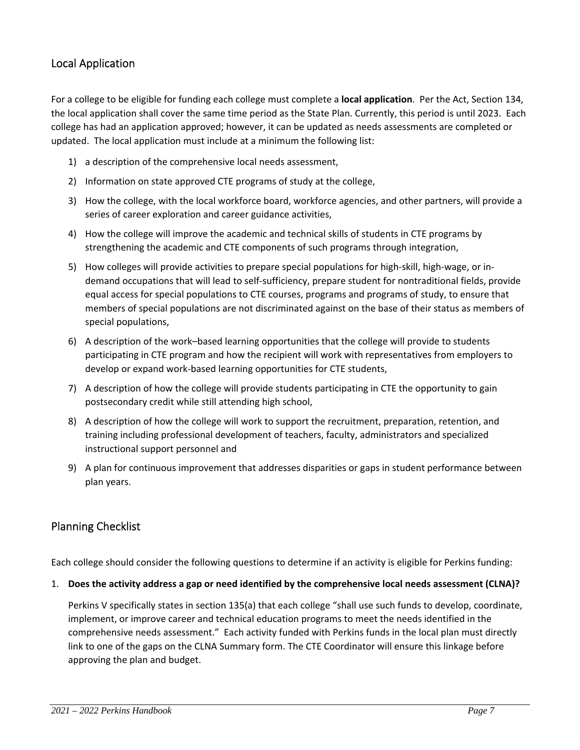## Local Application

For a college to be eligible for funding each college must complete a **local application**. Per the Act, Section 134, the local application shall cover the same time period as the State Plan. Currently, this period is until 2023. Each college has had an application approved; however, it can be updated as needs assessments are completed or updated. The local application must include at a minimum the following list:

1) a description of the comprehensive local needs assessment,
2) Information on state approved CTE programs of study at the college,
3) How the college, with the local workforce board, workforce agencies, and other partners, will provide a series of career exploration and career guidance activities,
4) How the college will improve the academic and technical skills of students in CTE programs by strengthening the academic and CTE components of such programs through integration,
5) How colleges will provide activities to prepare special populations for high-skill, high-wage, or in-demand occupations that will lead to self-sufficiency, prepare student for nontraditional fields, provide equal access for special populations to CTE courses, programs and programs of study, to ensure that members of special populations are not discriminated against on the base of their status as members of special populations,
6) A description of the work–based learning opportunities that the college will provide to students participating in CTE program and how the recipient will work with representatives from employers to develop or expand work-based learning opportunities for CTE students,
7) A description of how the college will provide students participating in CTE the opportunity to gain postsecondary credit while still attending high school,
8) A description of how the college will work to support the recruitment, preparation, retention, and training including professional development of teachers, faculty, administrators and specialized instructional support personnel and
9) A plan for continuous improvement that addresses disparities or gaps in student performance between plan years.

## Planning Checklist

Each college should consider the following questions to determine if an activity is eligible for Perkins funding:

1. **Does the activity address a gap or need identified by the comprehensive local needs assessment (CLNA)?**

   Perkins V specifically states in section 135(a) that each college "shall use such funds to develop, coordinate, implement, or improve career and technical education programs to meet the needs identified in the comprehensive needs assessment." Each activity funded with Perkins funds in the local plan must directly link to one of the gaps on the CLNA Summary form. The CTE Coordinator will ensure this linkage before approving the plan and budget.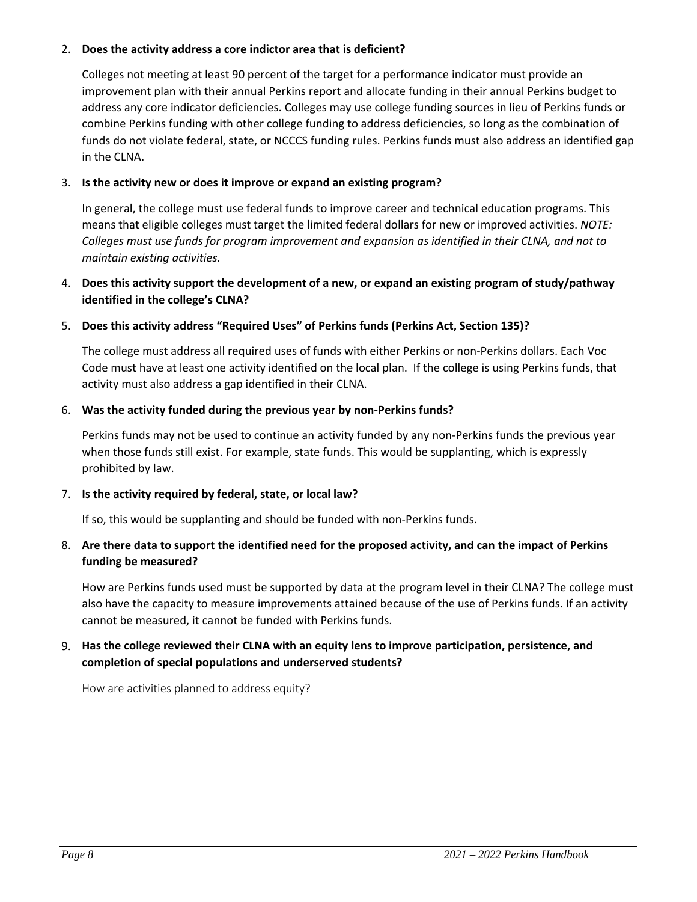2. **Does the activity address a core indictor area that is deficient?**

   Colleges not meeting at least 90 percent of the target for a performance indicator must provide an improvement plan with their annual Perkins report and allocate funding in their annual Perkins budget to address any core indicator deficiencies. Colleges may use college funding sources in lieu of Perkins funds or combine Perkins funding with other college funding to address deficiencies, so long as the combination of funds do not violate federal, state, or NCCCS funding rules. Perkins funds must also address an identified gap in the CLNA.

3. **Is the activity new or does it improve or expand an existing program?**

   In general, the college must use federal funds to improve career and technical education programs. This means that eligible colleges must target the limited federal dollars for new or improved activities. *NOTE: Colleges must use funds for program improvement and expansion as identified in their CLNA, and not to maintain existing activities.*

4. **Does this activity support the development of a new, or expand an existing program of study/pathway identified in the college's CLNA?**

5. **Does this activity address "Required Uses" of Perkins funds (Perkins Act, Section 135)?**

   The college must address all required uses of funds with either Perkins or non-Perkins dollars. Each Voc Code must have at least one activity identified on the local plan. If the college is using Perkins funds, that activity must also address a gap identified in their CLNA.

6. **Was the activity funded during the previous year by non-Perkins funds?**

   Perkins funds may not be used to continue an activity funded by any non-Perkins funds the previous year when those funds still exist. For example, state funds. This would be supplanting, which is expressly prohibited by law.

7. **Is the activity required by federal, state, or local law?**

   If so, this would be supplanting and should be funded with non-Perkins funds.

8. **Are there data to support the identified need for the proposed activity, and can the impact of Perkins funding be measured?**

   How are Perkins funds used must be supported by data at the program level in their CLNA? The college must also have the capacity to measure improvements attained because of the use of Perkins funds. If an activity cannot be measured, it cannot be funded with Perkins funds.

9. **Has the college reviewed their CLNA with an equity lens to improve participation, persistence, and completion of special populations and underserved students?**

   How are activities planned to address equity?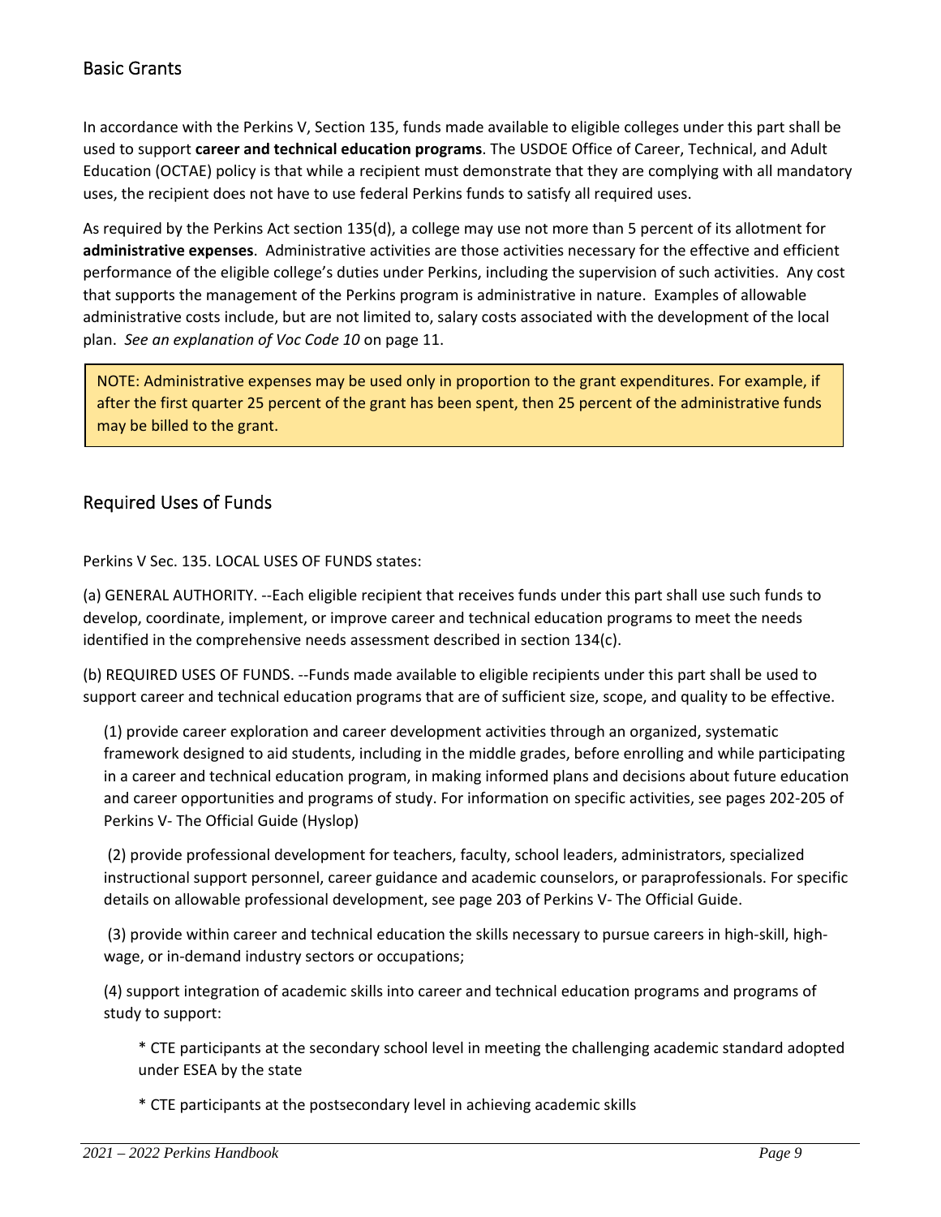## Basic Grants

In accordance with the Perkins V, Section 135, funds made available to eligible colleges under this part shall be used to support **career and technical education programs**. The USDOE Office of Career, Technical, and Adult Education (OCTAE) policy is that while a recipient must demonstrate that they are complying with all mandatory uses, the recipient does not have to use federal Perkins funds to satisfy all required uses.

As required by the Perkins Act section 135(d), a college may use not more than 5 percent of its allotment for **administrative expenses**. Administrative activities are those activities necessary for the effective and efficient performance of the eligible college's duties under Perkins, including the supervision of such activities. Any cost that supports the management of the Perkins program is administrative in nature. Examples of allowable administrative costs include, but are not limited to, salary costs associated with the development of the local plan. *See an explanation of Voc Code 10* on page 11.

> NOTE: Administrative expenses may be used only in proportion to the grant expenditures. For example, if after the first quarter 25 percent of the grant has been spent, then 25 percent of the administrative funds may be billed to the grant.

## Required Uses of Funds

Perkins V Sec. 135. LOCAL USES OF FUNDS states:

(a) GENERAL AUTHORITY. --Each eligible recipient that receives funds under this part shall use such funds to develop, coordinate, implement, or improve career and technical education programs to meet the needs identified in the comprehensive needs assessment described in section 134(c).

(b) REQUIRED USES OF FUNDS. --Funds made available to eligible recipients under this part shall be used to support career and technical education programs that are of sufficient size, scope, and quality to be effective.

(1) provide career exploration and career development activities through an organized, systematic framework designed to aid students, including in the middle grades, before enrolling and while participating in a career and technical education program, in making informed plans and decisions about future education and career opportunities and programs of study. For information on specific activities, see pages 202-205 of Perkins V- The Official Guide (Hyslop)

(2) provide professional development for teachers, faculty, school leaders, administrators, specialized instructional support personnel, career guidance and academic counselors, or paraprofessionals. For specific details on allowable professional development, see page 203 of Perkins V- The Official Guide.

(3) provide within career and technical education the skills necessary to pursue careers in high-skill, high-wage, or in-demand industry sectors or occupations;

(4) support integration of academic skills into career and technical education programs and programs of study to support:

* CTE participants at the secondary school level in meeting the challenging academic standard adopted under ESEA by the state
* CTE participants at the postsecondary level in achieving academic skills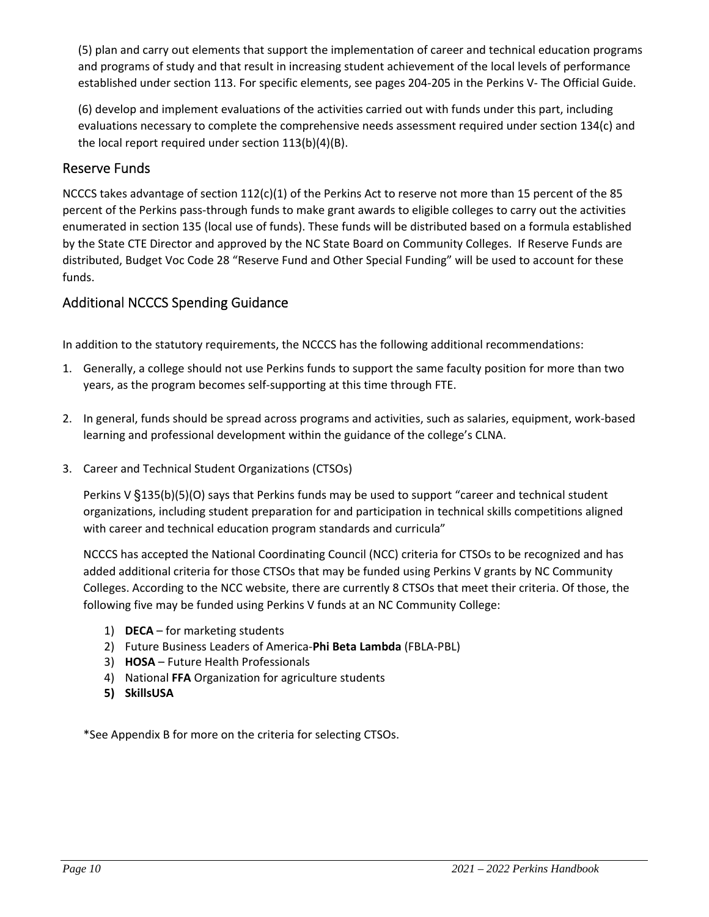(5) plan and carry out elements that support the implementation of career and technical education programs and programs of study and that result in increasing student achievement of the local levels of performance established under section 113. For specific elements, see pages 204-205 in the Perkins V- The Official Guide.

(6) develop and implement evaluations of the activities carried out with funds under this part, including evaluations necessary to complete the comprehensive needs assessment required under section 134(c) and the local report required under section 113(b)(4)(B).

## Reserve Funds

NCCCS takes advantage of section 112(c)(1) of the Perkins Act to reserve not more than 15 percent of the 85 percent of the Perkins pass-through funds to make grant awards to eligible colleges to carry out the activities enumerated in section 135 (local use of funds). These funds will be distributed based on a formula established by the State CTE Director and approved by the NC State Board on Community Colleges. If Reserve Funds are distributed, Budget Voc Code 28 "Reserve Fund and Other Special Funding" will be used to account for these funds.

## Additional NCCCS Spending Guidance

In addition to the statutory requirements, the NCCCS has the following additional recommendations:

1. Generally, a college should not use Perkins funds to support the same faculty position for more than two years, as the program becomes self-supporting at this time through FTE.

2. In general, funds should be spread across programs and activities, such as salaries, equipment, work-based learning and professional development within the guidance of the college's CLNA.

3. Career and Technical Student Organizations (CTSOs)

   Perkins V §135(b)(5)(O) says that Perkins funds may be used to support "career and technical student organizations, including student preparation for and participation in technical skills competitions aligned with career and technical education program standards and curricula"

   NCCCS has accepted the National Coordinating Council (NCC) criteria for CTSOs to be recognized and has added additional criteria for those CTSOs that may be funded using Perkins V grants by NC Community Colleges. According to the NCC website, there are currently 8 CTSOs that meet their criteria. Of those, the following five may be funded using Perkins V funds at an NC Community College:

   1) **DECA** – for marketing students
   2) Future Business Leaders of America-**Phi Beta Lambda** (FBLA-PBL)
   3) **HOSA** – Future Health Professionals
   4) National **FFA** Organization for agriculture students
   5) **SkillsUSA**

*See Appendix B for more on the criteria for selecting CTSOs.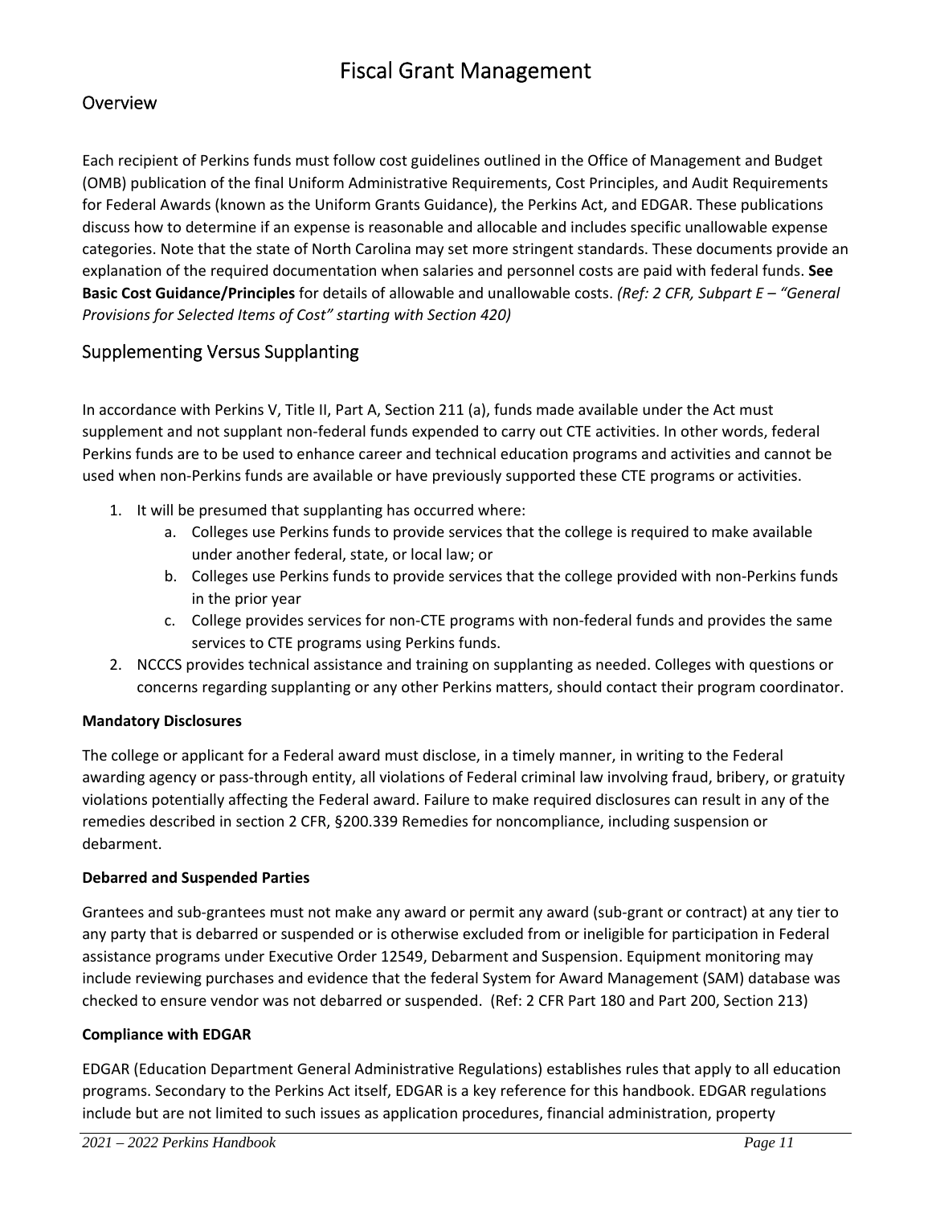# Fiscal Grant Management

## Overview

Each recipient of Perkins funds must follow cost guidelines outlined in the Office of Management and Budget (OMB) publication of the final Uniform Administrative Requirements, Cost Principles, and Audit Requirements for Federal Awards (known as the Uniform Grants Guidance), the Perkins Act, and EDGAR. These publications discuss how to determine if an expense is reasonable and allocable and includes specific unallowable expense categories. Note that the state of North Carolina may set more stringent standards. These documents provide an explanation of the required documentation when salaries and personnel costs are paid with federal funds. **See Basic Cost Guidance/Principles** for details of allowable and unallowable costs. *(Ref: 2 CFR, Subpart E – "General Provisions for Selected Items of Cost" starting with Section 420)*

## Supplementing Versus Supplanting

In accordance with Perkins V, Title II, Part A, Section 211 (a), funds made available under the Act must supplement and not supplant non-federal funds expended to carry out CTE activities. In other words, federal Perkins funds are to be used to enhance career and technical education programs and activities and cannot be used when non-Perkins funds are available or have previously supported these CTE programs or activities.

1. It will be presumed that supplanting has occurred where:
    a. Colleges use Perkins funds to provide services that the college is required to make available under another federal, state, or local law; or
    b. Colleges use Perkins funds to provide services that the college provided with non-Perkins funds in the prior year
    c. College provides services for non-CTE programs with non-federal funds and provides the same services to CTE programs using Perkins funds.
2. NCCCS provides technical assistance and training on supplanting as needed. Colleges with questions or concerns regarding supplanting or any other Perkins matters, should contact their program coordinator.

**Mandatory Disclosures**

The college or applicant for a Federal award must disclose, in a timely manner, in writing to the Federal awarding agency or pass-through entity, all violations of Federal criminal law involving fraud, bribery, or gratuity violations potentially affecting the Federal award. Failure to make required disclosures can result in any of the remedies described in section 2 CFR, §200.339 Remedies for noncompliance, including suspension or debarment.

**Debarred and Suspended Parties**

Grantees and sub-grantees must not make any award or permit any award (sub-grant or contract) at any tier to any party that is debarred or suspended or is otherwise excluded from or ineligible for participation in Federal assistance programs under Executive Order 12549, Debarment and Suspension. Equipment monitoring may include reviewing purchases and evidence that the federal System for Award Management (SAM) database was checked to ensure vendor was not debarred or suspended. (Ref: 2 CFR Part 180 and Part 200, Section 213)

**Compliance with EDGAR**

EDGAR (Education Department General Administrative Regulations) establishes rules that apply to all education programs. Secondary to the Perkins Act itself, EDGAR is a key reference for this handbook. EDGAR regulations include but are not limited to such issues as application procedures, financial administration, property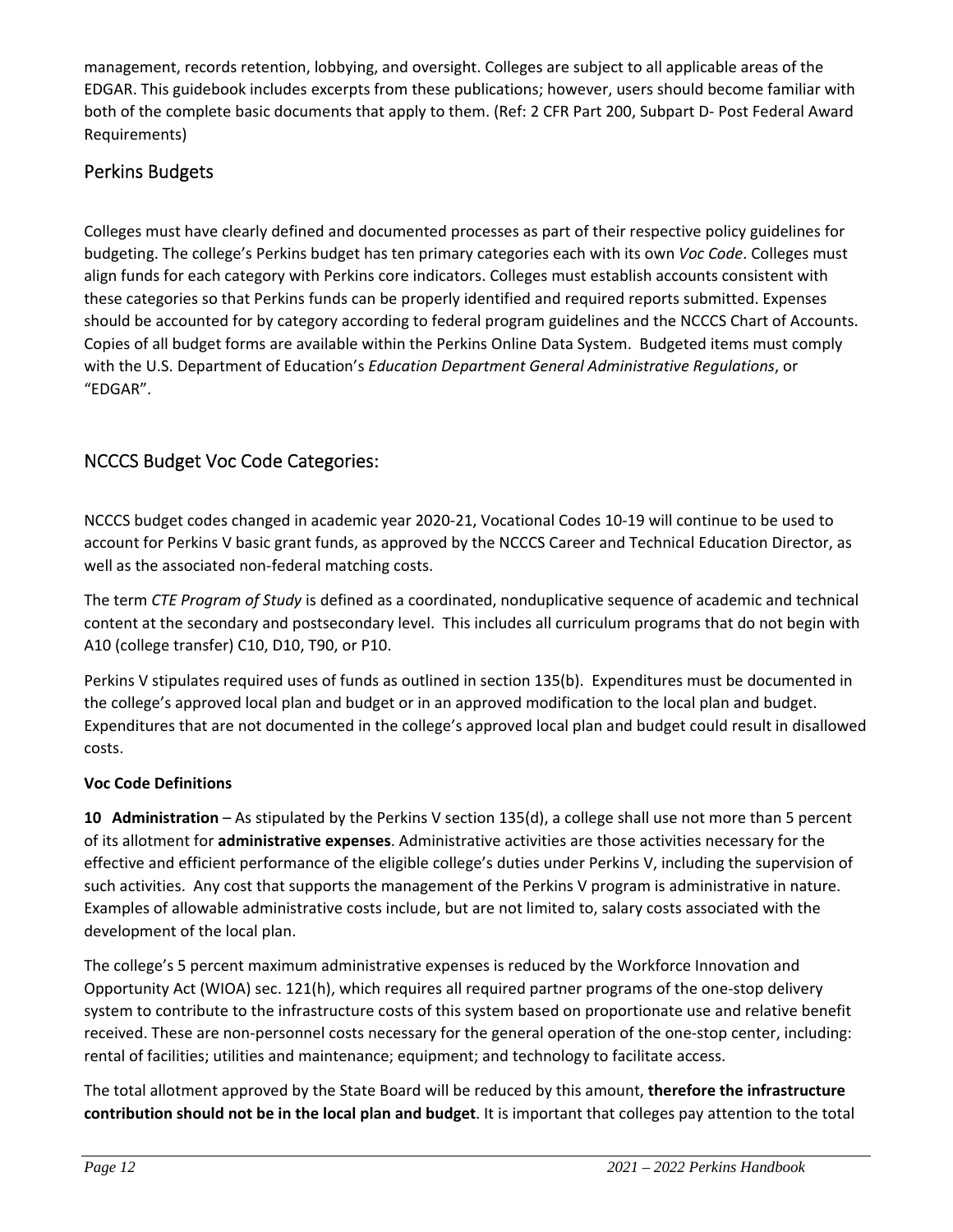management, records retention, lobbying, and oversight. Colleges are subject to all applicable areas of the EDGAR. This guidebook includes excerpts from these publications; however, users should become familiar with both of the complete basic documents that apply to them. (Ref: 2 CFR Part 200, Subpart D- Post Federal Award Requirements)

## Perkins Budgets

Colleges must have clearly defined and documented processes as part of their respective policy guidelines for budgeting. The college's Perkins budget has ten primary categories each with its own *Voc Code*. Colleges must align funds for each category with Perkins core indicators. Colleges must establish accounts consistent with these categories so that Perkins funds can be properly identified and required reports submitted. Expenses should be accounted for by category according to federal program guidelines and the NCCCS Chart of Accounts. Copies of all budget forms are available within the Perkins Online Data System. Budgeted items must comply with the U.S. Department of Education's *Education Department General Administrative Regulations*, or "EDGAR".

## NCCCS Budget Voc Code Categories:

NCCCS budget codes changed in academic year 2020-21, Vocational Codes 10-19 will continue to be used to account for Perkins V basic grant funds, as approved by the NCCCS Career and Technical Education Director, as well as the associated non-federal matching costs.

The term *CTE Program of Study* is defined as a coordinated, nonduplicative sequence of academic and technical content at the secondary and postsecondary level. This includes all curriculum programs that do not begin with A10 (college transfer) C10, D10, T90, or P10.

Perkins V stipulates required uses of funds as outlined in section 135(b). Expenditures must be documented in the college's approved local plan and budget or in an approved modification to the local plan and budget. Expenditures that are not documented in the college's approved local plan and budget could result in disallowed costs.

**Voc Code Definitions**

**10 Administration** – As stipulated by the Perkins V section 135(d), a college shall use not more than 5 percent of its allotment for **administrative expenses**. Administrative activities are those activities necessary for the effective and efficient performance of the eligible college's duties under Perkins V, including the supervision of such activities. Any cost that supports the management of the Perkins V program is administrative in nature. Examples of allowable administrative costs include, but are not limited to, salary costs associated with the development of the local plan.

The college's 5 percent maximum administrative expenses is reduced by the Workforce Innovation and Opportunity Act (WIOA) sec. 121(h), which requires all required partner programs of the one-stop delivery system to contribute to the infrastructure costs of this system based on proportionate use and relative benefit received. These are non-personnel costs necessary for the general operation of the one-stop center, including: rental of facilities; utilities and maintenance; equipment; and technology to facilitate access.

The total allotment approved by the State Board will be reduced by this amount, **therefore the infrastructure contribution should not be in the local plan and budget**. It is important that colleges pay attention to the total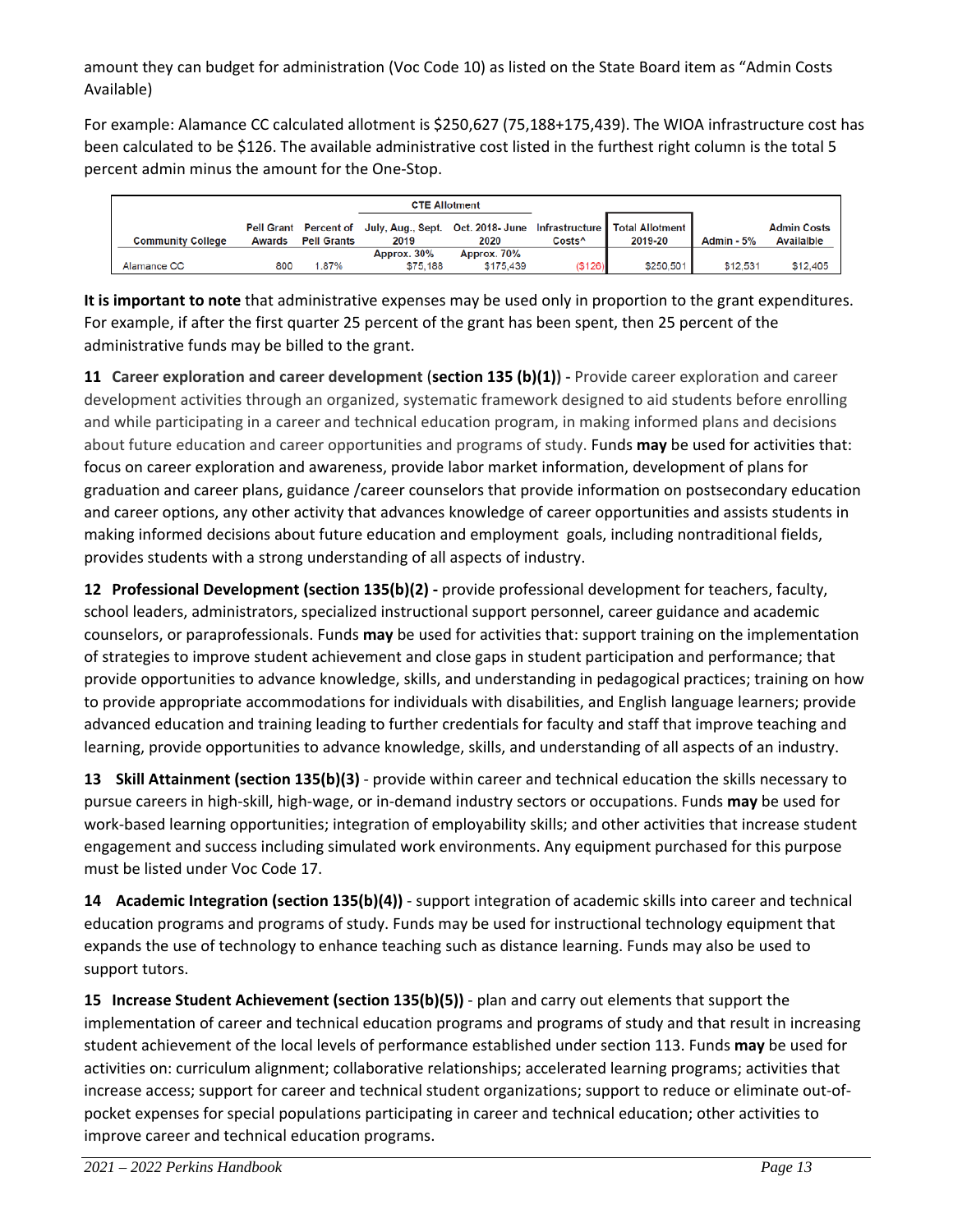amount they can budget for administration (Voc Code 10) as listed on the State Board item as "Admin Costs Available)

For example: Alamance CC calculated allotment is $250,627 (75,188+175,439). The WIOA infrastructure cost has been calculated to be $126. The available administrative cost listed in the furthest right column is the total 5 percent admin minus the amount for the One-Stop.

| Community College | Pell Grant Awards | Percent of Pell Grants | CTE Allotment July, Aug., Sept. 2019 | Oct. 2018- June 2020 | Infrastructure Costs^ | Total Allotment 2019-20 | Admin - 5% | Admin Costs Availalble |
|---|---|---|---|---|---|---|---|---|
| | | | Approx. 30% | Approx. 70% | | | | |
| Alamance CC | 800 | 1.87% | $75,188 | $175,439 | ($126) | $250,501 | $12,531 | $12,405 |

**It is important to note** that administrative expenses may be used only in proportion to the grant expenditures. For example, if after the first quarter 25 percent of the grant has been spent, then 25 percent of the administrative funds may be billed to the grant.

**11 Career exploration and career development** (**section 135 (b)(1)**) **-** Provide career exploration and career development activities through an organized, systematic framework designed to aid students before enrolling and while participating in a career and technical education program, in making informed plans and decisions about future education and career opportunities and programs of study. Funds **may** be used for activities that: focus on career exploration and awareness, provide labor market information, development of plans for graduation and career plans, guidance /career counselors that provide information on postsecondary education and career options, any other activity that advances knowledge of career opportunities and assists students in making informed decisions about future education and employment goals, including nontraditional fields, provides students with a strong understanding of all aspects of industry.

**12 Professional Development (section 135(b)(2) -** provide professional development for teachers, faculty, school leaders, administrators, specialized instructional support personnel, career guidance and academic counselors, or paraprofessionals. Funds **may** be used for activities that: support training on the implementation of strategies to improve student achievement and close gaps in student participation and performance; that provide opportunities to advance knowledge, skills, and understanding in pedagogical practices; training on how to provide appropriate accommodations for individuals with disabilities, and English language learners; provide advanced education and training leading to further credentials for faculty and staff that improve teaching and learning, provide opportunities to advance knowledge, skills, and understanding of all aspects of an industry.

**13 Skill Attainment (section 135(b)(3)** - provide within career and technical education the skills necessary to pursue careers in high-skill, high-wage, or in-demand industry sectors or occupations. Funds **may** be used for work-based learning opportunities; integration of employability skills; and other activities that increase student engagement and success including simulated work environments. Any equipment purchased for this purpose must be listed under Voc Code 17.

**14 Academic Integration (section 135(b)(4))** - support integration of academic skills into career and technical education programs and programs of study. Funds may be used for instructional technology equipment that expands the use of technology to enhance teaching such as distance learning. Funds may also be used to support tutors.

**15 Increase Student Achievement (section 135(b)(5))** - plan and carry out elements that support the implementation of career and technical education programs and programs of study and that result in increasing student achievement of the local levels of performance established under section 113. Funds **may** be used for activities on: curriculum alignment; collaborative relationships; accelerated learning programs; activities that increase access; support for career and technical student organizations; support to reduce or eliminate out-of-pocket expenses for special populations participating in career and technical education; other activities to improve career and technical education programs.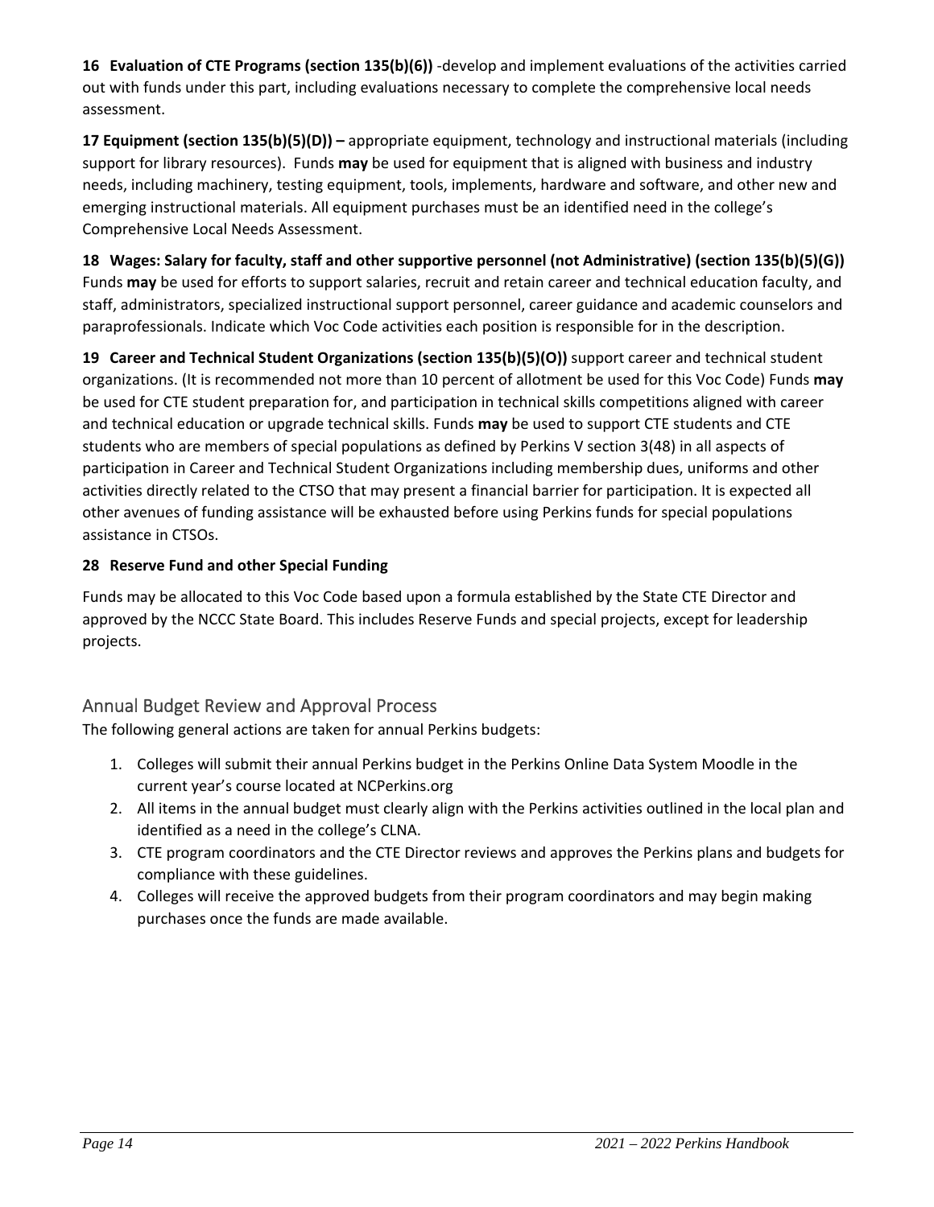**16 Evaluation of CTE Programs (section 135(b)(6))** -develop and implement evaluations of the activities carried out with funds under this part, including evaluations necessary to complete the comprehensive local needs assessment.

**17 Equipment (section 135(b)(5)(D)) –** appropriate equipment, technology and instructional materials (including support for library resources). Funds **may** be used for equipment that is aligned with business and industry needs, including machinery, testing equipment, tools, implements, hardware and software, and other new and emerging instructional materials. All equipment purchases must be an identified need in the college's Comprehensive Local Needs Assessment.

**18 Wages: Salary for faculty, staff and other supportive personnel (not Administrative) (section 135(b)(5)(G))** Funds **may** be used for efforts to support salaries, recruit and retain career and technical education faculty, and staff, administrators, specialized instructional support personnel, career guidance and academic counselors and paraprofessionals. Indicate which Voc Code activities each position is responsible for in the description.

**19 Career and Technical Student Organizations (section 135(b)(5)(O))** support career and technical student organizations. (It is recommended not more than 10 percent of allotment be used for this Voc Code) Funds **may** be used for CTE student preparation for, and participation in technical skills competitions aligned with career and technical education or upgrade technical skills. Funds **may** be used to support CTE students and CTE students who are members of special populations as defined by Perkins V section 3(48) in all aspects of participation in Career and Technical Student Organizations including membership dues, uniforms and other activities directly related to the CTSO that may present a financial barrier for participation. It is expected all other avenues of funding assistance will be exhausted before using Perkins funds for special populations assistance in CTSOs.

**28 Reserve Fund and other Special Funding**

Funds may be allocated to this Voc Code based upon a formula established by the State CTE Director and approved by the NCCC State Board. This includes Reserve Funds and special projects, except for leadership projects.

## Annual Budget Review and Approval Process

The following general actions are taken for annual Perkins budgets:

1. Colleges will submit their annual Perkins budget in the Perkins Online Data System Moodle in the current year's course located at NCPerkins.org
2. All items in the annual budget must clearly align with the Perkins activities outlined in the local plan and identified as a need in the college's CLNA.
3. CTE program coordinators and the CTE Director reviews and approves the Perkins plans and budgets for compliance with these guidelines.
4. Colleges will receive the approved budgets from their program coordinators and may begin making purchases once the funds are made available.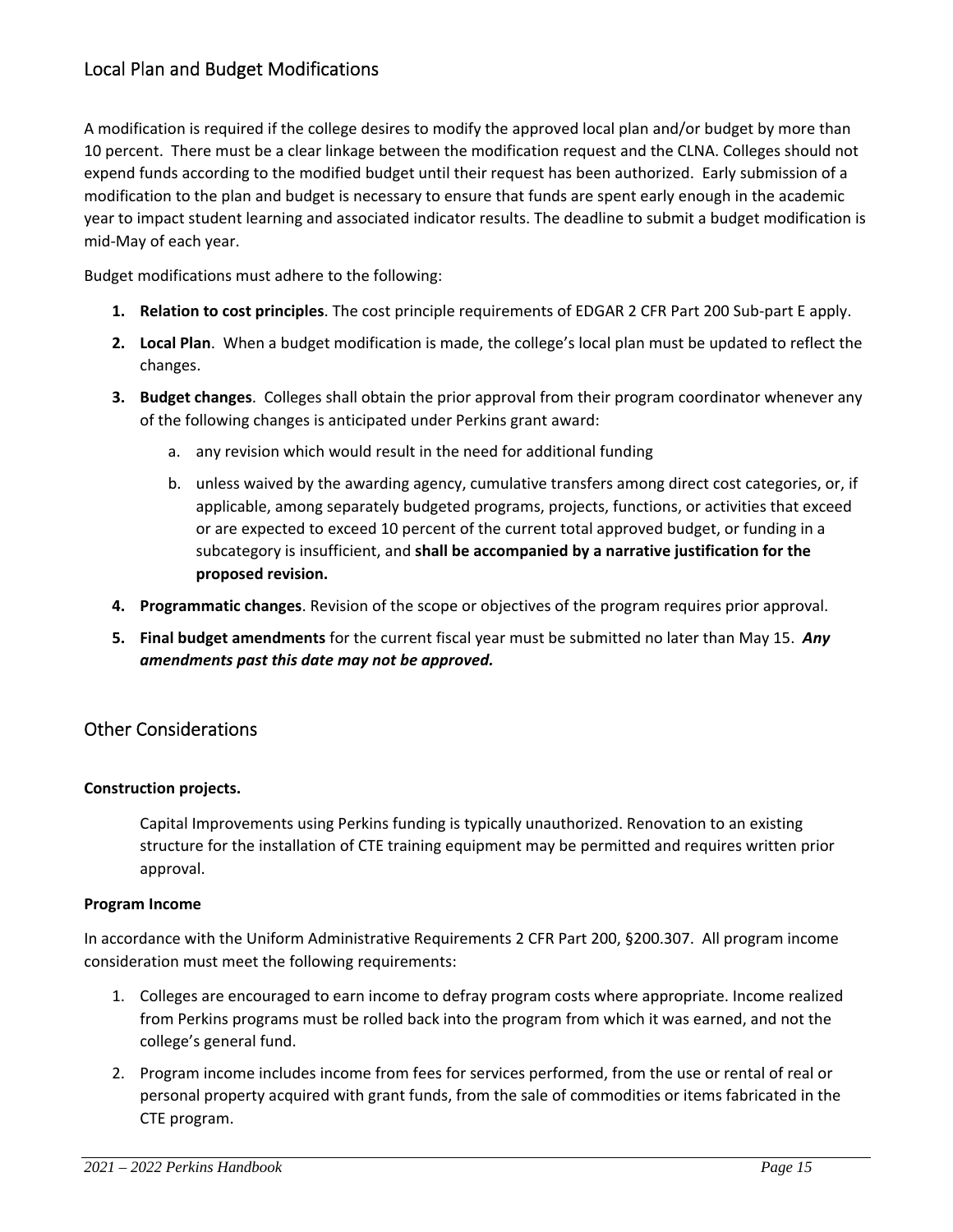## Local Plan and Budget Modifications

A modification is required if the college desires to modify the approved local plan and/or budget by more than 10 percent. There must be a clear linkage between the modification request and the CLNA. Colleges should not expend funds according to the modified budget until their request has been authorized. Early submission of a modification to the plan and budget is necessary to ensure that funds are spent early enough in the academic year to impact student learning and associated indicator results. The deadline to submit a budget modification is mid-May of each year.

Budget modifications must adhere to the following:

1. **Relation to cost principles**. The cost principle requirements of EDGAR 2 CFR Part 200 Sub-part E apply.
2. **Local Plan**. When a budget modification is made, the college's local plan must be updated to reflect the changes.
3. **Budget changes**. Colleges shall obtain the prior approval from their program coordinator whenever any of the following changes is anticipated under Perkins grant award:
    a. any revision which would result in the need for additional funding
    b. unless waived by the awarding agency, cumulative transfers among direct cost categories, or, if applicable, among separately budgeted programs, projects, functions, or activities that exceed or are expected to exceed 10 percent of the current total approved budget, or funding in a subcategory is insufficient, and **shall be accompanied by a narrative justification for the proposed revision.**
4. **Programmatic changes**. Revision of the scope or objectives of the program requires prior approval.
5. **Final budget amendments** for the current fiscal year must be submitted no later than May 15. ***Any amendments past this date may not be approved.***

## Other Considerations

**Construction projects.**

Capital Improvements using Perkins funding is typically unauthorized. Renovation to an existing structure for the installation of CTE training equipment may be permitted and requires written prior approval.

**Program Income**

In accordance with the Uniform Administrative Requirements 2 CFR Part 200, §200.307. All program income consideration must meet the following requirements:

1. Colleges are encouraged to earn income to defray program costs where appropriate. Income realized from Perkins programs must be rolled back into the program from which it was earned, and not the college's general fund.
2. Program income includes income from fees for services performed, from the use or rental of real or personal property acquired with grant funds, from the sale of commodities or items fabricated in the CTE program.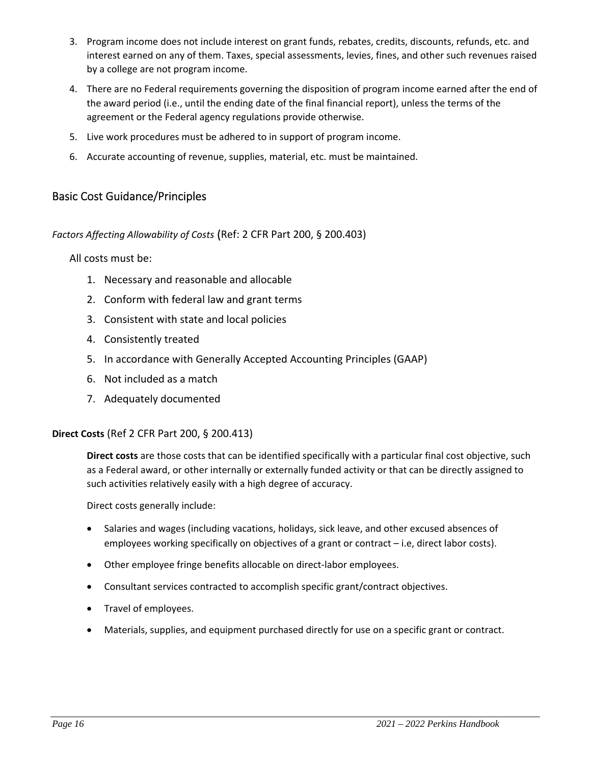3. Program income does not include interest on grant funds, rebates, credits, discounts, refunds, etc. and interest earned on any of them. Taxes, special assessments, levies, fines, and other such revenues raised by a college are not program income.
4. There are no Federal requirements governing the disposition of program income earned after the end of the award period (i.e., until the ending date of the final financial report), unless the terms of the agreement or the Federal agency regulations provide otherwise.
5. Live work procedures must be adhered to in support of program income.
6. Accurate accounting of revenue, supplies, material, etc. must be maintained.

## Basic Cost Guidance/Principles

*Factors Affecting Allowability of Costs* (Ref: 2 CFR Part 200, § 200.403)

All costs must be:

1. Necessary and reasonable and allocable
2. Conform with federal law and grant terms
3. Consistent with state and local policies
4. Consistently treated
5. In accordance with Generally Accepted Accounting Principles (GAAP)
6. Not included as a match
7. Adequately documented

**Direct Costs** (Ref 2 CFR Part 200, § 200.413)

**Direct costs** are those costs that can be identified specifically with a particular final cost objective, such as a Federal award, or other internally or externally funded activity or that can be directly assigned to such activities relatively easily with a high degree of accuracy.

Direct costs generally include:

- Salaries and wages (including vacations, holidays, sick leave, and other excused absences of employees working specifically on objectives of a grant or contract – i.e, direct labor costs).
- Other employee fringe benefits allocable on direct-labor employees.
- Consultant services contracted to accomplish specific grant/contract objectives.
- Travel of employees.
- Materials, supplies, and equipment purchased directly for use on a specific grant or contract.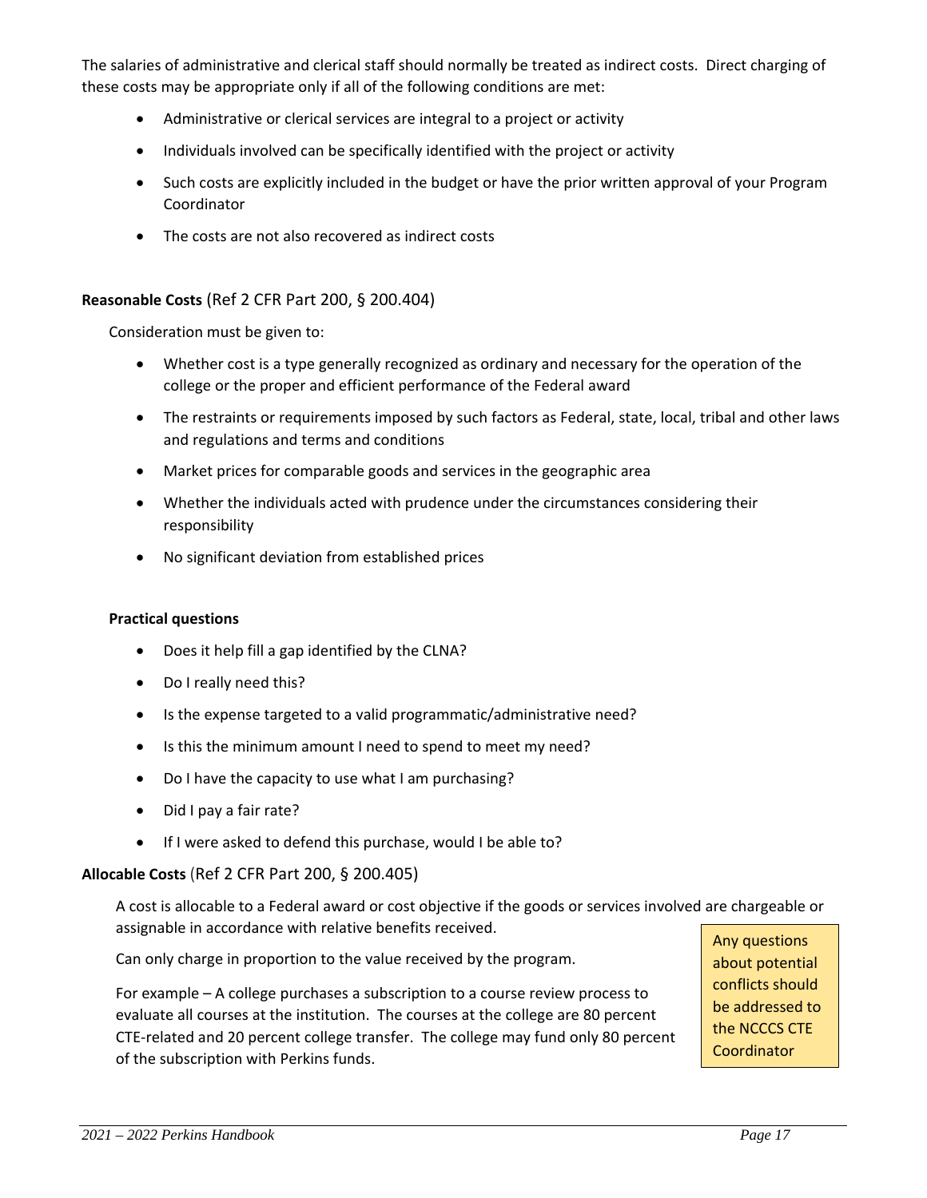The salaries of administrative and clerical staff should normally be treated as indirect costs. Direct charging of these costs may be appropriate only if all of the following conditions are met:

- Administrative or clerical services are integral to a project or activity
- Individuals involved can be specifically identified with the project or activity
- Such costs are explicitly included in the budget or have the prior written approval of your Program Coordinator
- The costs are not also recovered as indirect costs

**Reasonable Costs** (Ref 2 CFR Part 200, § 200.404)

Consideration must be given to:

- Whether cost is a type generally recognized as ordinary and necessary for the operation of the college or the proper and efficient performance of the Federal award
- The restraints or requirements imposed by such factors as Federal, state, local, tribal and other laws and regulations and terms and conditions
- Market prices for comparable goods and services in the geographic area
- Whether the individuals acted with prudence under the circumstances considering their responsibility
- No significant deviation from established prices

**Practical questions**

- Does it help fill a gap identified by the CLNA?
- Do I really need this?
- Is the expense targeted to a valid programmatic/administrative need?
- Is this the minimum amount I need to spend to meet my need?
- Do I have the capacity to use what I am purchasing?
- Did I pay a fair rate?
- If I were asked to defend this purchase, would I be able to?

**Allocable Costs** (Ref 2 CFR Part 200, § 200.405)

A cost is allocable to a Federal award or cost objective if the goods or services involved are chargeable or assignable in accordance with relative benefits received.

Can only charge in proportion to the value received by the program.

For example – A college purchases a subscription to a course review process to evaluate all courses at the institution. The courses at the college are 80 percent CTE-related and 20 percent college transfer. The college may fund only 80 percent of the subscription with Perkins funds.

Any questions about potential conflicts should be addressed to the NCCCS CTE Coordinator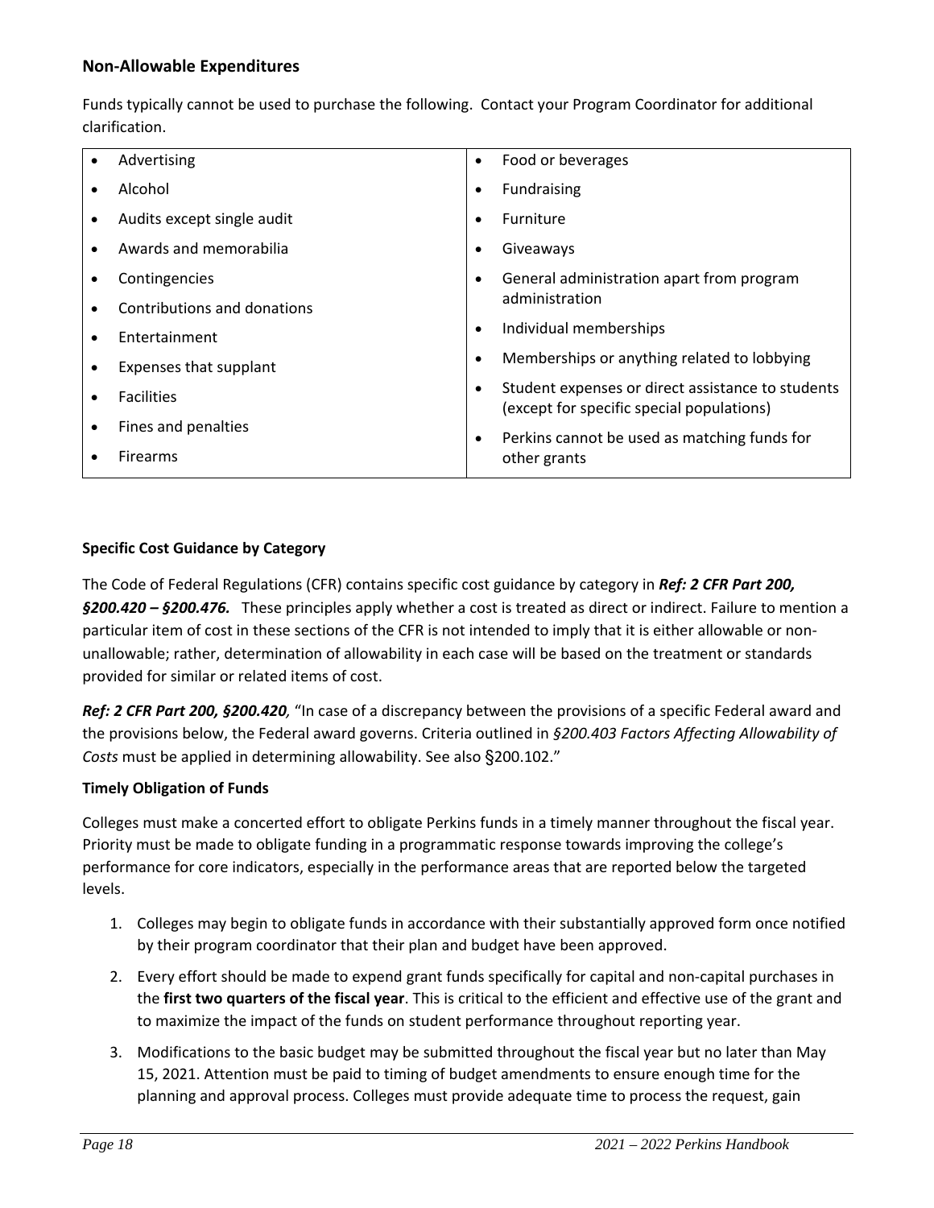### Non-Allowable Expenditures

Funds typically cannot be used to purchase the following. Contact your Program Coordinator for additional clarification.

| | |
|---|---|
| • Advertising<br>• Alcohol<br>• Audits except single audit<br>• Awards and memorabilia<br>• Contingencies<br>• Contributions and donations<br>• Entertainment<br>• Expenses that supplant<br>• Facilities<br>• Fines and penalties<br>• Firearms | • Food or beverages<br>• Fundraising<br>• Furniture<br>• Giveaways<br>• General administration apart from program administration<br>• Individual memberships<br>• Memberships or anything related to lobbying<br>• Student expenses or direct assistance to students (except for specific special populations)<br>• Perkins cannot be used as matching funds for other grants |

**Specific Cost Guidance by Category**

The Code of Federal Regulations (CFR) contains specific cost guidance by category in ***Ref: 2 CFR Part 200, §200.420 – §200.476.*** These principles apply whether a cost is treated as direct or indirect. Failure to mention a particular item of cost in these sections of the CFR is not intended to imply that it is either allowable or non-unallowable; rather, determination of allowability in each case will be based on the treatment or standards provided for similar or related items of cost.

***Ref: 2 CFR Part 200, §200.420**,* "In case of a discrepancy between the provisions of a specific Federal award and the provisions below, the Federal award governs. Criteria outlined in *§200.403 Factors Affecting Allowability of Costs* must be applied in determining allowability. See also §200.102."

**Timely Obligation of Funds**

Colleges must make a concerted effort to obligate Perkins funds in a timely manner throughout the fiscal year. Priority must be made to obligate funding in a programmatic response towards improving the college's performance for core indicators, especially in the performance areas that are reported below the targeted levels.

1. Colleges may begin to obligate funds in accordance with their substantially approved form once notified by their program coordinator that their plan and budget have been approved.
2. Every effort should be made to expend grant funds specifically for capital and non-capital purchases in the **first two quarters of the fiscal year**. This is critical to the efficient and effective use of the grant and to maximize the impact of the funds on student performance throughout reporting year.
3. Modifications to the basic budget may be submitted throughout the fiscal year but no later than May 15, 2021. Attention must be paid to timing of budget amendments to ensure enough time for the planning and approval process. Colleges must provide adequate time to process the request, gain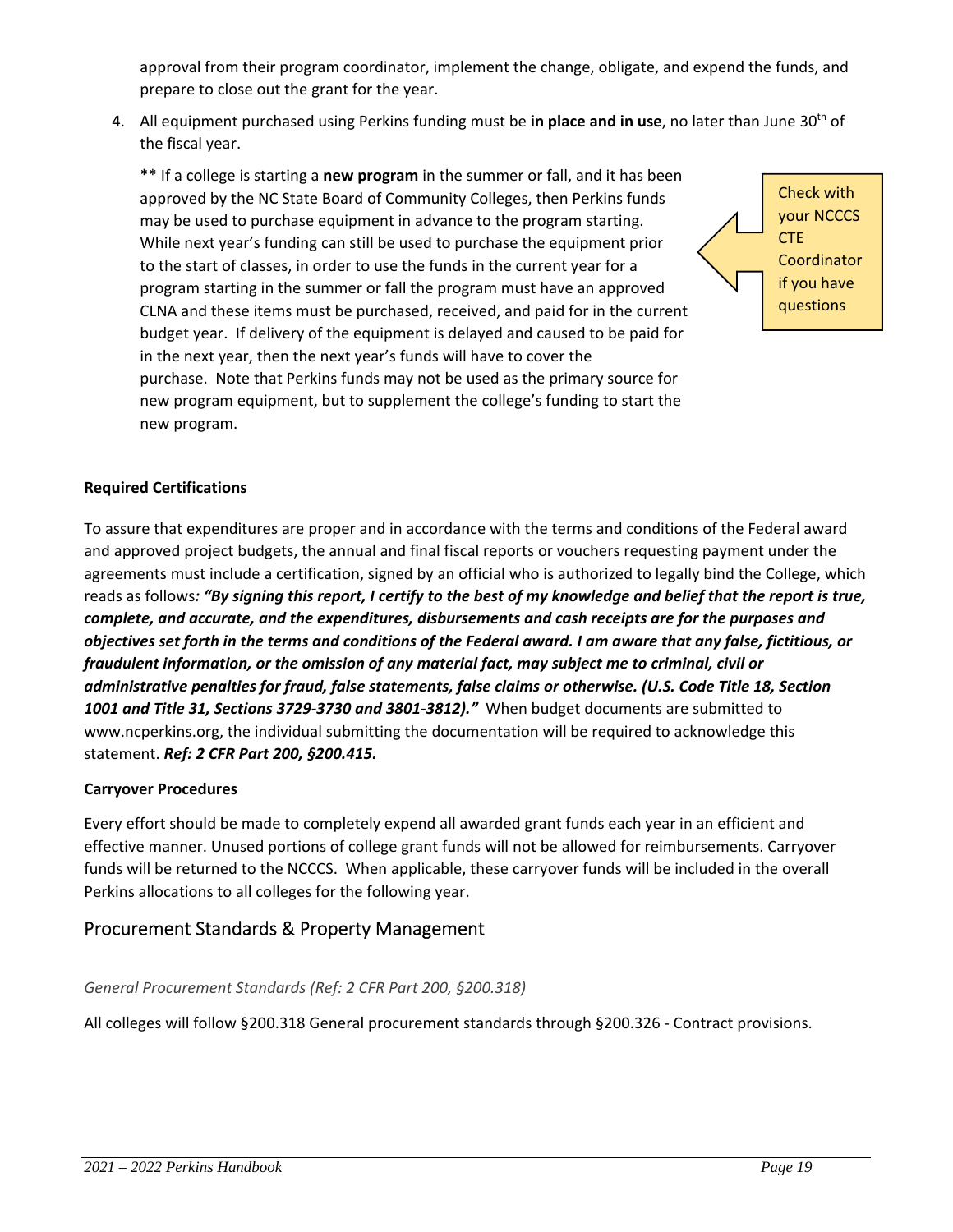approval from their program coordinator, implement the change, obligate, and expend the funds, and prepare to close out the grant for the year.

4. All equipment purchased using Perkins funding must be **in place and in use**, no later than June 30th of the fiscal year.

   ** If a college is starting a **new program** in the summer or fall, and it has been approved by the NC State Board of Community Colleges, then Perkins funds may be used to purchase equipment in advance to the program starting. While next year's funding can still be used to purchase the equipment prior to the start of classes, in order to use the funds in the current year for a program starting in the summer or fall the program must have an approved CLNA and these items must be purchased, received, and paid for in the current budget year. If delivery of the equipment is delayed and caused to be paid for in the next year, then the next year's funds will have to cover the purchase. Note that Perkins funds may not be used as the primary source for new program equipment, but to supplement the college's funding to start the new program.

   Check with your NCCCS CTE Coordinator if you have questions

**Required Certifications**

To assure that expenditures are proper and in accordance with the terms and conditions of the Federal award and approved project budgets, the annual and final fiscal reports or vouchers requesting payment under the agreements must include a certification, signed by an official who is authorized to legally bind the College, which reads as follows***: "By signing this report, I certify to the best of my knowledge and belief that the report is true, complete, and accurate, and the expenditures, disbursements and cash receipts are for the purposes and objectives set forth in the terms and conditions of the Federal award. I am aware that any false, fictitious, or fraudulent information, or the omission of any material fact, may subject me to criminal, civil or administrative penalties for fraud, false statements, false claims or otherwise. (U.S. Code Title 18, Section 1001 and Title 31, Sections 3729-3730 and 3801-3812)."*** When budget documents are submitted to www.ncperkins.org, the individual submitting the documentation will be required to acknowledge this statement. ***Ref: 2 CFR Part 200, §200.415.***

**Carryover Procedures**

Every effort should be made to completely expend all awarded grant funds each year in an efficient and effective manner. Unused portions of college grant funds will not be allowed for reimbursements. Carryover funds will be returned to the NCCCS. When applicable, these carryover funds will be included in the overall Perkins allocations to all colleges for the following year.

## Procurement Standards & Property Management

*General Procurement Standards (Ref: 2 CFR Part 200, §200.318)*

All colleges will follow §200.318 General procurement standards through §200.326 - Contract provisions.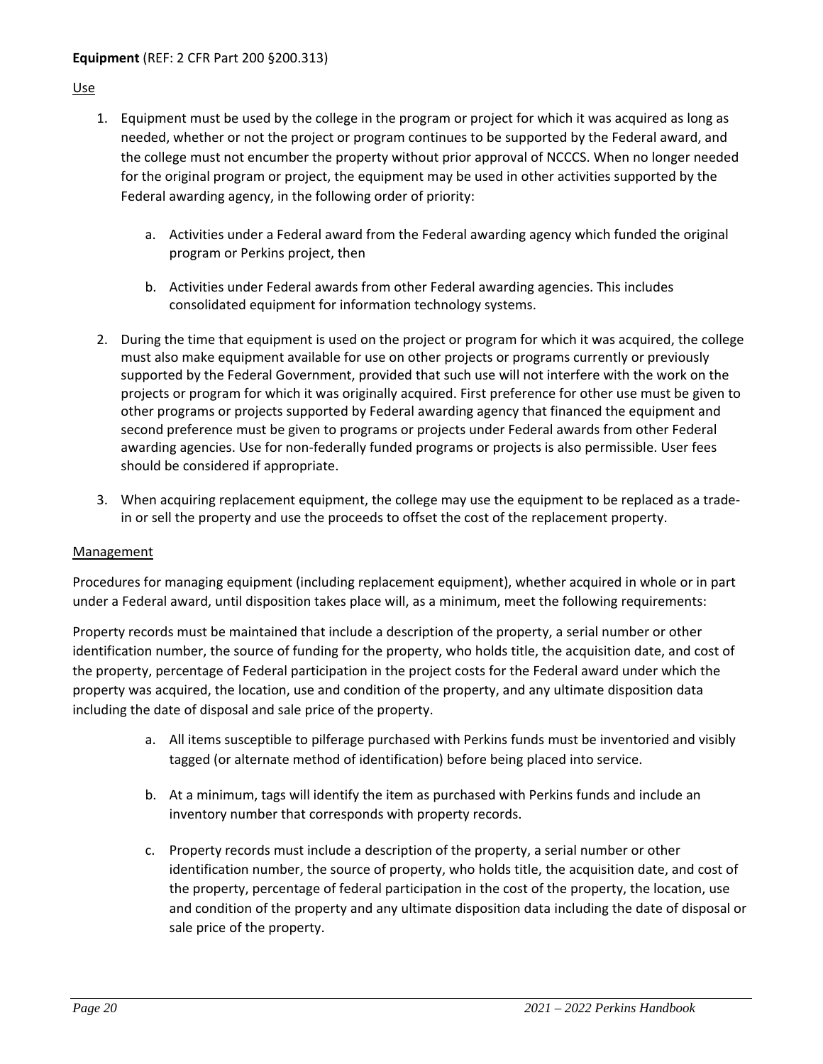**Equipment** (REF: 2 CFR Part 200 §200.313)

Use

1. Equipment must be used by the college in the program or project for which it was acquired as long as needed, whether or not the project or program continues to be supported by the Federal award, and the college must not encumber the property without prior approval of NCCCS. When no longer needed for the original program or project, the equipment may be used in other activities supported by the Federal awarding agency, in the following order of priority:

    a. Activities under a Federal award from the Federal awarding agency which funded the original program or Perkins project, then

    b. Activities under Federal awards from other Federal awarding agencies. This includes consolidated equipment for information technology systems.

2. During the time that equipment is used on the project or program for which it was acquired, the college must also make equipment available for use on other projects or programs currently or previously supported by the Federal Government, provided that such use will not interfere with the work on the projects or program for which it was originally acquired. First preference for other use must be given to other programs or projects supported by Federal awarding agency that financed the equipment and second preference must be given to programs or projects under Federal awards from other Federal awarding agencies. Use for non-federally funded programs or projects is also permissible. User fees should be considered if appropriate.

3. When acquiring replacement equipment, the college may use the equipment to be replaced as a trade-in or sell the property and use the proceeds to offset the cost of the replacement property.

Management

Procedures for managing equipment (including replacement equipment), whether acquired in whole or in part under a Federal award, until disposition takes place will, as a minimum, meet the following requirements:

Property records must be maintained that include a description of the property, a serial number or other identification number, the source of funding for the property, who holds title, the acquisition date, and cost of the property, percentage of Federal participation in the project costs for the Federal award under which the property was acquired, the location, use and condition of the property, and any ultimate disposition data including the date of disposal and sale price of the property.

a. All items susceptible to pilferage purchased with Perkins funds must be inventoried and visibly tagged (or alternate method of identification) before being placed into service.

b. At a minimum, tags will identify the item as purchased with Perkins funds and include an inventory number that corresponds with property records.

c. Property records must include a description of the property, a serial number or other identification number, the source of property, who holds title, the acquisition date, and cost of the property, percentage of federal participation in the cost of the property, the location, use and condition of the property and any ultimate disposition data including the date of disposal or sale price of the property.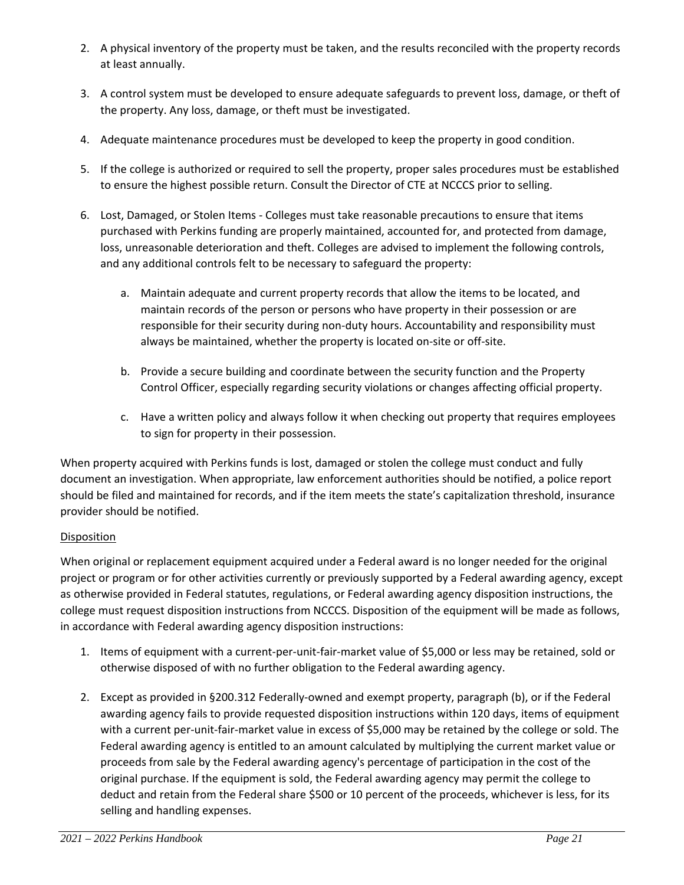2. A physical inventory of the property must be taken, and the results reconciled with the property records at least annually.

3. A control system must be developed to ensure adequate safeguards to prevent loss, damage, or theft of the property. Any loss, damage, or theft must be investigated.

4. Adequate maintenance procedures must be developed to keep the property in good condition.

5. If the college is authorized or required to sell the property, proper sales procedures must be established to ensure the highest possible return. Consult the Director of CTE at NCCCS prior to selling.

6. Lost, Damaged, or Stolen Items - Colleges must take reasonable precautions to ensure that items purchased with Perkins funding are properly maintained, accounted for, and protected from damage, loss, unreasonable deterioration and theft. Colleges are advised to implement the following controls, and any additional controls felt to be necessary to safeguard the property:

    a. Maintain adequate and current property records that allow the items to be located, and maintain records of the person or persons who have property in their possession or are responsible for their security during non-duty hours. Accountability and responsibility must always be maintained, whether the property is located on-site or off-site.

    b. Provide a secure building and coordinate between the security function and the Property Control Officer, especially regarding security violations or changes affecting official property.

    c. Have a written policy and always follow it when checking out property that requires employees to sign for property in their possession.

When property acquired with Perkins funds is lost, damaged or stolen the college must conduct and fully document an investigation. When appropriate, law enforcement authorities should be notified, a police report should be filed and maintained for records, and if the item meets the state's capitalization threshold, insurance provider should be notified.

<u>Disposition</u>

When original or replacement equipment acquired under a Federal award is no longer needed for the original project or program or for other activities currently or previously supported by a Federal awarding agency, except as otherwise provided in Federal statutes, regulations, or Federal awarding agency disposition instructions, the college must request disposition instructions from NCCCS. Disposition of the equipment will be made as follows, in accordance with Federal awarding agency disposition instructions:

1. Items of equipment with a current-per-unit-fair-market value of $5,000 or less may be retained, sold or otherwise disposed of with no further obligation to the Federal awarding agency.

2. Except as provided in §200.312 Federally-owned and exempt property, paragraph (b), or if the Federal awarding agency fails to provide requested disposition instructions within 120 days, items of equipment with a current per-unit-fair-market value in excess of $5,000 may be retained by the college or sold. The Federal awarding agency is entitled to an amount calculated by multiplying the current market value or proceeds from sale by the Federal awarding agency's percentage of participation in the cost of the original purchase. If the equipment is sold, the Federal awarding agency may permit the college to deduct and retain from the Federal share $500 or 10 percent of the proceeds, whichever is less, for its selling and handling expenses.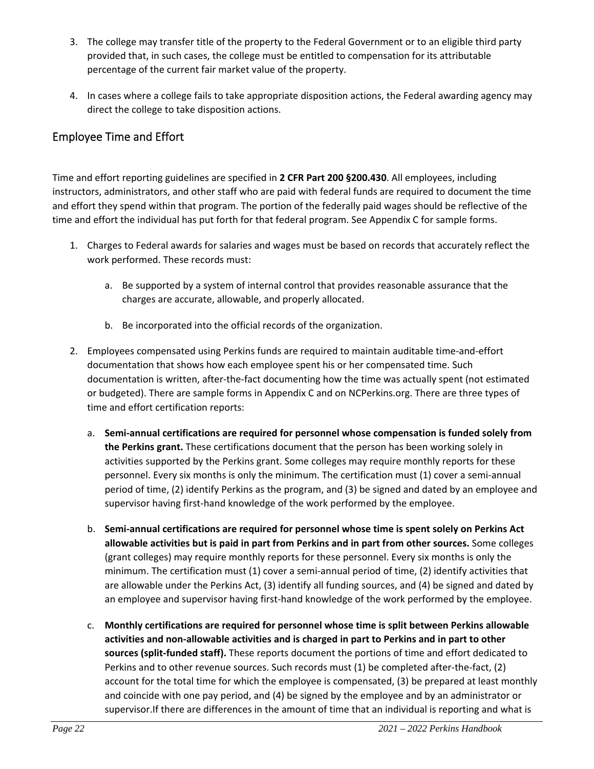3. The college may transfer title of the property to the Federal Government or to an eligible third party provided that, in such cases, the college must be entitled to compensation for its attributable percentage of the current fair market value of the property.

4. In cases where a college fails to take appropriate disposition actions, the Federal awarding agency may direct the college to take disposition actions.

## Employee Time and Effort

Time and effort reporting guidelines are specified in **2 CFR Part 200 §200.430**. All employees, including instructors, administrators, and other staff who are paid with federal funds are required to document the time and effort they spend within that program. The portion of the federally paid wages should be reflective of the time and effort the individual has put forth for that federal program. See Appendix C for sample forms.

1. Charges to Federal awards for salaries and wages must be based on records that accurately reflect the work performed. These records must:

   a. Be supported by a system of internal control that provides reasonable assurance that the charges are accurate, allowable, and properly allocated.

   b. Be incorporated into the official records of the organization.

2. Employees compensated using Perkins funds are required to maintain auditable time-and-effort documentation that shows how each employee spent his or her compensated time. Such documentation is written, after-the-fact documenting how the time was actually spent (not estimated or budgeted). There are sample forms in Appendix C and on NCPerkins.org. There are three types of time and effort certification reports:

   a. **Semi-annual certifications are required for personnel whose compensation is funded solely from the Perkins grant.** These certifications document that the person has been working solely in activities supported by the Perkins grant. Some colleges may require monthly reports for these personnel. Every six months is only the minimum. The certification must (1) cover a semi-annual period of time, (2) identify Perkins as the program, and (3) be signed and dated by an employee and supervisor having first-hand knowledge of the work performed by the employee.

   b. **Semi-annual certifications are required for personnel whose time is spent solely on Perkins Act allowable activities but is paid in part from Perkins and in part from other sources.** Some colleges (grant colleges) may require monthly reports for these personnel. Every six months is only the minimum. The certification must (1) cover a semi-annual period of time, (2) identify activities that are allowable under the Perkins Act, (3) identify all funding sources, and (4) be signed and dated by an employee and supervisor having first-hand knowledge of the work performed by the employee.

   c. **Monthly certifications are required for personnel whose time is split between Perkins allowable activities and non-allowable activities and is charged in part to Perkins and in part to other sources (split-funded staff).** These reports document the portions of time and effort dedicated to Perkins and to other revenue sources. Such records must (1) be completed after-the-fact, (2) account for the total time for which the employee is compensated, (3) be prepared at least monthly and coincide with one pay period, and (4) be signed by the employee and by an administrator or supervisor.If there are differences in the amount of time that an individual is reporting and what is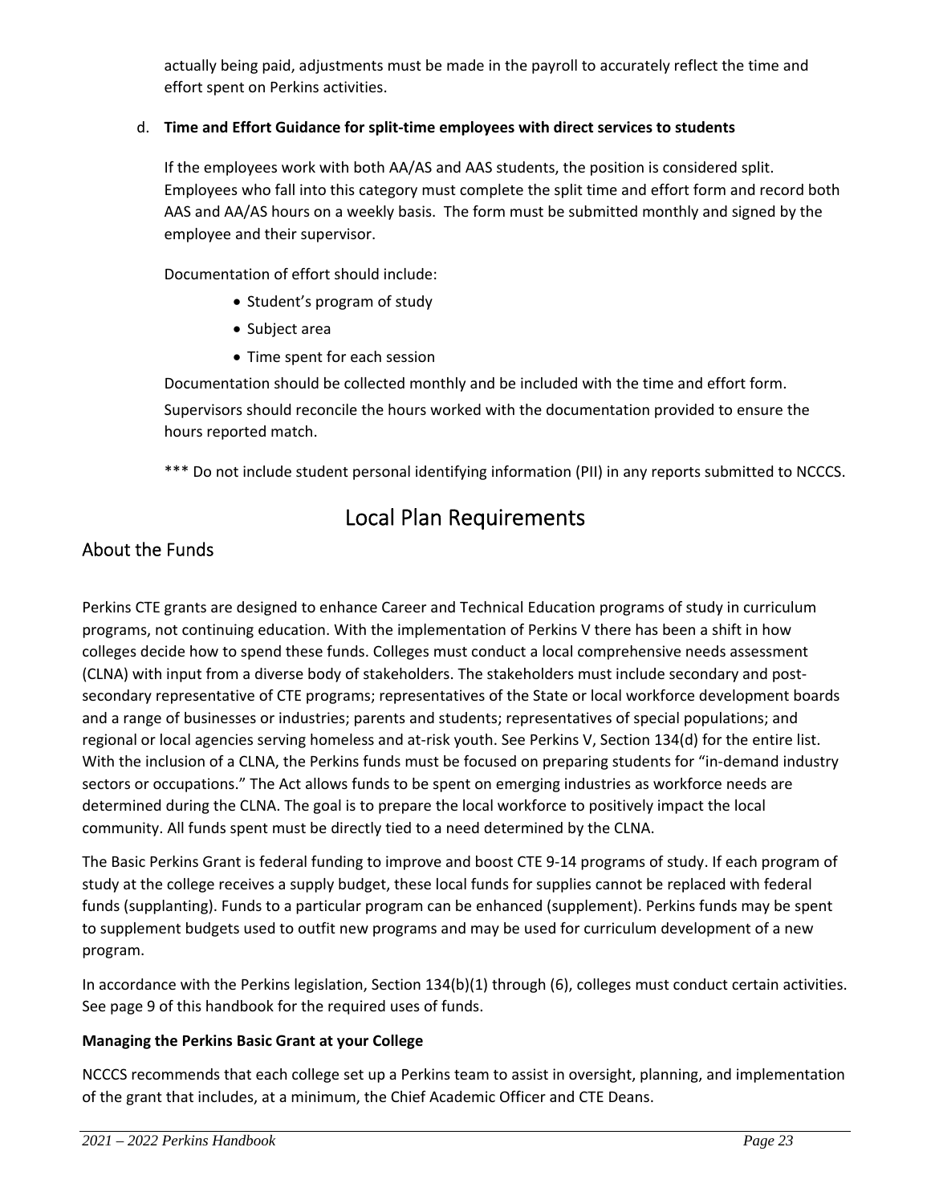actually being paid, adjustments must be made in the payroll to accurately reflect the time and effort spent on Perkins activities.

d. **Time and Effort Guidance for split-time employees with direct services to students**

If the employees work with both AA/AS and AAS students, the position is considered split. Employees who fall into this category must complete the split time and effort form and record both AAS and AA/AS hours on a weekly basis. The form must be submitted monthly and signed by the employee and their supervisor.

Documentation of effort should include:

- Student's program of study
- Subject area
- Time spent for each session

Documentation should be collected monthly and be included with the time and effort form.

Supervisors should reconcile the hours worked with the documentation provided to ensure the hours reported match.

*** Do not include student personal identifying information (PII) in any reports submitted to NCCCS.

# Local Plan Requirements

## About the Funds

Perkins CTE grants are designed to enhance Career and Technical Education programs of study in curriculum programs, not continuing education. With the implementation of Perkins V there has been a shift in how colleges decide how to spend these funds. Colleges must conduct a local comprehensive needs assessment (CLNA) with input from a diverse body of stakeholders. The stakeholders must include secondary and post-secondary representative of CTE programs; representatives of the State or local workforce development boards and a range of businesses or industries; parents and students; representatives of special populations; and regional or local agencies serving homeless and at-risk youth. See Perkins V, Section 134(d) for the entire list. With the inclusion of a CLNA, the Perkins funds must be focused on preparing students for "in-demand industry sectors or occupations." The Act allows funds to be spent on emerging industries as workforce needs are determined during the CLNA. The goal is to prepare the local workforce to positively impact the local community. All funds spent must be directly tied to a need determined by the CLNA.

The Basic Perkins Grant is federal funding to improve and boost CTE 9-14 programs of study. If each program of study at the college receives a supply budget, these local funds for supplies cannot be replaced with federal funds (supplanting). Funds to a particular program can be enhanced (supplement). Perkins funds may be spent to supplement budgets used to outfit new programs and may be used for curriculum development of a new program.

In accordance with the Perkins legislation, Section 134(b)(1) through (6), colleges must conduct certain activities. See page 9 of this handbook for the required uses of funds.

**Managing the Perkins Basic Grant at your College**

NCCCS recommends that each college set up a Perkins team to assist in oversight, planning, and implementation of the grant that includes, at a minimum, the Chief Academic Officer and CTE Deans.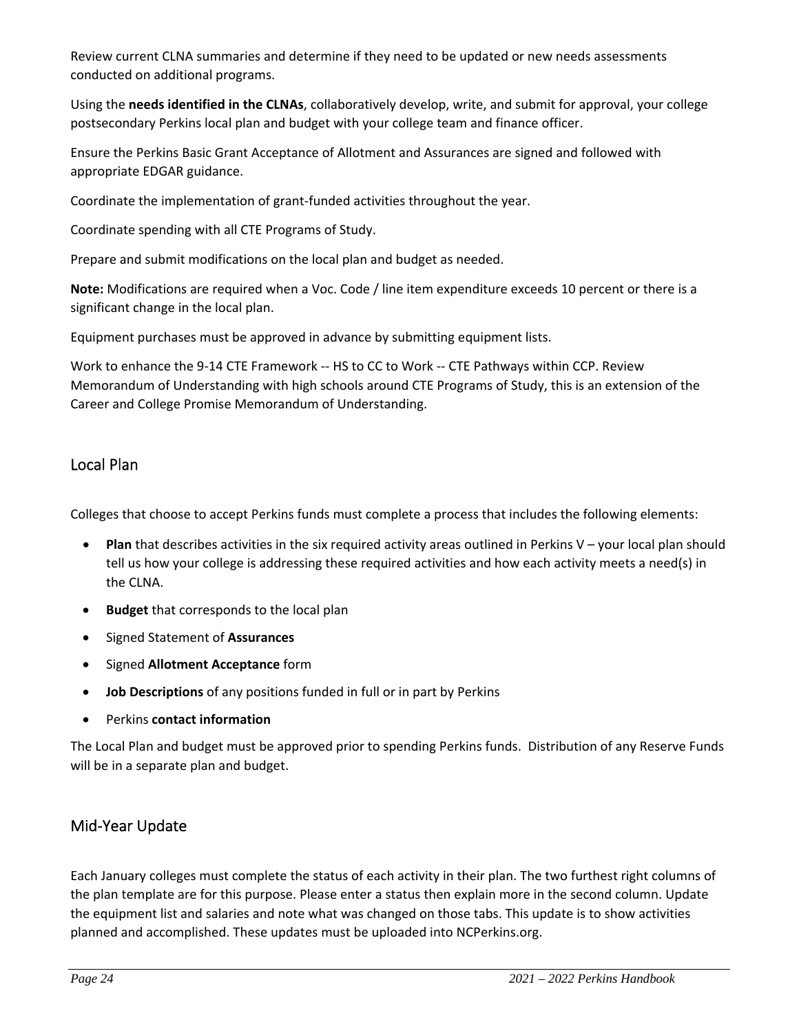Review current CLNA summaries and determine if they need to be updated or new needs assessments conducted on additional programs.

Using the **needs identified in the CLNAs**, collaboratively develop, write, and submit for approval, your college postsecondary Perkins local plan and budget with your college team and finance officer.

Ensure the Perkins Basic Grant Acceptance of Allotment and Assurances are signed and followed with appropriate EDGAR guidance.

Coordinate the implementation of grant-funded activities throughout the year.

Coordinate spending with all CTE Programs of Study.

Prepare and submit modifications on the local plan and budget as needed.

**Note:** Modifications are required when a Voc. Code / line item expenditure exceeds 10 percent or there is a significant change in the local plan.

Equipment purchases must be approved in advance by submitting equipment lists.

Work to enhance the 9-14 CTE Framework -- HS to CC to Work -- CTE Pathways within CCP. Review Memorandum of Understanding with high schools around CTE Programs of Study, this is an extension of the Career and College Promise Memorandum of Understanding.

## Local Plan

Colleges that choose to accept Perkins funds must complete a process that includes the following elements:

- **Plan** that describes activities in the six required activity areas outlined in Perkins V – your local plan should tell us how your college is addressing these required activities and how each activity meets a need(s) in the CLNA.
- **Budget** that corresponds to the local plan
- Signed Statement of **Assurances**
- Signed **Allotment Acceptance** form
- **Job Descriptions** of any positions funded in full or in part by Perkins
- Perkins **contact information**

The Local Plan and budget must be approved prior to spending Perkins funds. Distribution of any Reserve Funds will be in a separate plan and budget.

## Mid-Year Update

Each January colleges must complete the status of each activity in their plan. The two furthest right columns of the plan template are for this purpose. Please enter a status then explain more in the second column. Update the equipment list and salaries and note what was changed on those tabs. This update is to show activities planned and accomplished. These updates must be uploaded into NCPerkins.org.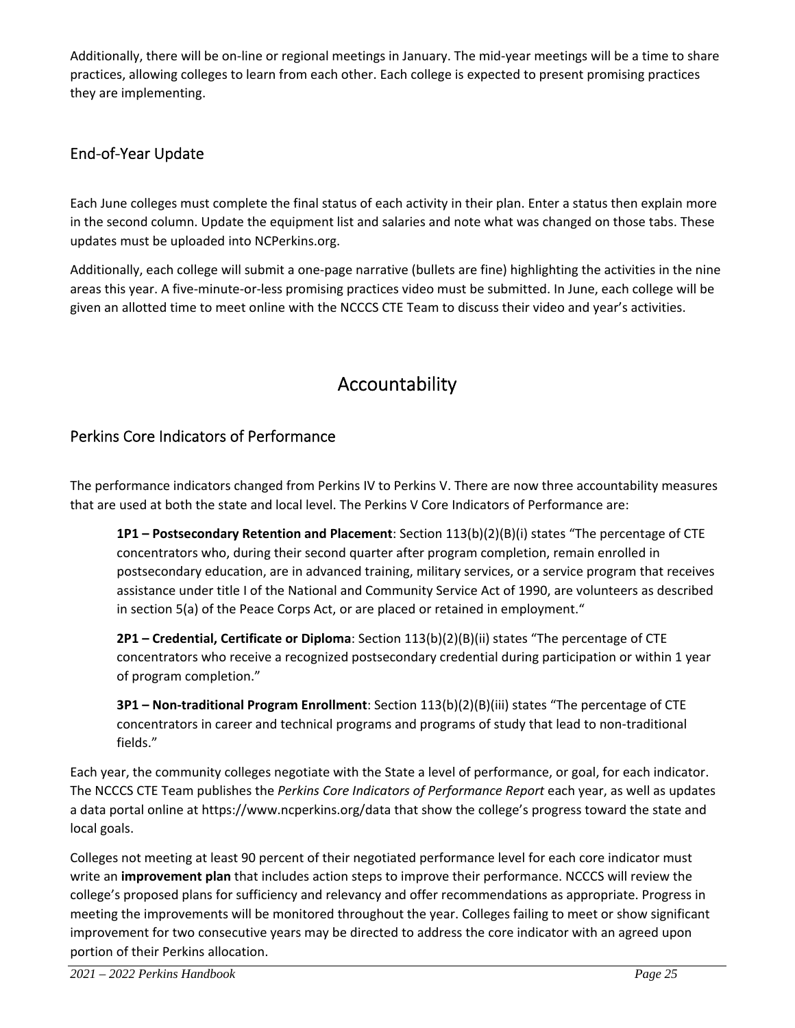Additionally, there will be on-line or regional meetings in January. The mid-year meetings will be a time to share practices, allowing colleges to learn from each other. Each college is expected to present promising practices they are implementing.

## End-of-Year Update

Each June colleges must complete the final status of each activity in their plan. Enter a status then explain more in the second column. Update the equipment list and salaries and note what was changed on those tabs. These updates must be uploaded into NCPerkins.org.

Additionally, each college will submit a one-page narrative (bullets are fine) highlighting the activities in the nine areas this year. A five-minute-or-less promising practices video must be submitted. In June, each college will be given an allotted time to meet online with the NCCCS CTE Team to discuss their video and year's activities.

# Accountability

## Perkins Core Indicators of Performance

The performance indicators changed from Perkins IV to Perkins V. There are now three accountability measures that are used at both the state and local level. The Perkins V Core Indicators of Performance are:

> **1P1 – Postsecondary Retention and Placement**: Section 113(b)(2)(B)(i) states "The percentage of CTE concentrators who, during their second quarter after program completion, remain enrolled in postsecondary education, are in advanced training, military services, or a service program that receives assistance under title I of the National and Community Service Act of 1990, are volunteers as described in section 5(a) of the Peace Corps Act, or are placed or retained in employment."
>
> **2P1 – Credential, Certificate or Diploma**: Section 113(b)(2)(B)(ii) states "The percentage of CTE concentrators who receive a recognized postsecondary credential during participation or within 1 year of program completion."
>
> **3P1 – Non-traditional Program Enrollment**: Section 113(b)(2)(B)(iii) states "The percentage of CTE concentrators in career and technical programs and programs of study that lead to non-traditional fields."

Each year, the community colleges negotiate with the State a level of performance, or goal, for each indicator. The NCCCS CTE Team publishes the *Perkins Core Indicators of Performance Report* each year, as well as updates a data portal online at https://www.ncperkins.org/data that show the college's progress toward the state and local goals.

Colleges not meeting at least 90 percent of their negotiated performance level for each core indicator must write an **improvement plan** that includes action steps to improve their performance. NCCCS will review the college's proposed plans for sufficiency and relevancy and offer recommendations as appropriate. Progress in meeting the improvements will be monitored throughout the year. Colleges failing to meet or show significant improvement for two consecutive years may be directed to address the core indicator with an agreed upon portion of their Perkins allocation.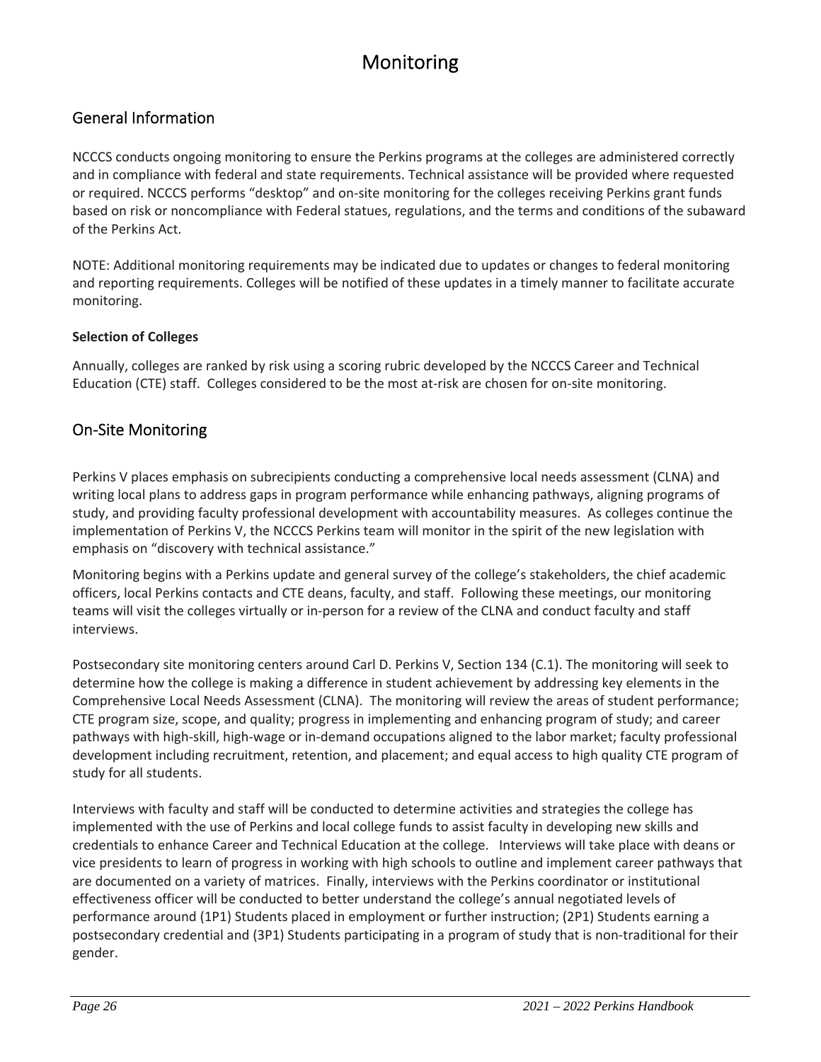# Monitoring

## General Information

NCCCS conducts ongoing monitoring to ensure the Perkins programs at the colleges are administered correctly and in compliance with federal and state requirements. Technical assistance will be provided where requested or required. NCCCS performs "desktop" and on-site monitoring for the colleges receiving Perkins grant funds based on risk or noncompliance with Federal statues, regulations, and the terms and conditions of the subaward of the Perkins Act.

NOTE: Additional monitoring requirements may be indicated due to updates or changes to federal monitoring and reporting requirements. Colleges will be notified of these updates in a timely manner to facilitate accurate monitoring.

**Selection of Colleges**

Annually, colleges are ranked by risk using a scoring rubric developed by the NCCCS Career and Technical Education (CTE) staff. Colleges considered to be the most at-risk are chosen for on-site monitoring.

## On-Site Monitoring

Perkins V places emphasis on subrecipients conducting a comprehensive local needs assessment (CLNA) and writing local plans to address gaps in program performance while enhancing pathways, aligning programs of study, and providing faculty professional development with accountability measures. As colleges continue the implementation of Perkins V, the NCCCS Perkins team will monitor in the spirit of the new legislation with emphasis on "discovery with technical assistance."

Monitoring begins with a Perkins update and general survey of the college's stakeholders, the chief academic officers, local Perkins contacts and CTE deans, faculty, and staff. Following these meetings, our monitoring teams will visit the colleges virtually or in-person for a review of the CLNA and conduct faculty and staff interviews.

Postsecondary site monitoring centers around Carl D. Perkins V, Section 134 (C.1). The monitoring will seek to determine how the college is making a difference in student achievement by addressing key elements in the Comprehensive Local Needs Assessment (CLNA). The monitoring will review the areas of student performance; CTE program size, scope, and quality; progress in implementing and enhancing program of study; and career pathways with high-skill, high-wage or in-demand occupations aligned to the labor market; faculty professional development including recruitment, retention, and placement; and equal access to high quality CTE program of study for all students.

Interviews with faculty and staff will be conducted to determine activities and strategies the college has implemented with the use of Perkins and local college funds to assist faculty in developing new skills and credentials to enhance Career and Technical Education at the college. Interviews will take place with deans or vice presidents to learn of progress in working with high schools to outline and implement career pathways that are documented on a variety of matrices. Finally, interviews with the Perkins coordinator or institutional effectiveness officer will be conducted to better understand the college's annual negotiated levels of performance around (1P1) Students placed in employment or further instruction; (2P1) Students earning a postsecondary credential and (3P1) Students participating in a program of study that is non-traditional for their gender.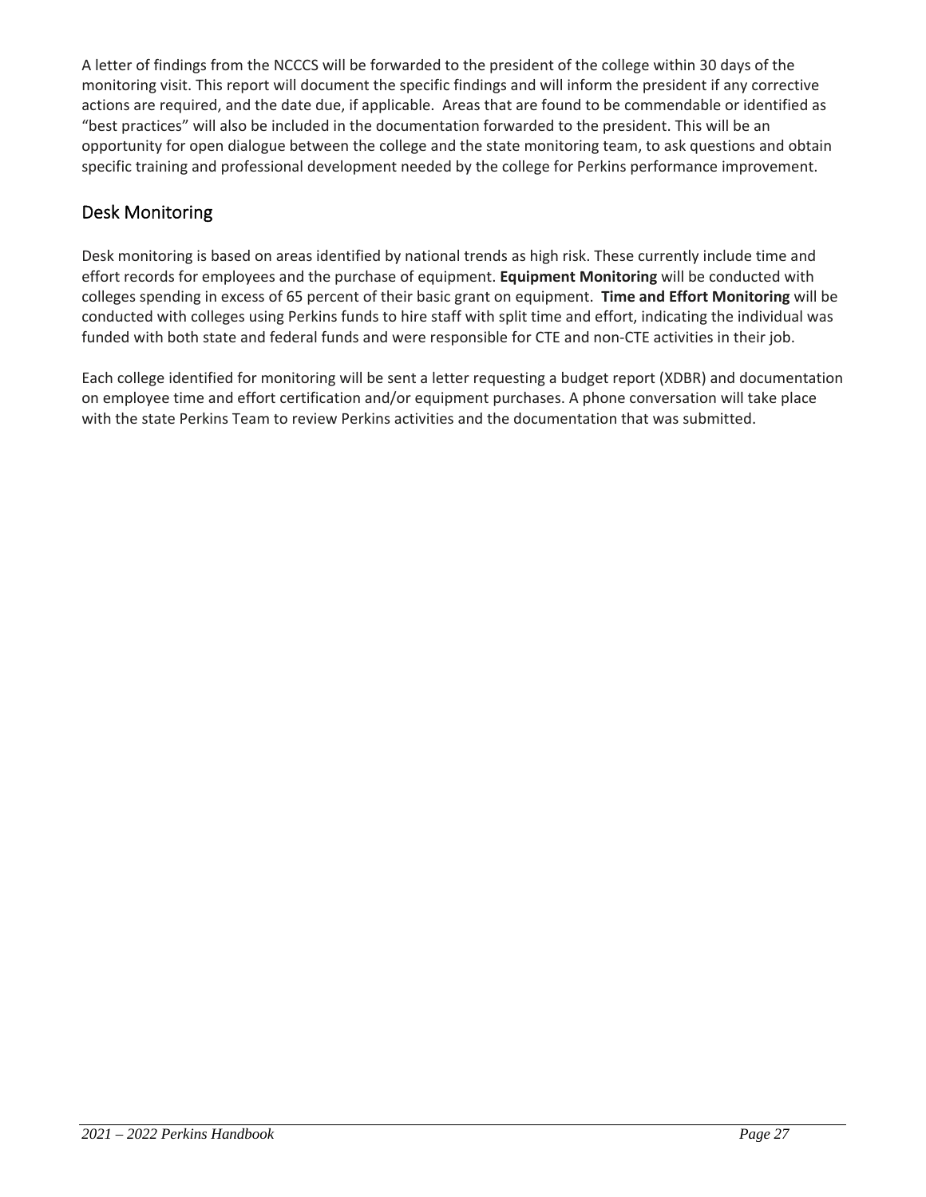A letter of findings from the NCCCS will be forwarded to the president of the college within 30 days of the monitoring visit. This report will document the specific findings and will inform the president if any corrective actions are required, and the date due, if applicable. Areas that are found to be commendable or identified as "best practices" will also be included in the documentation forwarded to the president. This will be an opportunity for open dialogue between the college and the state monitoring team, to ask questions and obtain specific training and professional development needed by the college for Perkins performance improvement.

## Desk Monitoring

Desk monitoring is based on areas identified by national trends as high risk. These currently include time and effort records for employees and the purchase of equipment. **Equipment Monitoring** will be conducted with colleges spending in excess of 65 percent of their basic grant on equipment. **Time and Effort Monitoring** will be conducted with colleges using Perkins funds to hire staff with split time and effort, indicating the individual was funded with both state and federal funds and were responsible for CTE and non-CTE activities in their job.

Each college identified for monitoring will be sent a letter requesting a budget report (XDBR) and documentation on employee time and effort certification and/or equipment purchases. A phone conversation will take place with the state Perkins Team to review Perkins activities and the documentation that was submitted.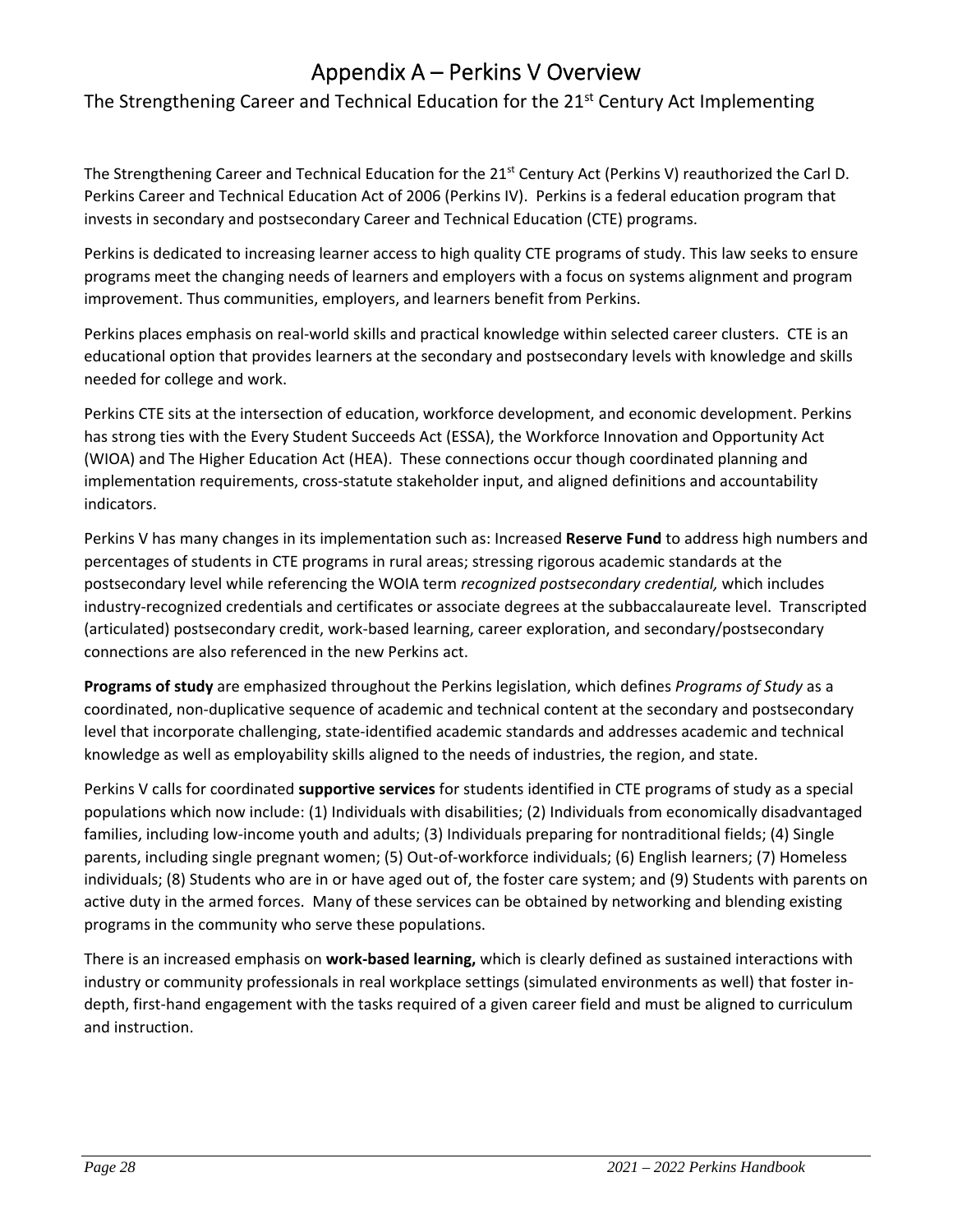# Appendix A – Perkins V Overview

## The Strengthening Career and Technical Education for the 21st Century Act Implementing

The Strengthening Career and Technical Education for the 21st Century Act (Perkins V) reauthorized the Carl D. Perkins Career and Technical Education Act of 2006 (Perkins IV). Perkins is a federal education program that invests in secondary and postsecondary Career and Technical Education (CTE) programs.

Perkins is dedicated to increasing learner access to high quality CTE programs of study. This law seeks to ensure programs meet the changing needs of learners and employers with a focus on systems alignment and program improvement. Thus communities, employers, and learners benefit from Perkins.

Perkins places emphasis on real-world skills and practical knowledge within selected career clusters. CTE is an educational option that provides learners at the secondary and postsecondary levels with knowledge and skills needed for college and work.

Perkins CTE sits at the intersection of education, workforce development, and economic development. Perkins has strong ties with the Every Student Succeeds Act (ESSA), the Workforce Innovation and Opportunity Act (WIOA) and The Higher Education Act (HEA). These connections occur though coordinated planning and implementation requirements, cross-statute stakeholder input, and aligned definitions and accountability indicators.

Perkins V has many changes in its implementation such as: Increased **Reserve Fund** to address high numbers and percentages of students in CTE programs in rural areas; stressing rigorous academic standards at the postsecondary level while referencing the WOIA term *recognized postsecondary credential,* which includes industry-recognized credentials and certificates or associate degrees at the subbaccalaureate level. Transcripted (articulated) postsecondary credit, work-based learning, career exploration, and secondary/postsecondary connections are also referenced in the new Perkins act.

**Programs of study** are emphasized throughout the Perkins legislation, which defines *Programs of Study* as a coordinated, non-duplicative sequence of academic and technical content at the secondary and postsecondary level that incorporate challenging, state-identified academic standards and addresses academic and technical knowledge as well as employability skills aligned to the needs of industries, the region, and state.

Perkins V calls for coordinated **supportive services** for students identified in CTE programs of study as a special populations which now include: (1) Individuals with disabilities; (2) Individuals from economically disadvantaged families, including low-income youth and adults; (3) Individuals preparing for nontraditional fields; (4) Single parents, including single pregnant women; (5) Out-of-workforce individuals; (6) English learners; (7) Homeless individuals; (8) Students who are in or have aged out of, the foster care system; and (9) Students with parents on active duty in the armed forces. Many of these services can be obtained by networking and blending existing programs in the community who serve these populations.

There is an increased emphasis on **work-based learning,** which is clearly defined as sustained interactions with industry or community professionals in real workplace settings (simulated environments as well) that foster in-depth, first-hand engagement with the tasks required of a given career field and must be aligned to curriculum and instruction.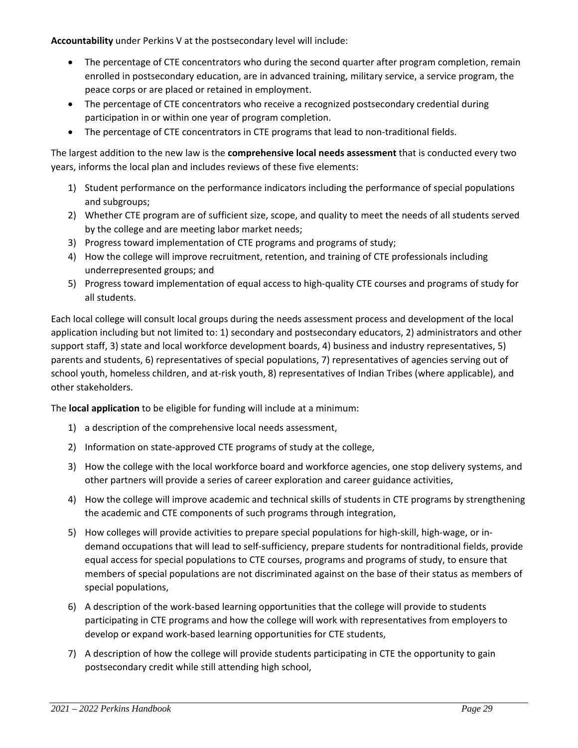**Accountability** under Perkins V at the postsecondary level will include:

- The percentage of CTE concentrators who during the second quarter after program completion, remain enrolled in postsecondary education, are in advanced training, military service, a service program, the peace corps or are placed or retained in employment.
- The percentage of CTE concentrators who receive a recognized postsecondary credential during participation in or within one year of program completion.
- The percentage of CTE concentrators in CTE programs that lead to non-traditional fields.

The largest addition to the new law is the **comprehensive local needs assessment** that is conducted every two years, informs the local plan and includes reviews of these five elements:

1) Student performance on the performance indicators including the performance of special populations and subgroups;
2) Whether CTE program are of sufficient size, scope, and quality to meet the needs of all students served by the college and are meeting labor market needs;
3) Progress toward implementation of CTE programs and programs of study;
4) How the college will improve recruitment, retention, and training of CTE professionals including underrepresented groups; and
5) Progress toward implementation of equal access to high-quality CTE courses and programs of study for all students.

Each local college will consult local groups during the needs assessment process and development of the local application including but not limited to: 1) secondary and postsecondary educators, 2) administrators and other support staff, 3) state and local workforce development boards, 4) business and industry representatives, 5) parents and students, 6) representatives of special populations, 7) representatives of agencies serving out of school youth, homeless children, and at-risk youth, 8) representatives of Indian Tribes (where applicable), and other stakeholders.

The **local application** to be eligible for funding will include at a minimum:

1) a description of the comprehensive local needs assessment,
2) Information on state-approved CTE programs of study at the college,
3) How the college with the local workforce board and workforce agencies, one stop delivery systems, and other partners will provide a series of career exploration and career guidance activities,
4) How the college will improve academic and technical skills of students in CTE programs by strengthening the academic and CTE components of such programs through integration,
5) How colleges will provide activities to prepare special populations for high-skill, high-wage, or in-demand occupations that will lead to self-sufficiency, prepare students for nontraditional fields, provide equal access for special populations to CTE courses, programs and programs of study, to ensure that members of special populations are not discriminated against on the base of their status as members of special populations,
6) A description of the work-based learning opportunities that the college will provide to students participating in CTE programs and how the college will work with representatives from employers to develop or expand work-based learning opportunities for CTE students,
7) A description of how the college will provide students participating in CTE the opportunity to gain postsecondary credit while still attending high school,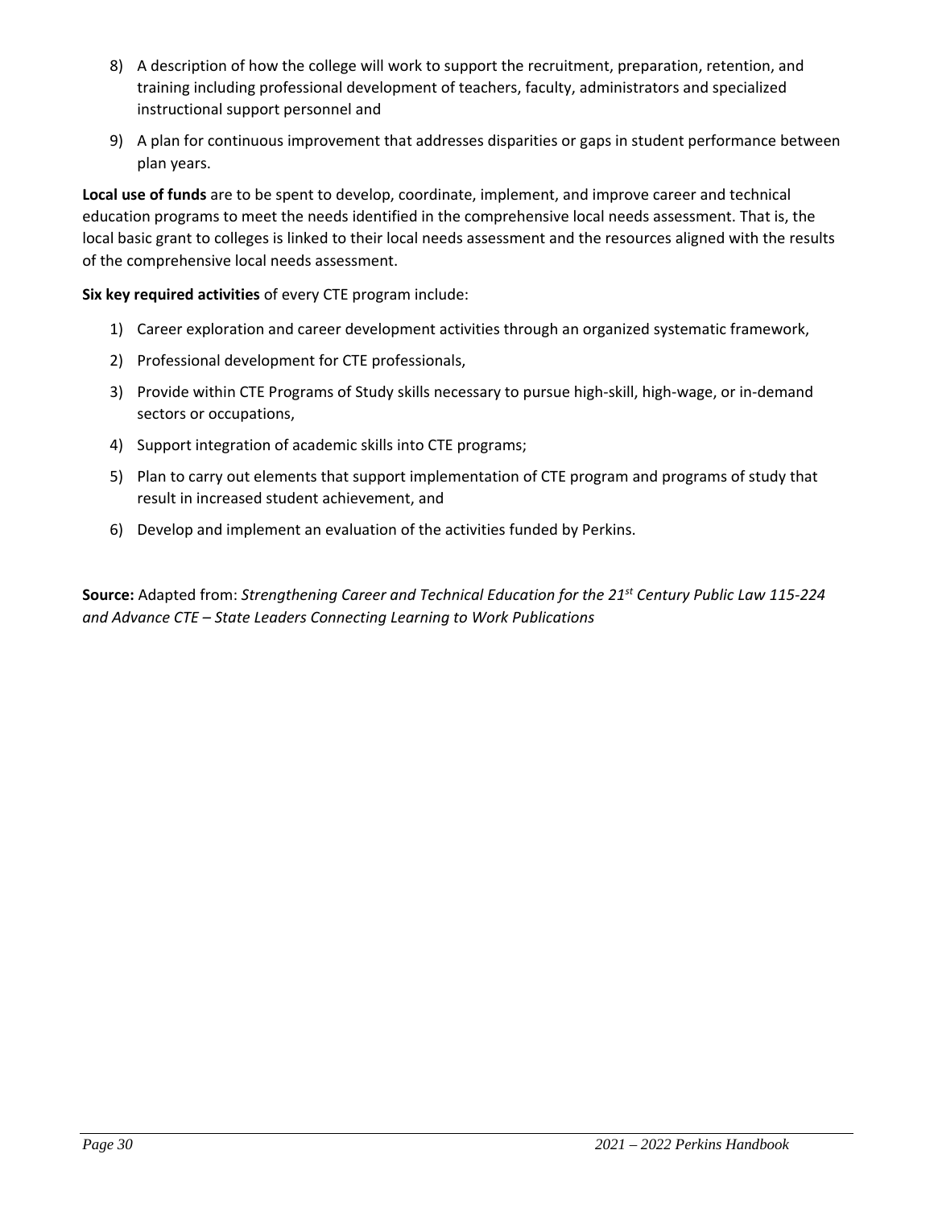8) A description of how the college will work to support the recruitment, preparation, retention, and training including professional development of teachers, faculty, administrators and specialized instructional support personnel and

9) A plan for continuous improvement that addresses disparities or gaps in student performance between plan years.

**Local use of funds** are to be spent to develop, coordinate, implement, and improve career and technical education programs to meet the needs identified in the comprehensive local needs assessment. That is, the local basic grant to colleges is linked to their local needs assessment and the resources aligned with the results of the comprehensive local needs assessment.

**Six key required activities** of every CTE program include:

1) Career exploration and career development activities through an organized systematic framework,

2) Professional development for CTE professionals,

3) Provide within CTE Programs of Study skills necessary to pursue high-skill, high-wage, or in-demand sectors or occupations,

4) Support integration of academic skills into CTE programs;

5) Plan to carry out elements that support implementation of CTE program and programs of study that result in increased student achievement, and

6) Develop and implement an evaluation of the activities funded by Perkins.

**Source:** Adapted from: *Strengthening Career and Technical Education for the 21st Century Public Law 115-224 and Advance CTE – State Leaders Connecting Learning to Work Publications*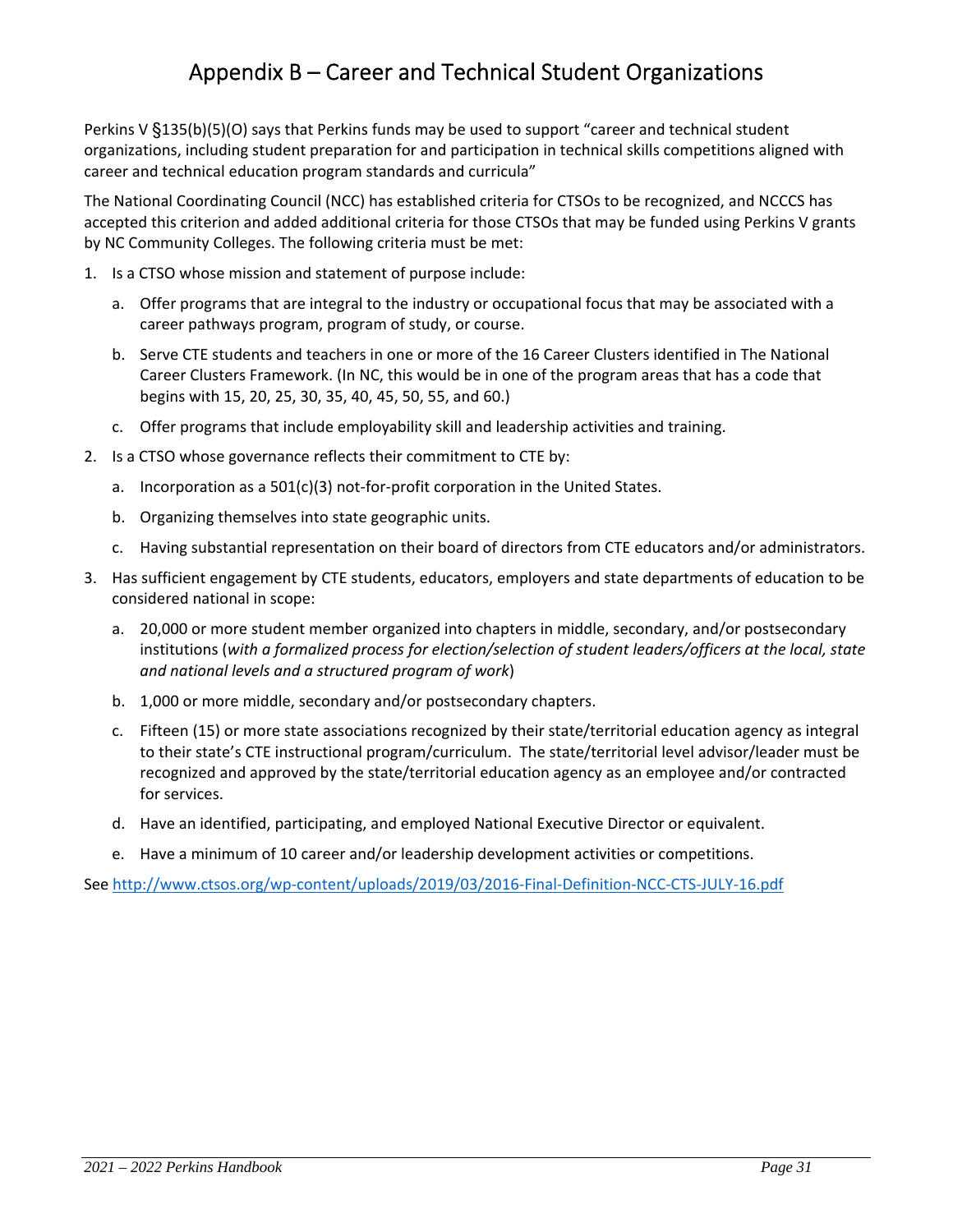# Appendix B – Career and Technical Student Organizations

Perkins V §135(b)(5)(O) says that Perkins funds may be used to support "career and technical student organizations, including student preparation for and participation in technical skills competitions aligned with career and technical education program standards and curricula"

The National Coordinating Council (NCC) has established criteria for CTSOs to be recognized, and NCCCS has accepted this criterion and added additional criteria for those CTSOs that may be funded using Perkins V grants by NC Community Colleges. The following criteria must be met:

1. Is a CTSO whose mission and statement of purpose include:
   a. Offer programs that are integral to the industry or occupational focus that may be associated with a career pathways program, program of study, or course.
   b. Serve CTE students and teachers in one or more of the 16 Career Clusters identified in The National Career Clusters Framework. (In NC, this would be in one of the program areas that has a code that begins with 15, 20, 25, 30, 35, 40, 45, 50, 55, and 60.)
   c. Offer programs that include employability skill and leadership activities and training.
2. Is a CTSO whose governance reflects their commitment to CTE by:
   a. Incorporation as a 501(c)(3) not-for-profit corporation in the United States.
   b. Organizing themselves into state geographic units.
   c. Having substantial representation on their board of directors from CTE educators and/or administrators.
3. Has sufficient engagement by CTE students, educators, employers and state departments of education to be considered national in scope:
   a. 20,000 or more student member organized into chapters in middle, secondary, and/or postsecondary institutions (*with a formalized process for election/selection of student leaders/officers at the local, state and national levels and a structured program of work*)
   b. 1,000 or more middle, secondary and/or postsecondary chapters.
   c. Fifteen (15) or more state associations recognized by their state/territorial education agency as integral to their state's CTE instructional program/curriculum. The state/territorial level advisor/leader must be recognized and approved by the state/territorial education agency as an employee and/or contracted for services.
   d. Have an identified, participating, and employed National Executive Director or equivalent.
   e. Have a minimum of 10 career and/or leadership development activities or competitions.

See http://www.ctsos.org/wp-content/uploads/2019/03/2016-Final-Definition-NCC-CTS-JULY-16.pdf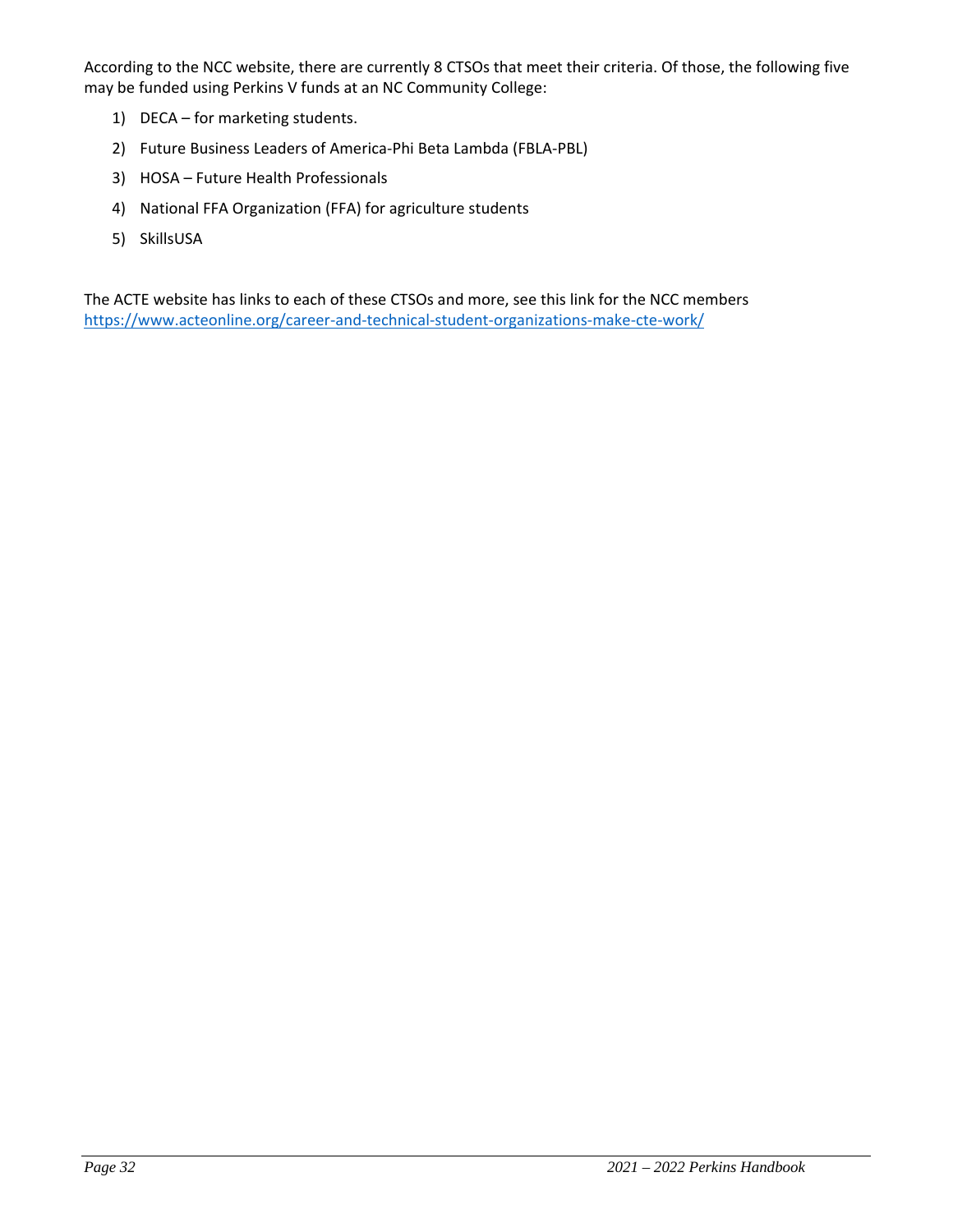According to the NCC website, there are currently 8 CTSOs that meet their criteria. Of those, the following five may be funded using Perkins V funds at an NC Community College:

1) DECA – for marketing students.
2) Future Business Leaders of America-Phi Beta Lambda (FBLA-PBL)
3) HOSA – Future Health Professionals
4) National FFA Organization (FFA) for agriculture students
5) SkillsUSA

The ACTE website has links to each of these CTSOs and more, see this link for the NCC members https://www.acteonline.org/career-and-technical-student-organizations-make-cte-work/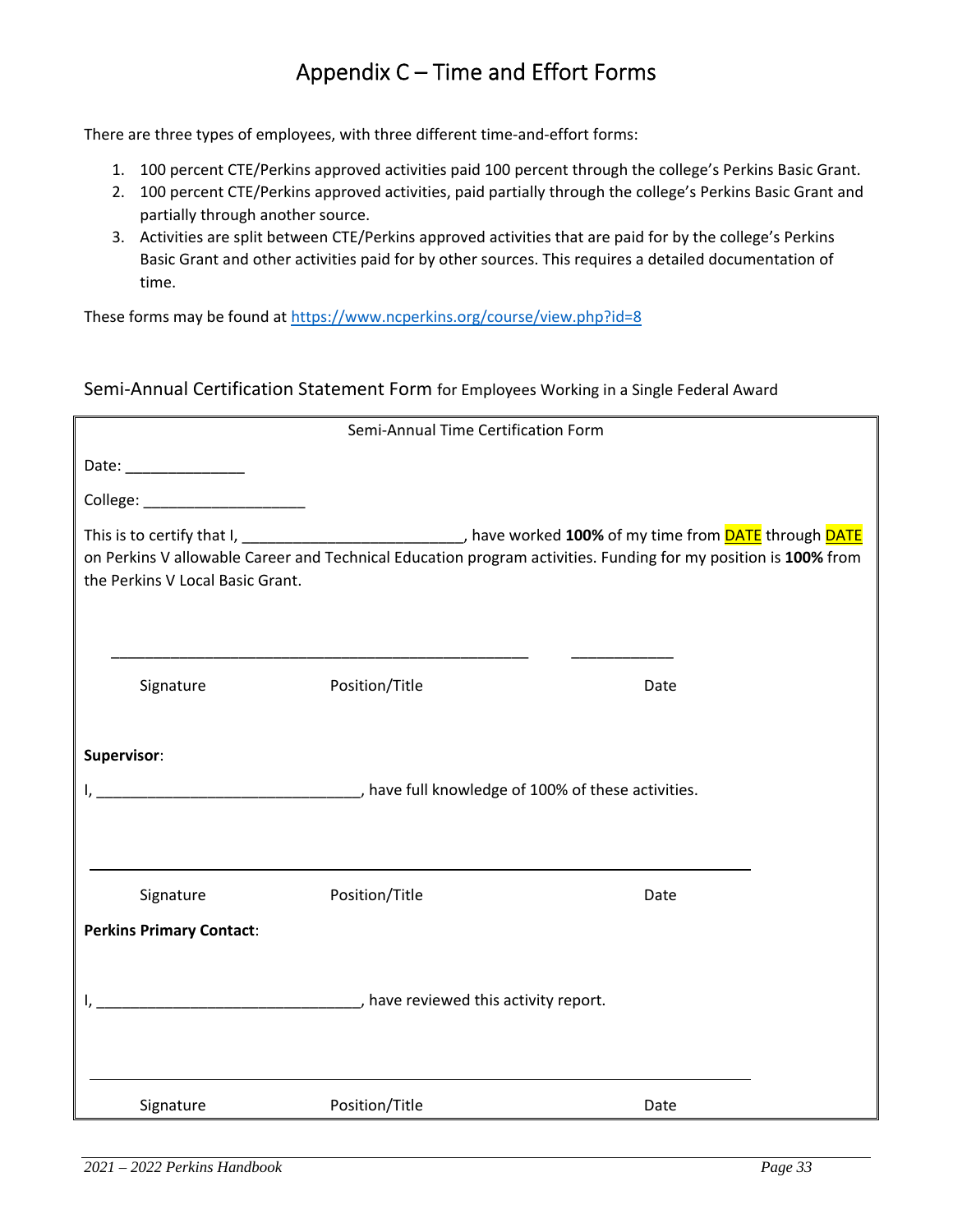# Appendix C – Time and Effort Forms

There are three types of employees, with three different time-and-effort forms:

1. 100 percent CTE/Perkins approved activities paid 100 percent through the college's Perkins Basic Grant.
2. 100 percent CTE/Perkins approved activities, paid partially through the college's Perkins Basic Grant and partially through another source.
3. Activities are split between CTE/Perkins approved activities that are paid for by the college's Perkins Basic Grant and other activities paid for by other sources. This requires a detailed documentation of time.

These forms may be found at [https://www.ncperkins.org/course/view.php?id=8](https://www.ncperkins.org/course/view.php?id=8)

## Semi-Annual Certification Statement Form for Employees Working in a Single Federal Award

Semi-Annual Time Certification Form

Date: ______________

College: ___________________

This is to certify that I, _________________________, have worked **100%** of my time from DATE through DATE on Perkins V allowable Career and Technical Education program activities. Funding for my position is **100%** from the Perkins V Local Basic Grant.

_______________________________________________ ____________

Signature Position/Title Date

**Supervisor**:

I, ______________________________, have full knowledge of 100% of these activities.

_______________________________________________

Signature Position/Title Date

**Perkins Primary Contact**:

I, ______________________________, have reviewed this activity report.

_______________________________________________

Signature Position/Title Date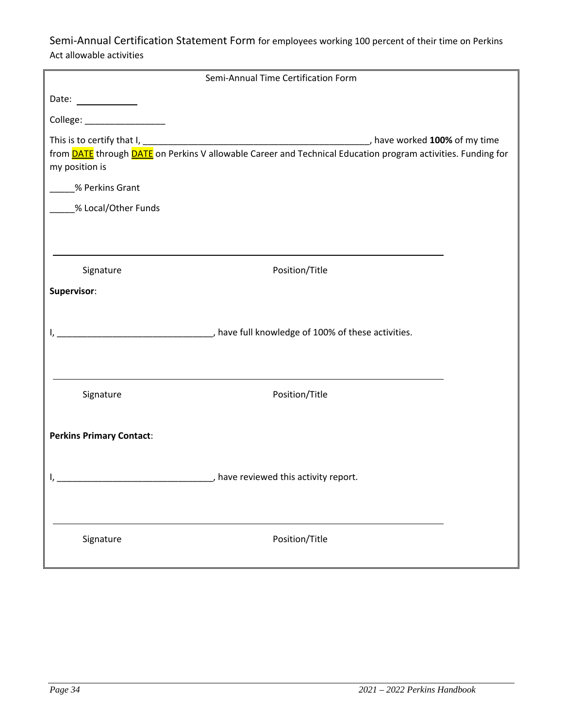Semi-Annual Certification Statement Form for employees working 100 percent of their time on Perkins Act allowable activities

Semi-Annual Time Certification Form

Date: ____________

College: ________________

This is to certify that I, _____________________________________________, have worked **100%** of my time from DATE through DATE on Perkins V allowable Career and Technical Education program activities. Funding for my position is

_____% Perkins Grant

_____% Local/Other Funds

_____________________________________________

Signature                                        Position/Title

**Supervisor**:

I, _______________________________, have full knowledge of 100% of these activities.

_____________________________________________

Signature                                        Position/Title

**Perkins Primary Contact**:

I, _______________________________, have reviewed this activity report.

_____________________________________________

Signature                                        Position/Title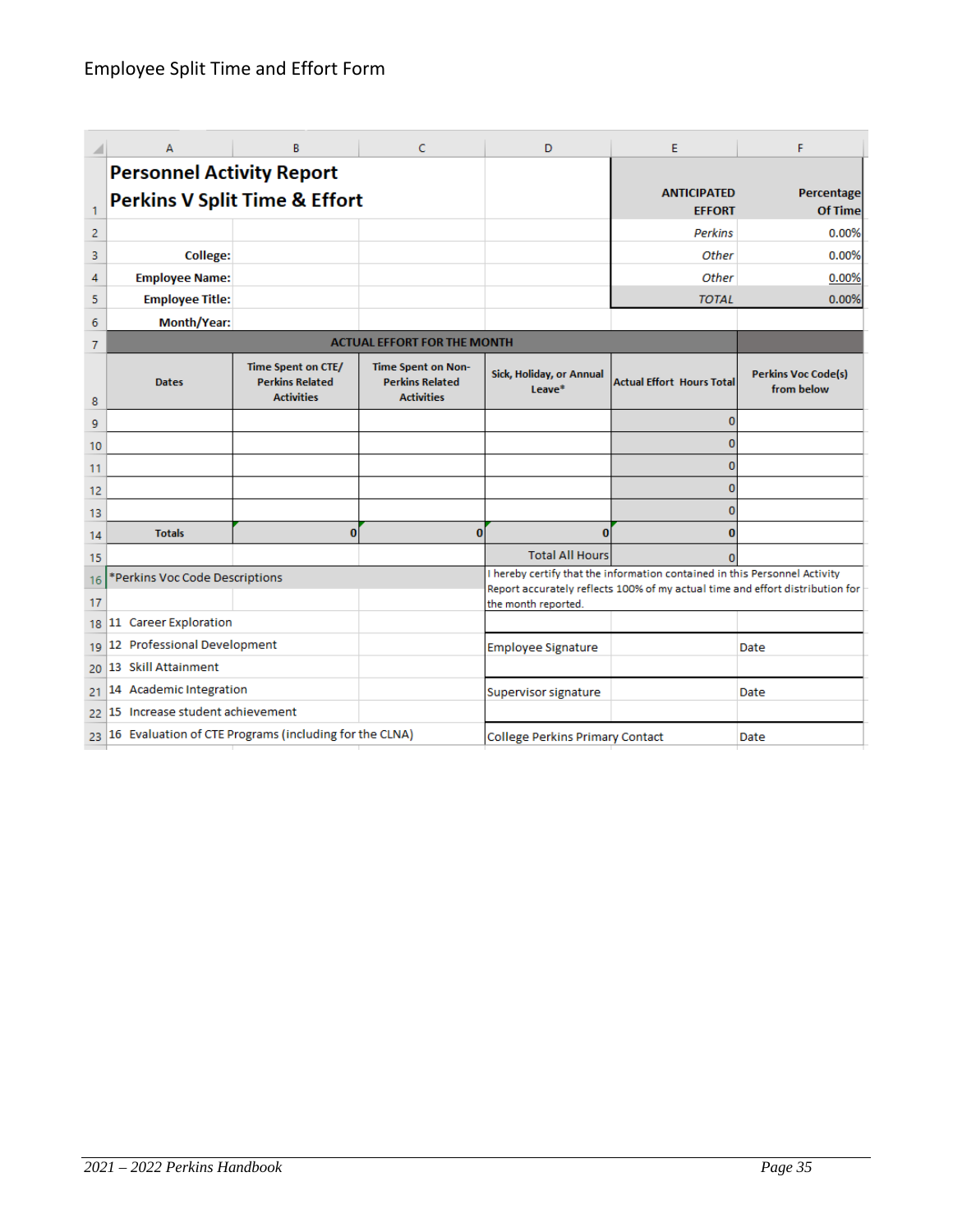Employee Split Time and Effort Form

# Personnel Activity Report
## Perkins V Split Time & Effort

| ANTICIPATED EFFORT | Percentage Of Time |
|---|---|
| *Perkins* | 0.00% |
| *Other* | 0.00% |
| *Other* | 0.00% |
| *TOTAL* | 0.00% |

**College:**

**Employee Name:**

**Employee Title:**

**Month/Year:**

**ACTUAL EFFORT FOR THE MONTH**

| Dates | Time Spent on CTE/ Perkins Related Activities | Time Spent on Non-Perkins Related Activities | Sick, Holiday, or Annual Leave* | Actual Effort Hours Total | Perkins Voc Code(s) from below |
|---|---|---|---|---|---|
| | | | | 0 | |
| | | | | 0 | |
| | | | | 0 | |
| | | | | 0 | |
| | | | | 0 | |
| **Totals** | 0 | 0 | 0 | 0 | |
| | | | Total All Hours | 0 | |

*Perkins Voc Code Descriptions

11 Career Exploration
12 Professional Development
13 Skill Attainment
14 Academic Integration
15 Increase student achievement
16 Evaluation of CTE Programs (including for the CLNA)

I hereby certify that the information contained in this Personnel Activity Report accurately reflects 100% of my actual time and effort distribution for the month reported.

| | |
|---|---|
| Employee Signature | Date |
| Supervisor signature | Date |
| College Perkins Primary Contact | Date |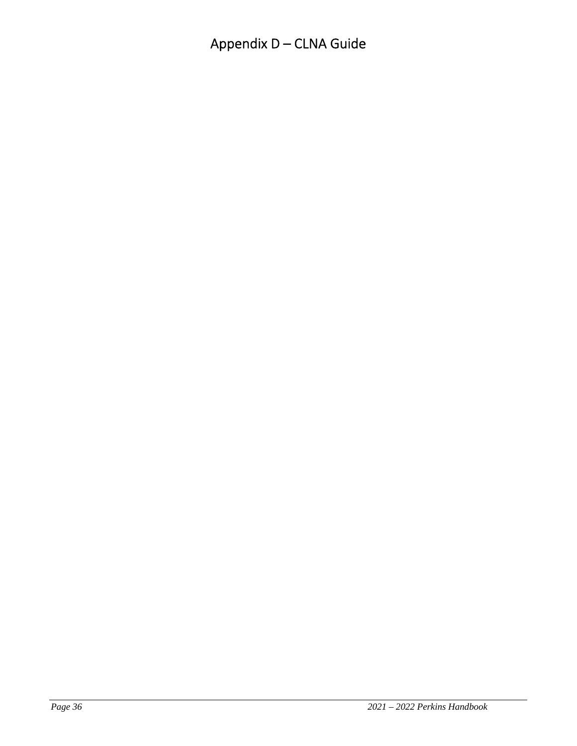# Appendix D – CLNA Guide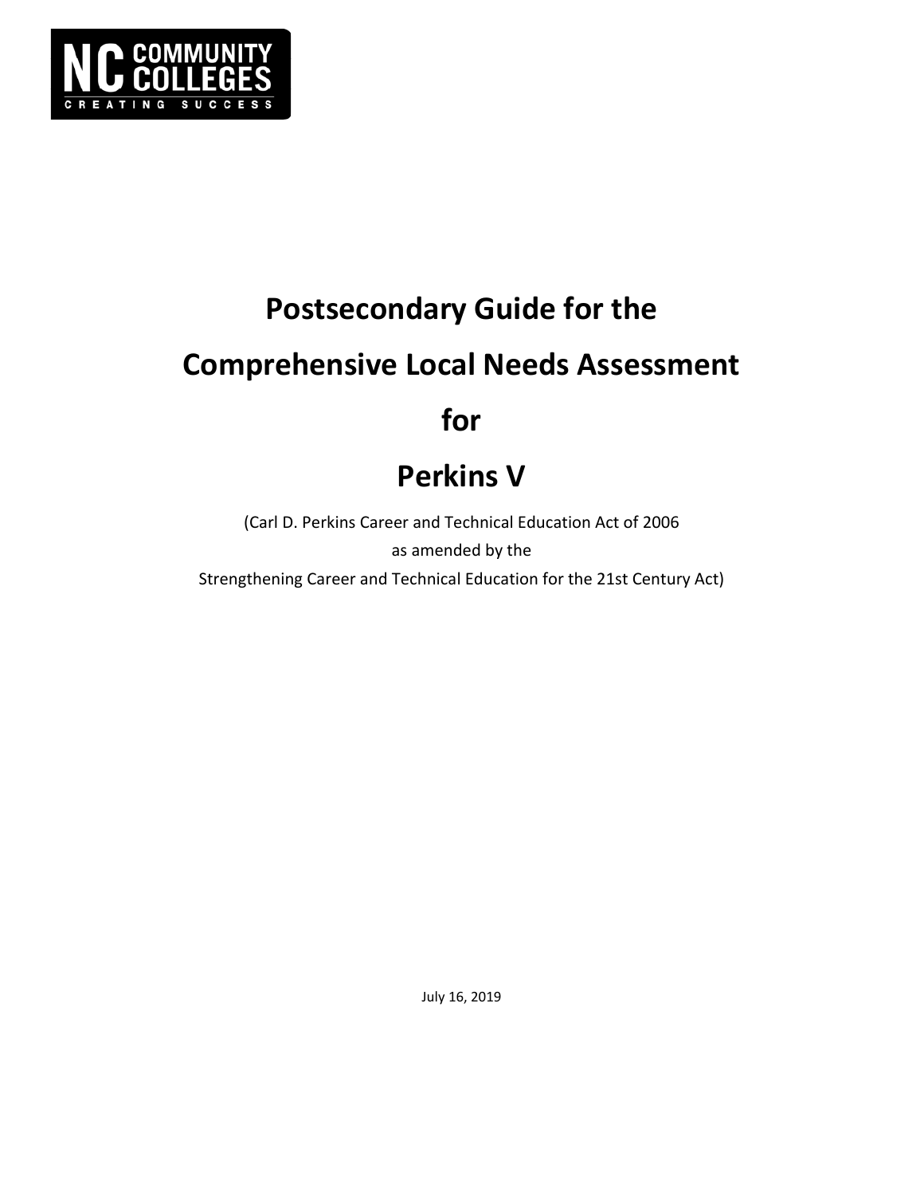NC COMMUNITY COLLEGES
CREATING SUCCESS

# Postsecondary Guide for the Comprehensive Local Needs Assessment for Perkins V

(Carl D. Perkins Career and Technical Education Act of 2006
as amended by the
Strengthening Career and Technical Education for the 21st Century Act)

July 16, 2019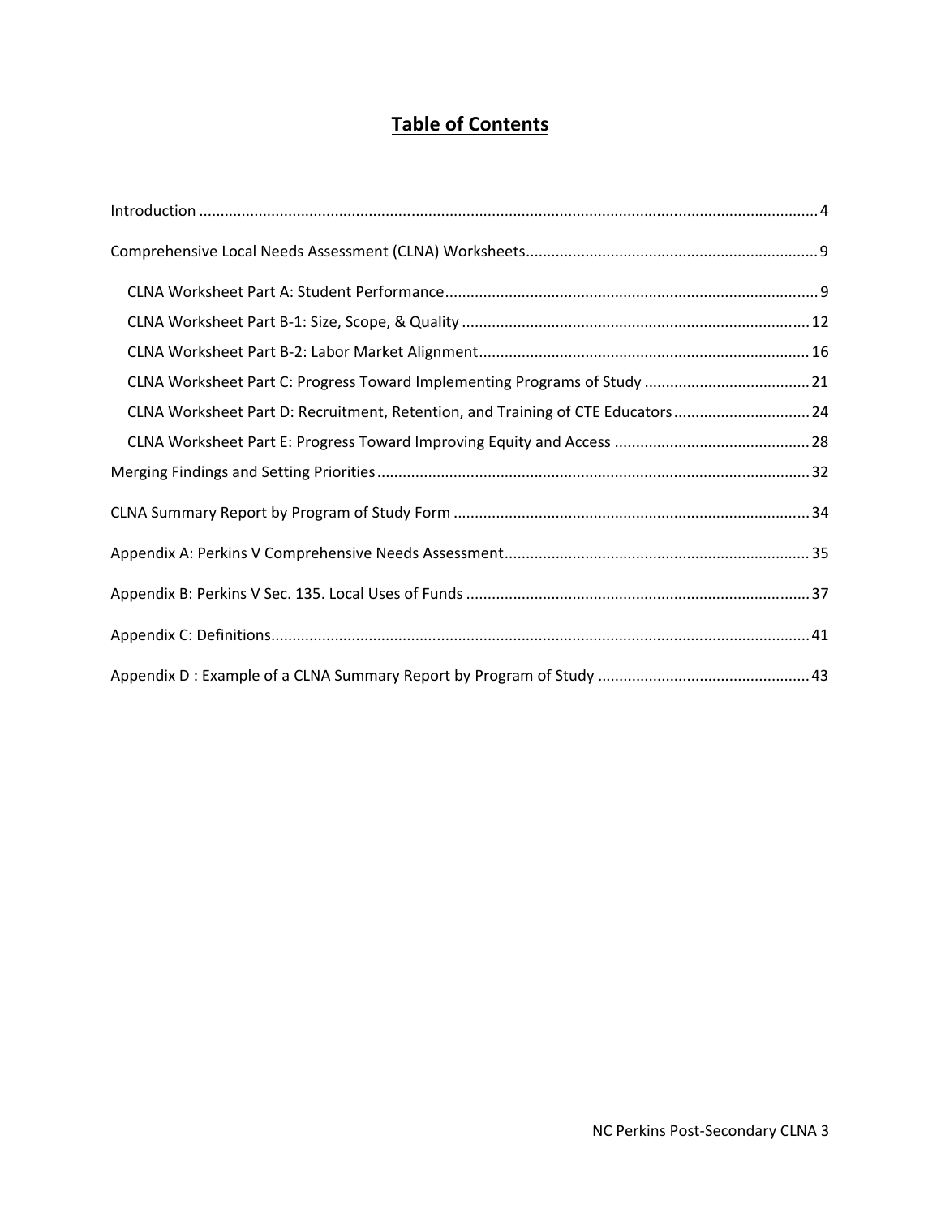# Table of Contents

Introduction .................................................................................................................................... 4

Comprehensive Local Needs Assessment (CLNA) Worksheets .................................................................... 9

- CLNA Worksheet Part A: Student Performance ....................................................................................... 9
- CLNA Worksheet Part B-1: Size, Scope, & Quality ................................................................................. 12
- CLNA Worksheet Part B-2: Labor Market Alignment ............................................................................. 16
- CLNA Worksheet Part C: Progress Toward Implementing Programs of Study ....................................... 21
- CLNA Worksheet Part D: Recruitment, Retention, and Training of CTE Educators ................................ 24
- CLNA Worksheet Part E: Progress Toward Improving Equity and Access ............................................. 28

Merging Findings and Setting Priorities ..................................................................................................... 32

CLNA Summary Report by Program of Study Form .................................................................................... 34

Appendix A: Perkins V Comprehensive Needs Assessment ....................................................................... 35

Appendix B: Perkins V Sec. 135. Local Uses of Funds ................................................................................ 37

Appendix C: Definitions ............................................................................................................................. 41

Appendix D : Example of a CLNA Summary Report by Program of Study ................................................. 43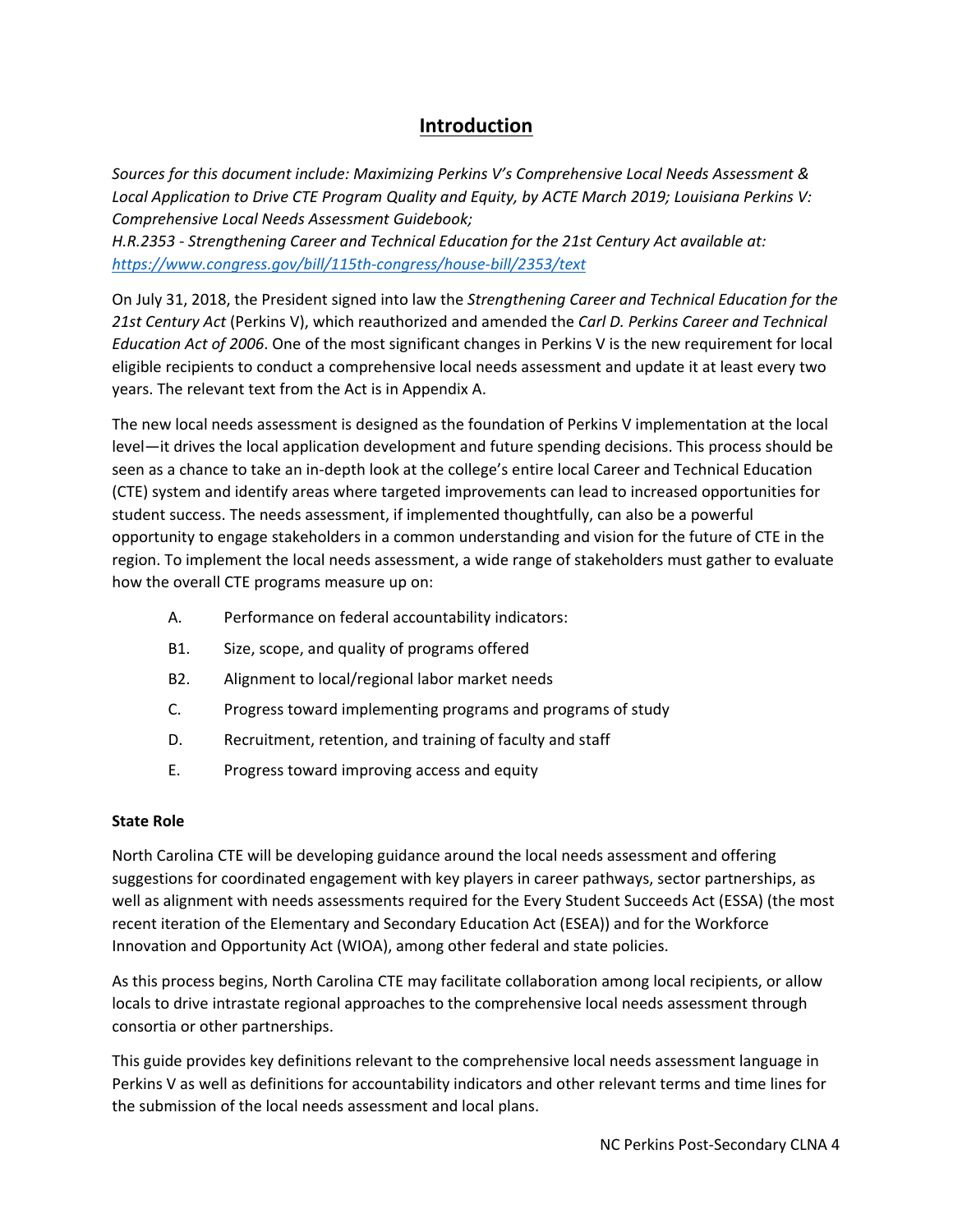# Introduction

*Sources for this document include: Maximizing Perkins V's Comprehensive Local Needs Assessment & Local Application to Drive CTE Program Quality and Equity, by ACTE March 2019; Louisiana Perkins V: Comprehensive Local Needs Assessment Guidebook;*
*H.R.2353 - Strengthening Career and Technical Education for the 21st Century Act available at: https://www.congress.gov/bill/115th-congress/house-bill/2353/text*

On July 31, 2018, the President signed into law the *Strengthening Career and Technical Education for the 21st Century Act* (Perkins V), which reauthorized and amended the *Carl D. Perkins Career and Technical Education Act of 2006*. One of the most significant changes in Perkins V is the new requirement for local eligible recipients to conduct a comprehensive local needs assessment and update it at least every two years. The relevant text from the Act is in Appendix A.

The new local needs assessment is designed as the foundation of Perkins V implementation at the local level—it drives the local application development and future spending decisions. This process should be seen as a chance to take an in-depth look at the college's entire local Career and Technical Education (CTE) system and identify areas where targeted improvements can lead to increased opportunities for student success. The needs assessment, if implemented thoughtfully, can also be a powerful opportunity to engage stakeholders in a common understanding and vision for the future of CTE in the region. To implement the local needs assessment, a wide range of stakeholders must gather to evaluate how the overall CTE programs measure up on:

- A. Performance on federal accountability indicators:
- B1. Size, scope, and quality of programs offered
- B2. Alignment to local/regional labor market needs
- C. Progress toward implementing programs and programs of study
- D. Recruitment, retention, and training of faculty and staff
- E. Progress toward improving access and equity

**State Role**

North Carolina CTE will be developing guidance around the local needs assessment and offering suggestions for coordinated engagement with key players in career pathways, sector partnerships, as well as alignment with needs assessments required for the Every Student Succeeds Act (ESSA) (the most recent iteration of the Elementary and Secondary Education Act (ESEA)) and for the Workforce Innovation and Opportunity Act (WIOA), among other federal and state policies.

As this process begins, North Carolina CTE may facilitate collaboration among local recipients, or allow locals to drive intrastate regional approaches to the comprehensive local needs assessment through consortia or other partnerships.

This guide provides key definitions relevant to the comprehensive local needs assessment language in Perkins V as well as definitions for accountability indicators and other relevant terms and time lines for the submission of the local needs assessment and local plans.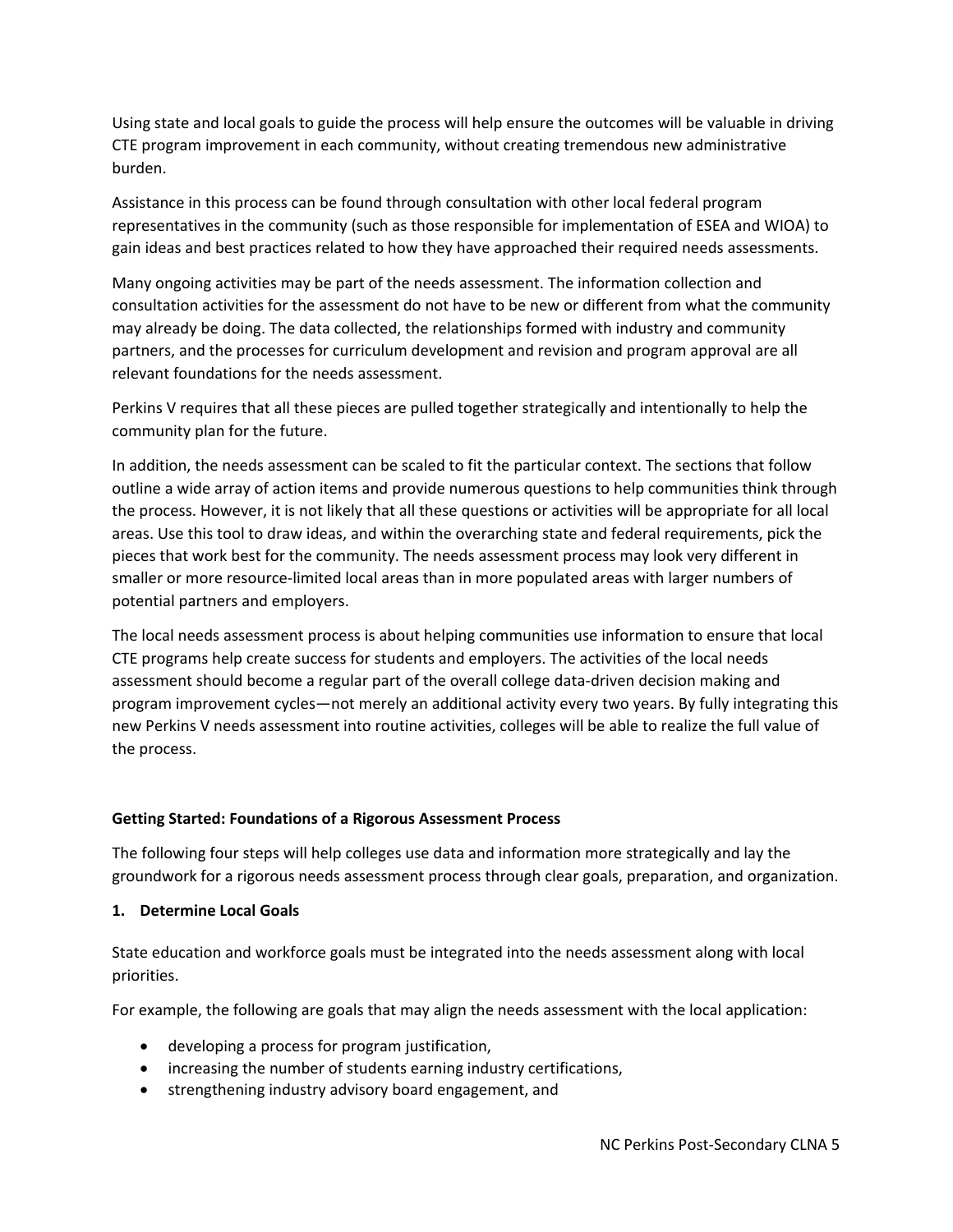Using state and local goals to guide the process will help ensure the outcomes will be valuable in driving CTE program improvement in each community, without creating tremendous new administrative burden.

Assistance in this process can be found through consultation with other local federal program representatives in the community (such as those responsible for implementation of ESEA and WIOA) to gain ideas and best practices related to how they have approached their required needs assessments.

Many ongoing activities may be part of the needs assessment. The information collection and consultation activities for the assessment do not have to be new or different from what the community may already be doing. The data collected, the relationships formed with industry and community partners, and the processes for curriculum development and revision and program approval are all relevant foundations for the needs assessment.

Perkins V requires that all these pieces are pulled together strategically and intentionally to help the community plan for the future.

In addition, the needs assessment can be scaled to fit the particular context. The sections that follow outline a wide array of action items and provide numerous questions to help communities think through the process. However, it is not likely that all these questions or activities will be appropriate for all local areas. Use this tool to draw ideas, and within the overarching state and federal requirements, pick the pieces that work best for the community. The needs assessment process may look very different in smaller or more resource-limited local areas than in more populated areas with larger numbers of potential partners and employers.

The local needs assessment process is about helping communities use information to ensure that local CTE programs help create success for students and employers. The activities of the local needs assessment should become a regular part of the overall college data-driven decision making and program improvement cycles—not merely an additional activity every two years. By fully integrating this new Perkins V needs assessment into routine activities, colleges will be able to realize the full value of the process.

**Getting Started: Foundations of a Rigorous Assessment Process**

The following four steps will help colleges use data and information more strategically and lay the groundwork for a rigorous needs assessment process through clear goals, preparation, and organization.

**1. Determine Local Goals**

State education and workforce goals must be integrated into the needs assessment along with local priorities.

For example, the following are goals that may align the needs assessment with the local application:

- developing a process for program justification,
- increasing the number of students earning industry certifications,
- strengthening industry advisory board engagement, and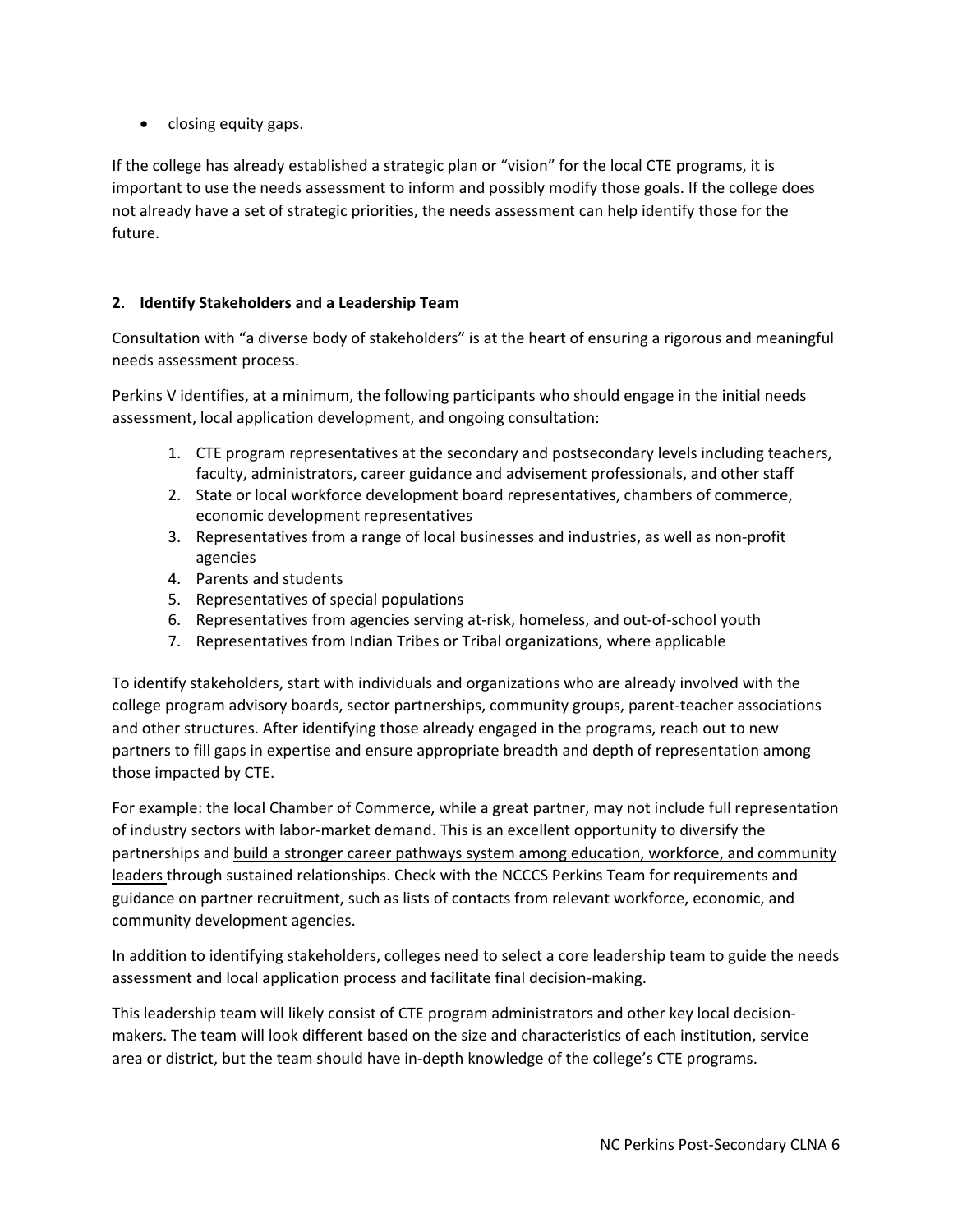- closing equity gaps.

If the college has already established a strategic plan or "vision" for the local CTE programs, it is important to use the needs assessment to inform and possibly modify those goals. If the college does not already have a set of strategic priorities, the needs assessment can help identify those for the future.

## 2. Identify Stakeholders and a Leadership Team

Consultation with "a diverse body of stakeholders" is at the heart of ensuring a rigorous and meaningful needs assessment process.

Perkins V identifies, at a minimum, the following participants who should engage in the initial needs assessment, local application development, and ongoing consultation:

1. CTE program representatives at the secondary and postsecondary levels including teachers, faculty, administrators, career guidance and advisement professionals, and other staff
2. State or local workforce development board representatives, chambers of commerce, economic development representatives
3. Representatives from a range of local businesses and industries, as well as non-profit agencies
4. Parents and students
5. Representatives of special populations
6. Representatives from agencies serving at-risk, homeless, and out-of-school youth
7. Representatives from Indian Tribes or Tribal organizations, where applicable

To identify stakeholders, start with individuals and organizations who are already involved with the college program advisory boards, sector partnerships, community groups, parent-teacher associations and other structures. After identifying those already engaged in the programs, reach out to new partners to fill gaps in expertise and ensure appropriate breadth and depth of representation among those impacted by CTE.

For example: the local Chamber of Commerce, while a great partner, may not include full representation of industry sectors with labor-market demand. This is an excellent opportunity to diversify the partnerships and build a stronger career pathways system among education, workforce, and community leaders through sustained relationships. Check with the NCCCS Perkins Team for requirements and guidance on partner recruitment, such as lists of contacts from relevant workforce, economic, and community development agencies.

In addition to identifying stakeholders, colleges need to select a core leadership team to guide the needs assessment and local application process and facilitate final decision-making.

This leadership team will likely consist of CTE program administrators and other key local decision-makers. The team will look different based on the size and characteristics of each institution, service area or district, but the team should have in-depth knowledge of the college's CTE programs.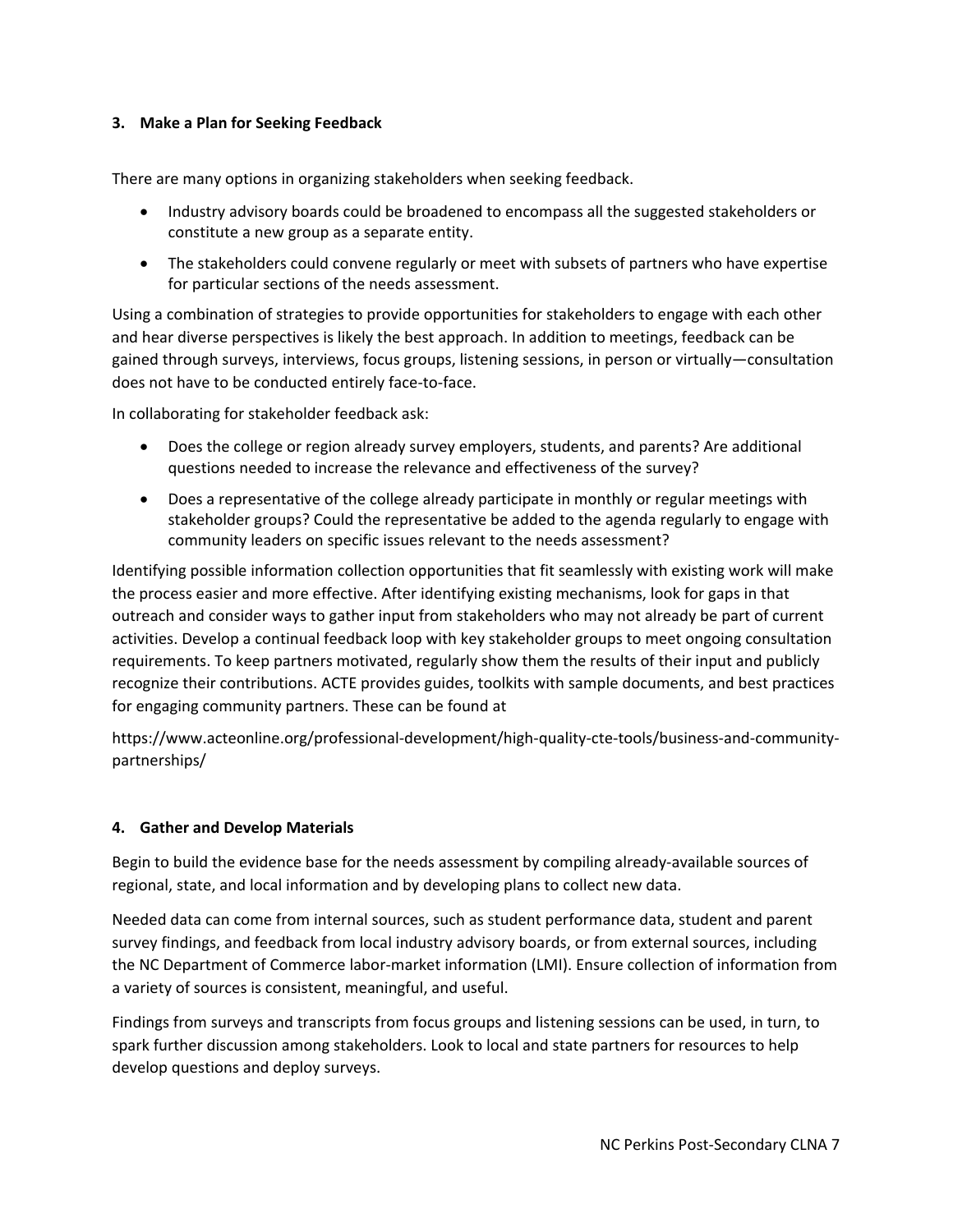### 3. Make a Plan for Seeking Feedback

There are many options in organizing stakeholders when seeking feedback.

- Industry advisory boards could be broadened to encompass all the suggested stakeholders or constitute a new group as a separate entity.
- The stakeholders could convene regularly or meet with subsets of partners who have expertise for particular sections of the needs assessment.

Using a combination of strategies to provide opportunities for stakeholders to engage with each other and hear diverse perspectives is likely the best approach. In addition to meetings, feedback can be gained through surveys, interviews, focus groups, listening sessions, in person or virtually—consultation does not have to be conducted entirely face-to-face.

In collaborating for stakeholder feedback ask:

- Does the college or region already survey employers, students, and parents? Are additional questions needed to increase the relevance and effectiveness of the survey?
- Does a representative of the college already participate in monthly or regular meetings with stakeholder groups? Could the representative be added to the agenda regularly to engage with community leaders on specific issues relevant to the needs assessment?

Identifying possible information collection opportunities that fit seamlessly with existing work will make the process easier and more effective. After identifying existing mechanisms, look for gaps in that outreach and consider ways to gather input from stakeholders who may not already be part of current activities. Develop a continual feedback loop with key stakeholder groups to meet ongoing consultation requirements. To keep partners motivated, regularly show them the results of their input and publicly recognize their contributions. ACTE provides guides, toolkits with sample documents, and best practices for engaging community partners. These can be found at

https://www.acteonline.org/professional-development/high-quality-cte-tools/business-and-community-partnerships/

### 4. Gather and Develop Materials

Begin to build the evidence base for the needs assessment by compiling already-available sources of regional, state, and local information and by developing plans to collect new data.

Needed data can come from internal sources, such as student performance data, student and parent survey findings, and feedback from local industry advisory boards, or from external sources, including the NC Department of Commerce labor-market information (LMI). Ensure collection of information from a variety of sources is consistent, meaningful, and useful.

Findings from surveys and transcripts from focus groups and listening sessions can be used, in turn, to spark further discussion among stakeholders. Look to local and state partners for resources to help develop questions and deploy surveys.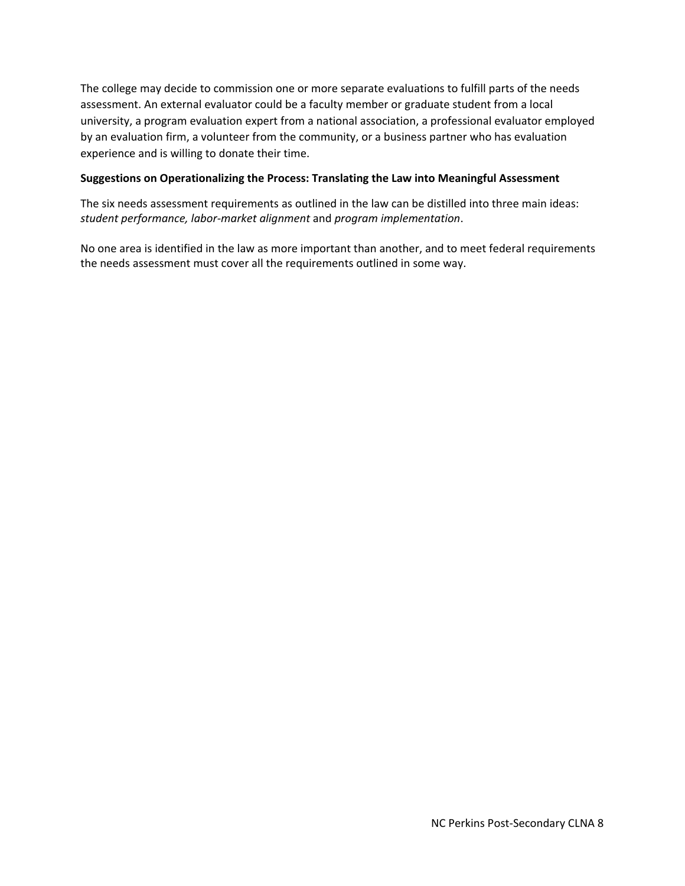The college may decide to commission one or more separate evaluations to fulfill parts of the needs assessment. An external evaluator could be a faculty member or graduate student from a local university, a program evaluation expert from a national association, a professional evaluator employed by an evaluation firm, a volunteer from the community, or a business partner who has evaluation experience and is willing to donate their time.

**Suggestions on Operationalizing the Process: Translating the Law into Meaningful Assessment**

The six needs assessment requirements as outlined in the law can be distilled into three main ideas: *student performance, labor-market alignment* and *program implementation*.

No one area is identified in the law as more important than another, and to meet federal requirements the needs assessment must cover all the requirements outlined in some way.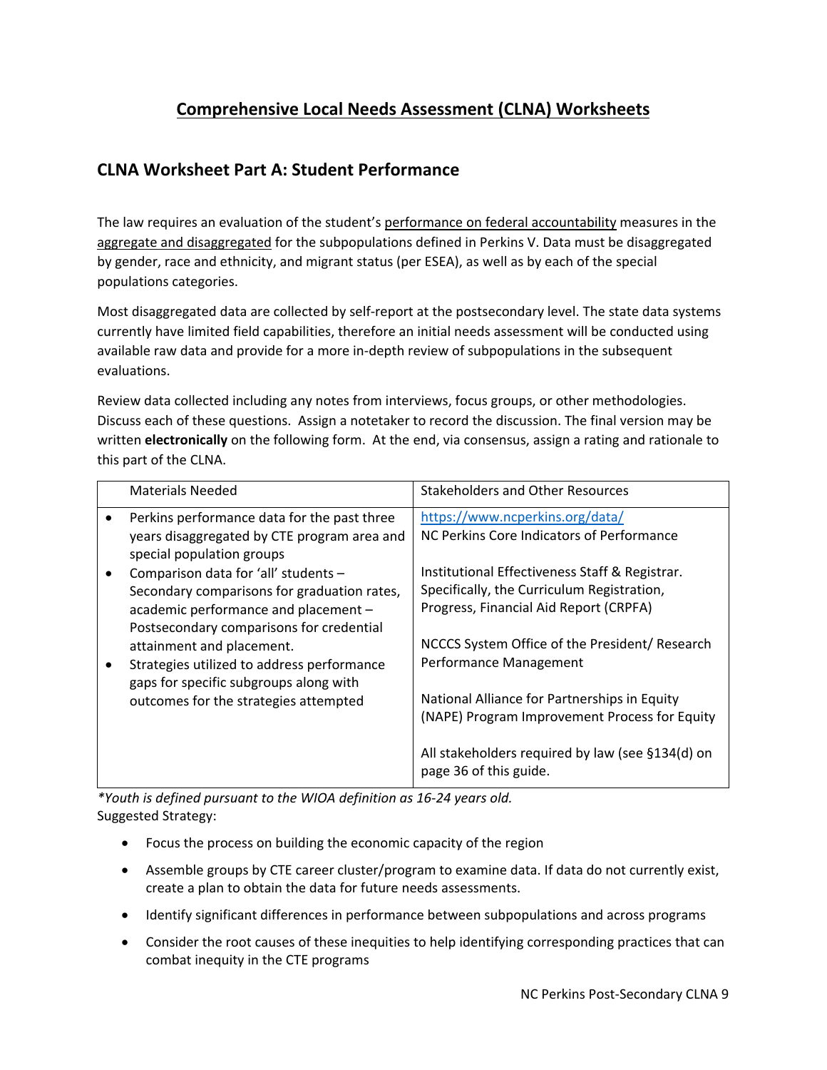# <u>Comprehensive Local Needs Assessment (CLNA) Worksheets</u>

## CLNA Worksheet Part A: Student Performance

The law requires an evaluation of the student's <u>performance on federal accountability</u> measures in the <u>aggregate and disaggregated</u> for the subpopulations defined in Perkins V. Data must be disaggregated by gender, race and ethnicity, and migrant status (per ESEA), as well as by each of the special populations categories.

Most disaggregated data are collected by self-report at the postsecondary level. The state data systems currently have limited field capabilities, therefore an initial needs assessment will be conducted using available raw data and provide for a more in-depth review of subpopulations in the subsequent evaluations.

Review data collected including any notes from interviews, focus groups, or other methodologies. Discuss each of these questions. Assign a notetaker to record the discussion. The final version may be written **electronically** on the following form. At the end, via consensus, assign a rating and rationale to this part of the CLNA.

| Materials Needed | Stakeholders and Other Resources |
|---|---|
| • Perkins performance data for the past three years disaggregated by CTE program area and special population groups<br>• Comparison data for 'all' students – Secondary comparisons for graduation rates, academic performance and placement – Postsecondary comparisons for credential attainment and placement.<br>• Strategies utilized to address performance gaps for specific subgroups along with outcomes for the strategies attempted | https://www.ncperkins.org/data/<br>NC Perkins Core Indicators of Performance<br><br>Institutional Effectiveness Staff & Registrar. Specifically, the Curriculum Registration, Progress, Financial Aid Report (CRPFA)<br><br>NCCCS System Office of the President/ Research Performance Management<br><br>National Alliance for Partnerships in Equity (NAPE) Program Improvement Process for Equity<br><br>All stakeholders required by law (see §134(d) on page 36 of this guide. |

*\*Youth is defined pursuant to the WIOA definition as 16-24 years old.*

Suggested Strategy:

- Focus the process on building the economic capacity of the region
- Assemble groups by CTE career cluster/program to examine data. If data do not currently exist, create a plan to obtain the data for future needs assessments.
- Identify significant differences in performance between subpopulations and across programs
- Consider the root causes of these inequities to help identifying corresponding practices that can combat inequity in the CTE programs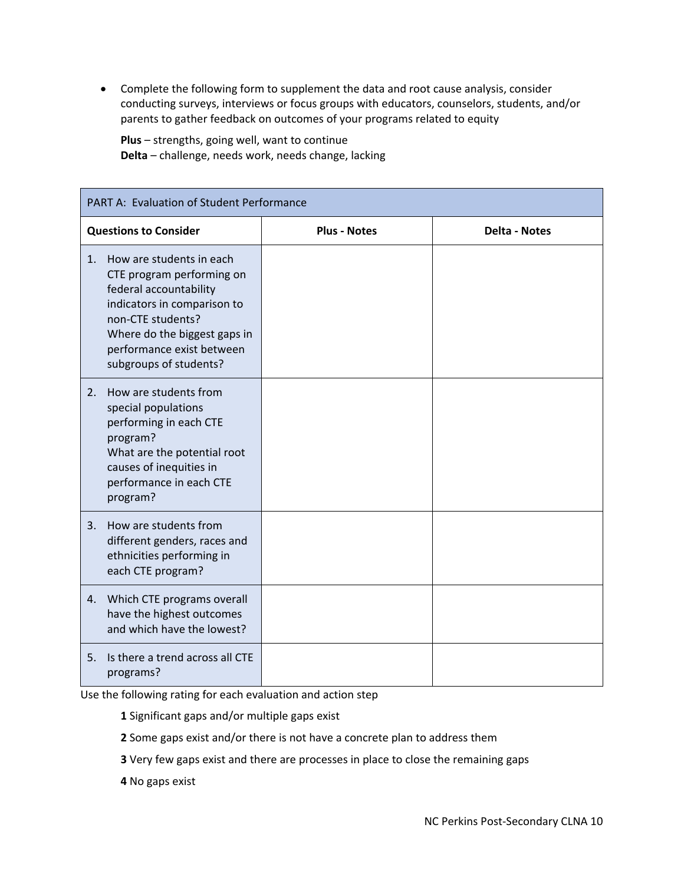- Complete the following form to supplement the data and root cause analysis, consider conducting surveys, interviews or focus groups with educators, counselors, students, and/or parents to gather feedback on outcomes of your programs related to equity

  **Plus** – strengths, going well, want to continue
  **Delta** – challenge, needs work, needs change, lacking

| PART A: Evaluation of Student Performance | | |
|---|---|---|
| **Questions to Consider** | **Plus - Notes** | **Delta - Notes** |
| 1. How are students in each CTE program performing on federal accountability indicators in comparison to non-CTE students? Where do the biggest gaps in performance exist between subgroups of students? | | |
| 2. How are students from special populations performing in each CTE program? What are the potential root causes of inequities in performance in each CTE program? | | |
| 3. How are students from different genders, races and ethnicities performing in each CTE program? | | |
| 4. Which CTE programs overall have the highest outcomes and which have the lowest? | | |
| 5. Is there a trend across all CTE programs? | | |

Use the following rating for each evaluation and action step

**1** Significant gaps and/or multiple gaps exist

**2** Some gaps exist and/or there is not have a concrete plan to address them

**3** Very few gaps exist and there are processes in place to close the remaining gaps

**4** No gaps exist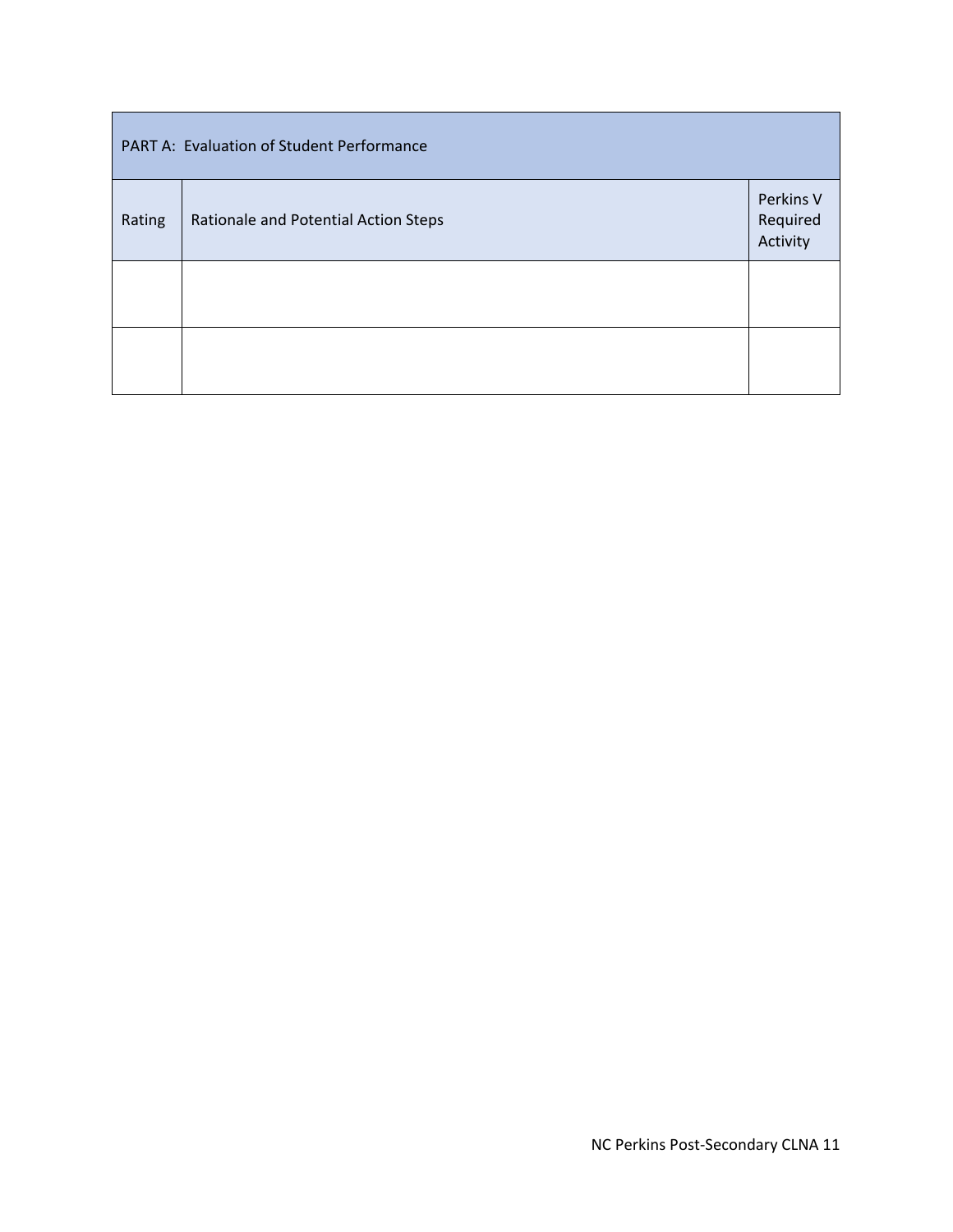| PART A: Evaluation of Student Performance | | |
|---|---|---|
| Rating | Rationale and Potential Action Steps | Perkins V Required Activity |
| | | |
| | | |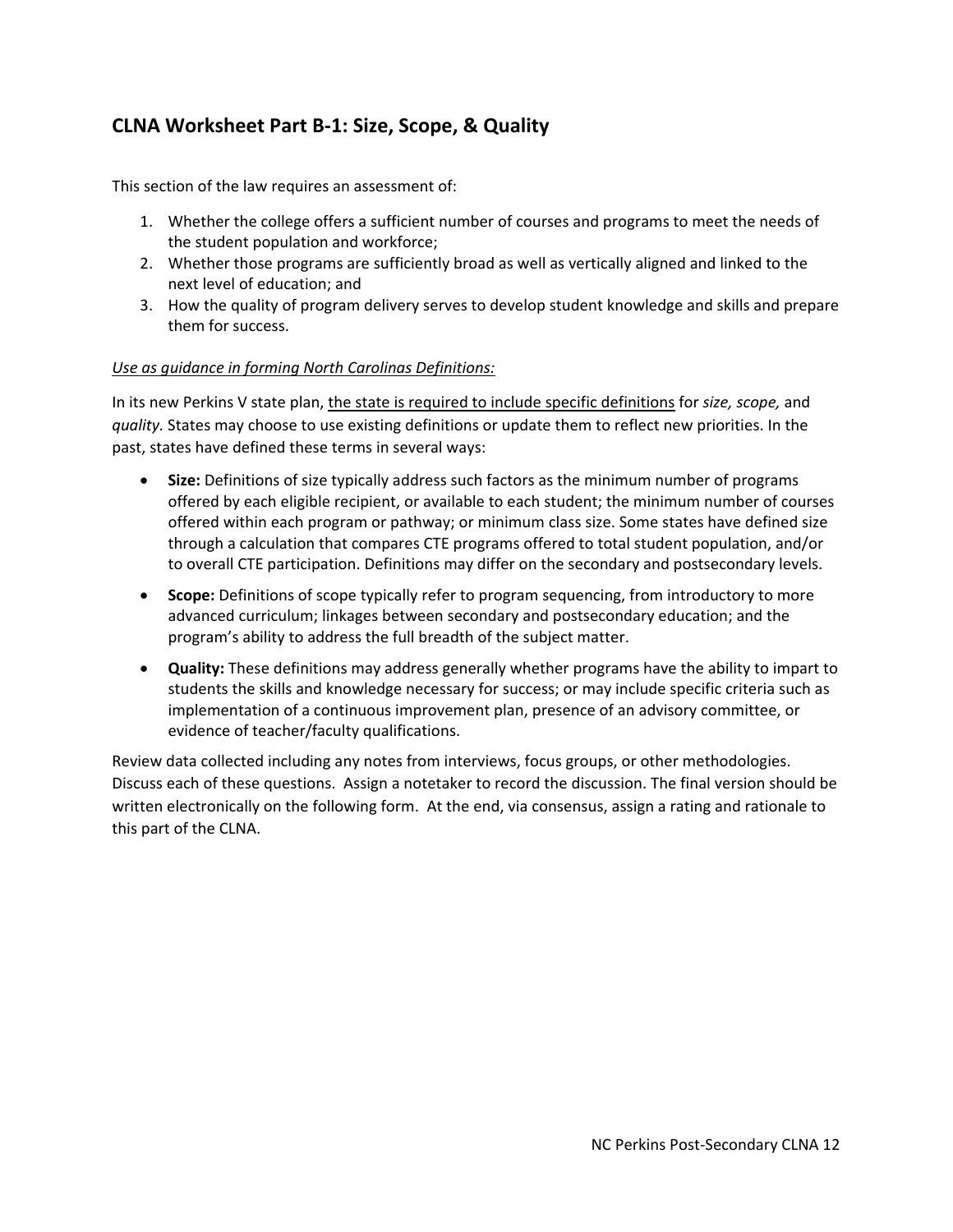## CLNA Worksheet Part B-1: Size, Scope, & Quality

This section of the law requires an assessment of:

1. Whether the college offers a sufficient number of courses and programs to meet the needs of the student population and workforce;
2. Whether those programs are sufficiently broad as well as vertically aligned and linked to the next level of education; and
3. How the quality of program delivery serves to develop student knowledge and skills and prepare them for success.

*<u>Use as guidance in forming North Carolinas Definitions:</u>*

In its new Perkins V state plan, <u>the state is required to include specific definitions</u> for *size, scope,* and *quality.* States may choose to use existing definitions or update them to reflect new priorities. In the past, states have defined these terms in several ways:

- **Size:** Definitions of size typically address such factors as the minimum number of programs offered by each eligible recipient, or available to each student; the minimum number of courses offered within each program or pathway; or minimum class size. Some states have defined size through a calculation that compares CTE programs offered to total student population, and/or to overall CTE participation. Definitions may differ on the secondary and postsecondary levels.
- **Scope:** Definitions of scope typically refer to program sequencing, from introductory to more advanced curriculum; linkages between secondary and postsecondary education; and the program's ability to address the full breadth of the subject matter.
- **Quality:** These definitions may address generally whether programs have the ability to impart to students the skills and knowledge necessary for success; or may include specific criteria such as implementation of a continuous improvement plan, presence of an advisory committee, or evidence of teacher/faculty qualifications.

Review data collected including any notes from interviews, focus groups, or other methodologies. Discuss each of these questions. Assign a notetaker to record the discussion. The final version should be written electronically on the following form. At the end, via consensus, assign a rating and rationale to this part of the CLNA.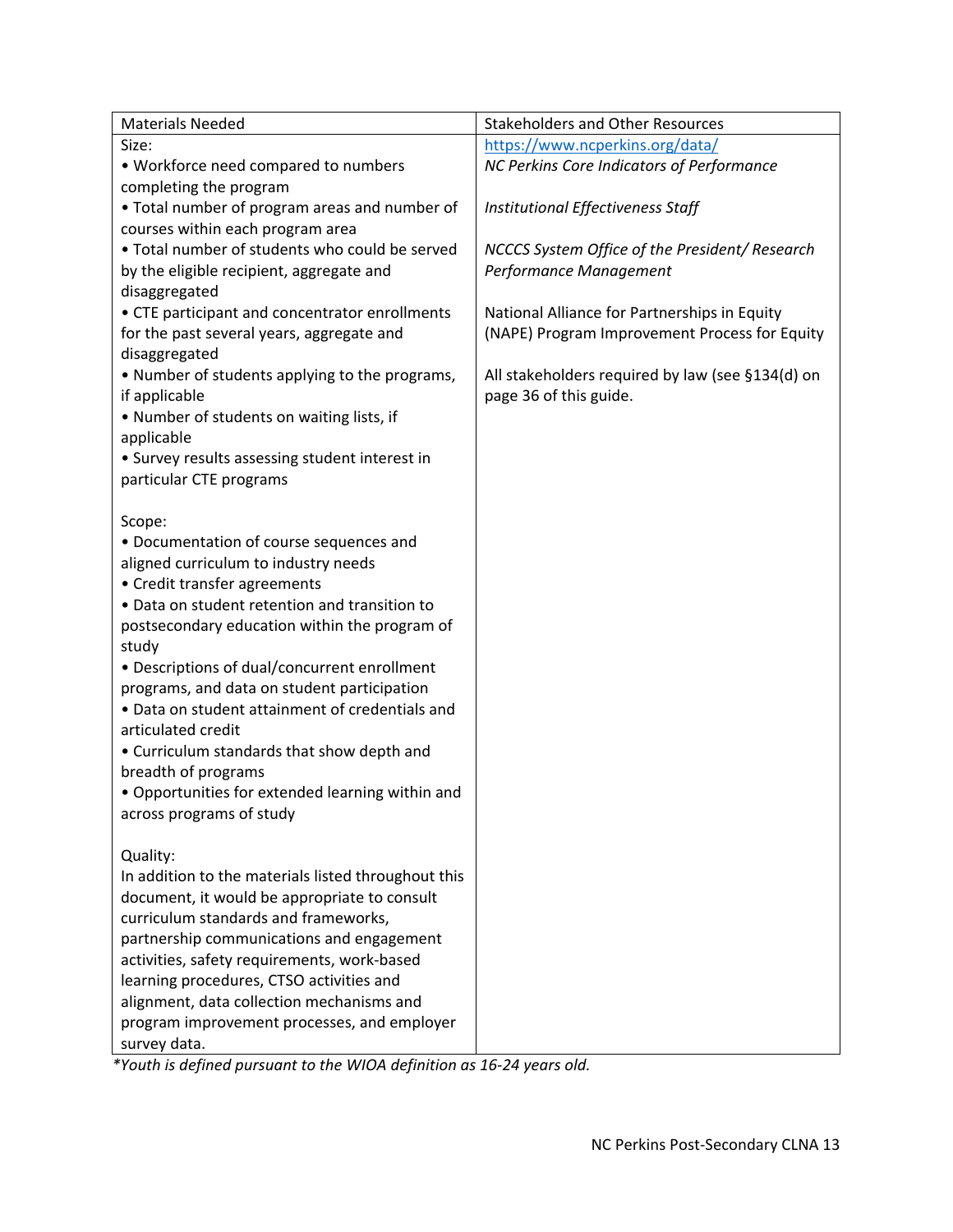| Materials Needed | Stakeholders and Other Resources |
| --- | --- |
| Size:<br>• Workforce need compared to numbers completing the program<br>• Total number of program areas and number of courses within each program area<br>• Total number of students who could be served by the eligible recipient, aggregate and disaggregated<br>• CTE participant and concentrator enrollments for the past several years, aggregate and disaggregated<br>• Number of students applying to the programs, if applicable<br>• Number of students on waiting lists, if applicable<br>• Survey results assessing student interest in particular CTE programs<br><br>Scope:<br>• Documentation of course sequences and aligned curriculum to industry needs<br>• Credit transfer agreements<br>• Data on student retention and transition to postsecondary education within the program of study<br>• Descriptions of dual/concurrent enrollment programs, and data on student participation<br>• Data on student attainment of credentials and articulated credit<br>• Curriculum standards that show depth and breadth of programs<br>• Opportunities for extended learning within and across programs of study<br><br>Quality:<br>In addition to the materials listed throughout this document, it would be appropriate to consult curriculum standards and frameworks, partnership communications and engagement activities, safety requirements, work-based learning procedures, CTSO activities and alignment, data collection mechanisms and program improvement processes, and employer survey data. | https://www.ncperkins.org/data/<br>*NC Perkins Core Indicators of Performance*<br><br>*Institutional Effectiveness Staff*<br><br>*NCCCS System Office of the President/ Research Performance Management*<br><br>National Alliance for Partnerships in Equity (NAPE) Program Improvement Process for Equity<br><br>All stakeholders required by law (see §134(d) on page 36 of this guide. |

*\*Youth is defined pursuant to the WIOA definition as 16-24 years old.*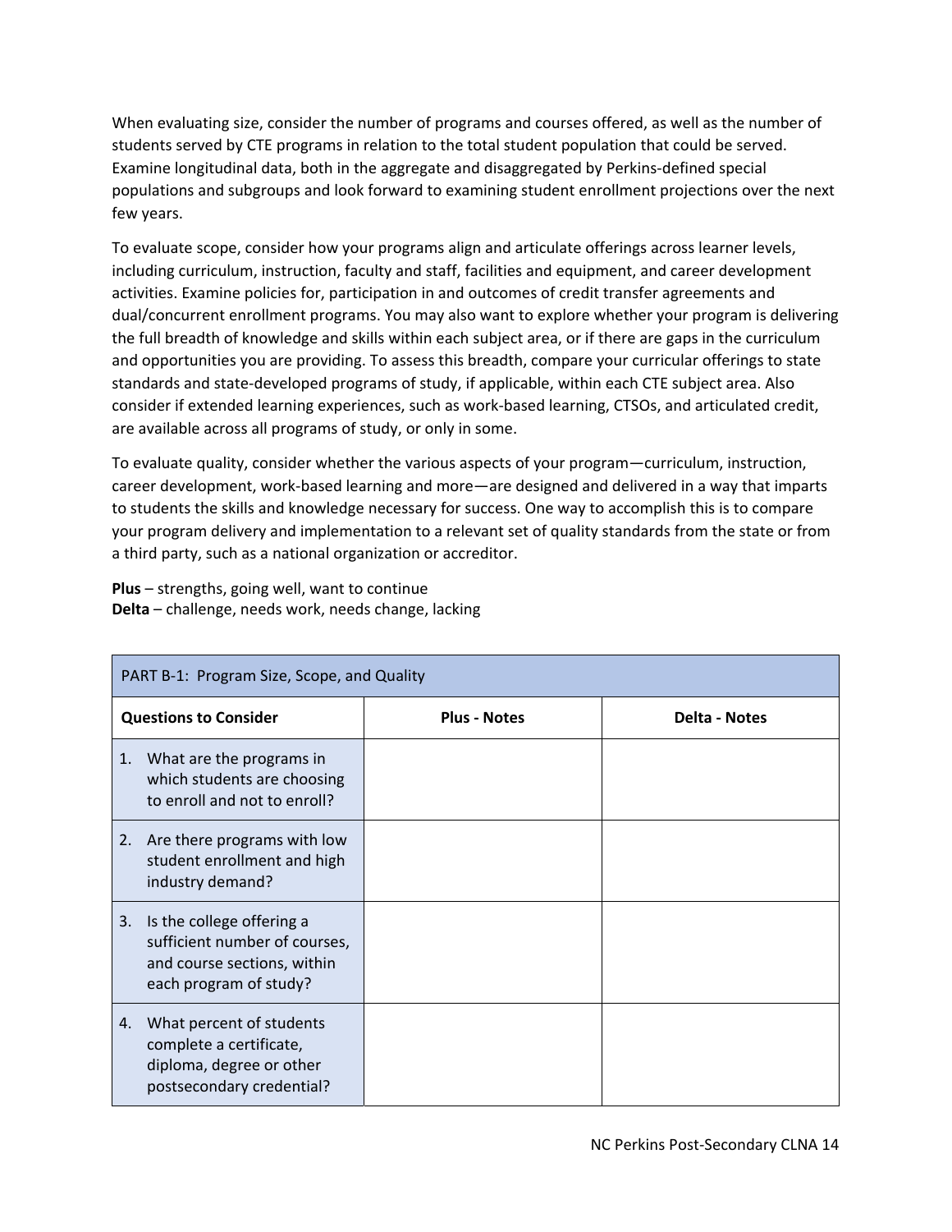When evaluating size, consider the number of programs and courses offered, as well as the number of students served by CTE programs in relation to the total student population that could be served. Examine longitudinal data, both in the aggregate and disaggregated by Perkins-defined special populations and subgroups and look forward to examining student enrollment projections over the next few years.

To evaluate scope, consider how your programs align and articulate offerings across learner levels, including curriculum, instruction, faculty and staff, facilities and equipment, and career development activities. Examine policies for, participation in and outcomes of credit transfer agreements and dual/concurrent enrollment programs. You may also want to explore whether your program is delivering the full breadth of knowledge and skills within each subject area, or if there are gaps in the curriculum and opportunities you are providing. To assess this breadth, compare your curricular offerings to state standards and state-developed programs of study, if applicable, within each CTE subject area. Also consider if extended learning experiences, such as work-based learning, CTSOs, and articulated credit, are available across all programs of study, or only in some.

To evaluate quality, consider whether the various aspects of your program—curriculum, instruction, career development, work-based learning and more—are designed and delivered in a way that imparts to students the skills and knowledge necessary for success. One way to accomplish this is to compare your program delivery and implementation to a relevant set of quality standards from the state or from a third party, such as a national organization or accreditor.

**Plus** – strengths, going well, want to continue
**Delta** – challenge, needs work, needs change, lacking

| PART B-1: Program Size, Scope, and Quality | | |
|---|---|---|
| **Questions to Consider** | **Plus - Notes** | **Delta - Notes** |
| 1. What are the programs in which students are choosing to enroll and not to enroll? | | |
| 2. Are there programs with low student enrollment and high industry demand? | | |
| 3. Is the college offering a sufficient number of courses, and course sections, within each program of study? | | |
| 4. What percent of students complete a certificate, diploma, degree or other postsecondary credential? | | |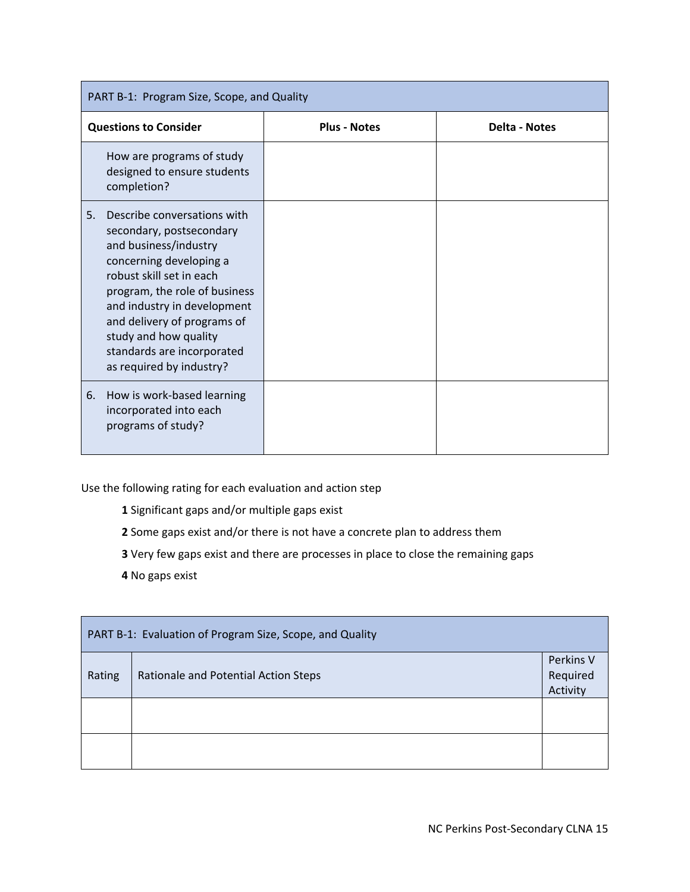| PART B-1: Program Size, Scope, and Quality | | |
|---|---|---|
| **Questions to Consider** | **Plus - Notes** | **Delta - Notes** |
| How are programs of study designed to ensure students completion? | | |
| 5. Describe conversations with secondary, postsecondary and business/industry concerning developing a robust skill set in each program, the role of business and industry in development and delivery of programs of study and how quality standards are incorporated as required by industry? | | |
| 6. How is work-based learning incorporated into each programs of study? | | |

Use the following rating for each evaluation and action step

**1** Significant gaps and/or multiple gaps exist

**2** Some gaps exist and/or there is not have a concrete plan to address them

**3** Very few gaps exist and there are processes in place to close the remaining gaps

**4** No gaps exist

| PART B-1: Evaluation of Program Size, Scope, and Quality | | |
|---|---|---|
| Rating | Rationale and Potential Action Steps | Perkins V Required Activity |
| | | |
| | | |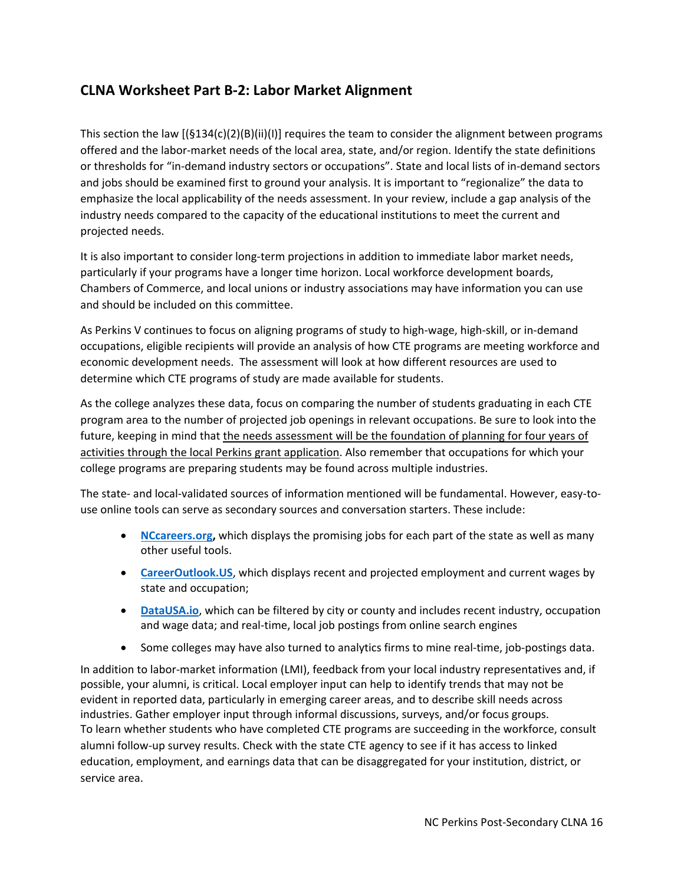## CLNA Worksheet Part B-2: Labor Market Alignment

This section the law [(§134(c)(2)(B)(ii)(I)] requires the team to consider the alignment between programs offered and the labor-market needs of the local area, state, and/or region. Identify the state definitions or thresholds for "in-demand industry sectors or occupations". State and local lists of in-demand sectors and jobs should be examined first to ground your analysis. It is important to "regionalize" the data to emphasize the local applicability of the needs assessment. In your review, include a gap analysis of the industry needs compared to the capacity of the educational institutions to meet the current and projected needs.

It is also important to consider long-term projections in addition to immediate labor market needs, particularly if your programs have a longer time horizon. Local workforce development boards, Chambers of Commerce, and local unions or industry associations may have information you can use and should be included on this committee.

As Perkins V continues to focus on aligning programs of study to high-wage, high-skill, or in-demand occupations, eligible recipients will provide an analysis of how CTE programs are meeting workforce and economic development needs. The assessment will look at how different resources are used to determine which CTE programs of study are made available for students.

As the college analyzes these data, focus on comparing the number of students graduating in each CTE program area to the number of projected job openings in relevant occupations. Be sure to look into the future, keeping in mind that <u>the needs assessment will be the foundation of planning for four years of activities through the local Perkins grant application</u>. Also remember that occupations for which your college programs are preparing students may be found across multiple industries.

The state- and local-validated sources of information mentioned will be fundamental. However, easy-to-use online tools can serve as secondary sources and conversation starters. These include:

- **NCcareers.org,** which displays the promising jobs for each part of the state as well as many other useful tools.
- **CareerOutlook.US**, which displays recent and projected employment and current wages by state and occupation;
- **DataUSA.io**, which can be filtered by city or county and includes recent industry, occupation and wage data; and real-time, local job postings from online search engines
- Some colleges may have also turned to analytics firms to mine real-time, job-postings data.

In addition to labor-market information (LMI), feedback from your local industry representatives and, if possible, your alumni, is critical. Local employer input can help to identify trends that may not be evident in reported data, particularly in emerging career areas, and to describe skill needs across industries. Gather employer input through informal discussions, surveys, and/or focus groups.
To learn whether students who have completed CTE programs are succeeding in the workforce, consult alumni follow-up survey results. Check with the state CTE agency to see if it has access to linked education, employment, and earnings data that can be disaggregated for your institution, district, or service area.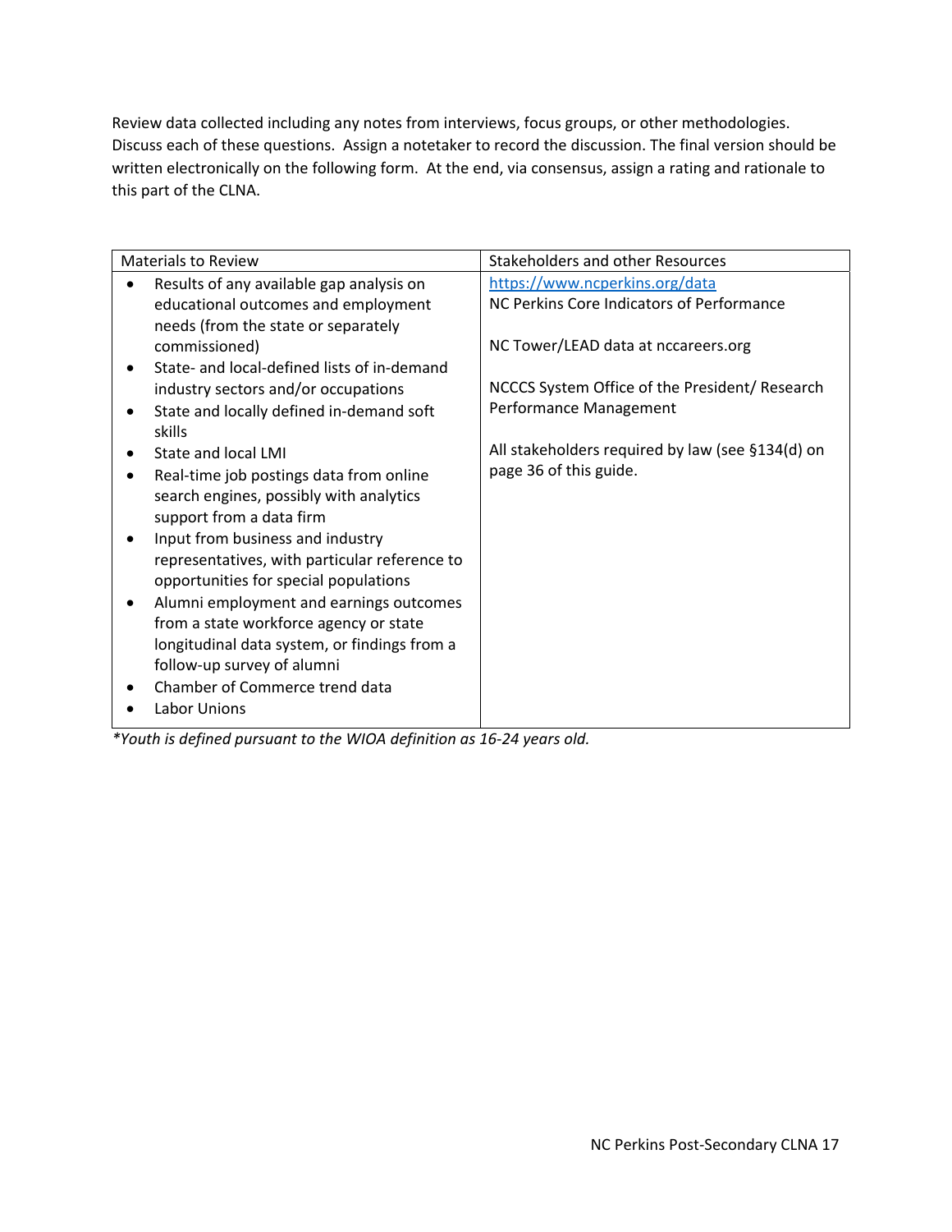Review data collected including any notes from interviews, focus groups, or other methodologies. Discuss each of these questions. Assign a notetaker to record the discussion. The final version should be written electronically on the following form. At the end, via consensus, assign a rating and rationale to this part of the CLNA.

| Materials to Review | Stakeholders and other Resources |
|---|---|
| • Results of any available gap analysis on educational outcomes and employment needs (from the state or separately commissioned)<br>• State- and local-defined lists of in-demand industry sectors and/or occupations<br>• State and locally defined in-demand soft skills<br>• State and local LMI<br>• Real-time job postings data from online search engines, possibly with analytics support from a data firm<br>• Input from business and industry representatives, with particular reference to opportunities for special populations<br>• Alumni employment and earnings outcomes from a state workforce agency or state longitudinal data system, or findings from a follow-up survey of alumni<br>• Chamber of Commerce trend data<br>• Labor Unions | https://www.ncperkins.org/data<br>NC Perkins Core Indicators of Performance<br><br>NC Tower/LEAD data at nccareers.org<br><br>NCCCS System Office of the President/ Research Performance Management<br><br>All stakeholders required by law (see §134(d) on page 36 of this guide. |

*Youth is defined pursuant to the WIOA definition as 16-24 years old.*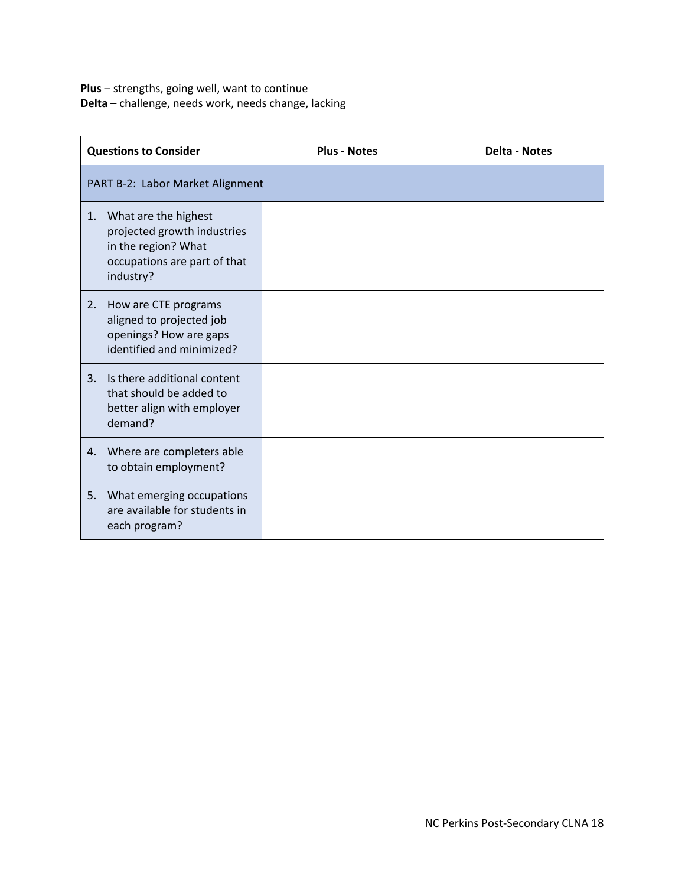**Plus** – strengths, going well, want to continue
**Delta** – challenge, needs work, needs change, lacking

| Questions to Consider | Plus - Notes | Delta - Notes |
|---|---|---|
| PART B-2: Labor Market Alignment | | |
| 1. What are the highest projected growth industries in the region? What occupations are part of that industry? | | |
| 2. How are CTE programs aligned to projected job openings? How are gaps identified and minimized? | | |
| 3. Is there additional content that should be added to better align with employer demand? | | |
| 4. Where are completers able to obtain employment? | | |
| 5. What emerging occupations are available for students in each program? | | |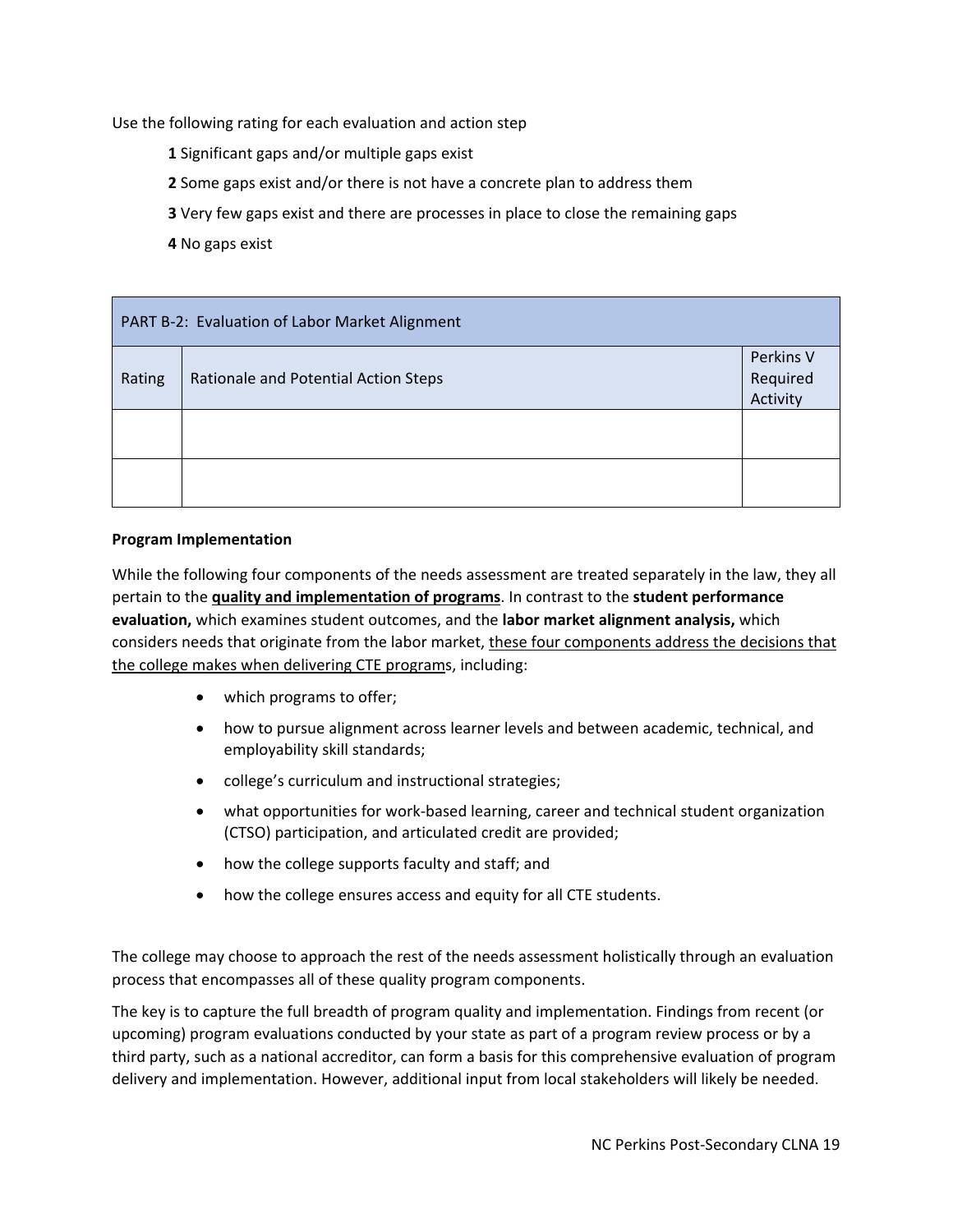Use the following rating for each evaluation and action step

**1** Significant gaps and/or multiple gaps exist

**2** Some gaps exist and/or there is not have a concrete plan to address them

**3** Very few gaps exist and there are processes in place to close the remaining gaps

**4** No gaps exist

| PART B-2: Evaluation of Labor Market Alignment | | |
|---|---|---|
| Rating | Rationale and Potential Action Steps | Perkins V Required Activity |
| | | |
| | | |

**Program Implementation**

While the following four components of the needs assessment are treated separately in the law, they all pertain to the **quality and implementation of programs**. In contrast to the **student performance evaluation,** which examines student outcomes, and the **labor market alignment analysis,** which considers needs that originate from the labor market, these four components address the decisions that the college makes when delivering CTE programs, including:

- which programs to offer;
- how to pursue alignment across learner levels and between academic, technical, and employability skill standards;
- college's curriculum and instructional strategies;
- what opportunities for work-based learning, career and technical student organization (CTSO) participation, and articulated credit are provided;
- how the college supports faculty and staff; and
- how the college ensures access and equity for all CTE students.

The college may choose to approach the rest of the needs assessment holistically through an evaluation process that encompasses all of these quality program components.

The key is to capture the full breadth of program quality and implementation. Findings from recent (or upcoming) program evaluations conducted by your state as part of a program review process or by a third party, such as a national accreditor, can form a basis for this comprehensive evaluation of program delivery and implementation. However, additional input from local stakeholders will likely be needed.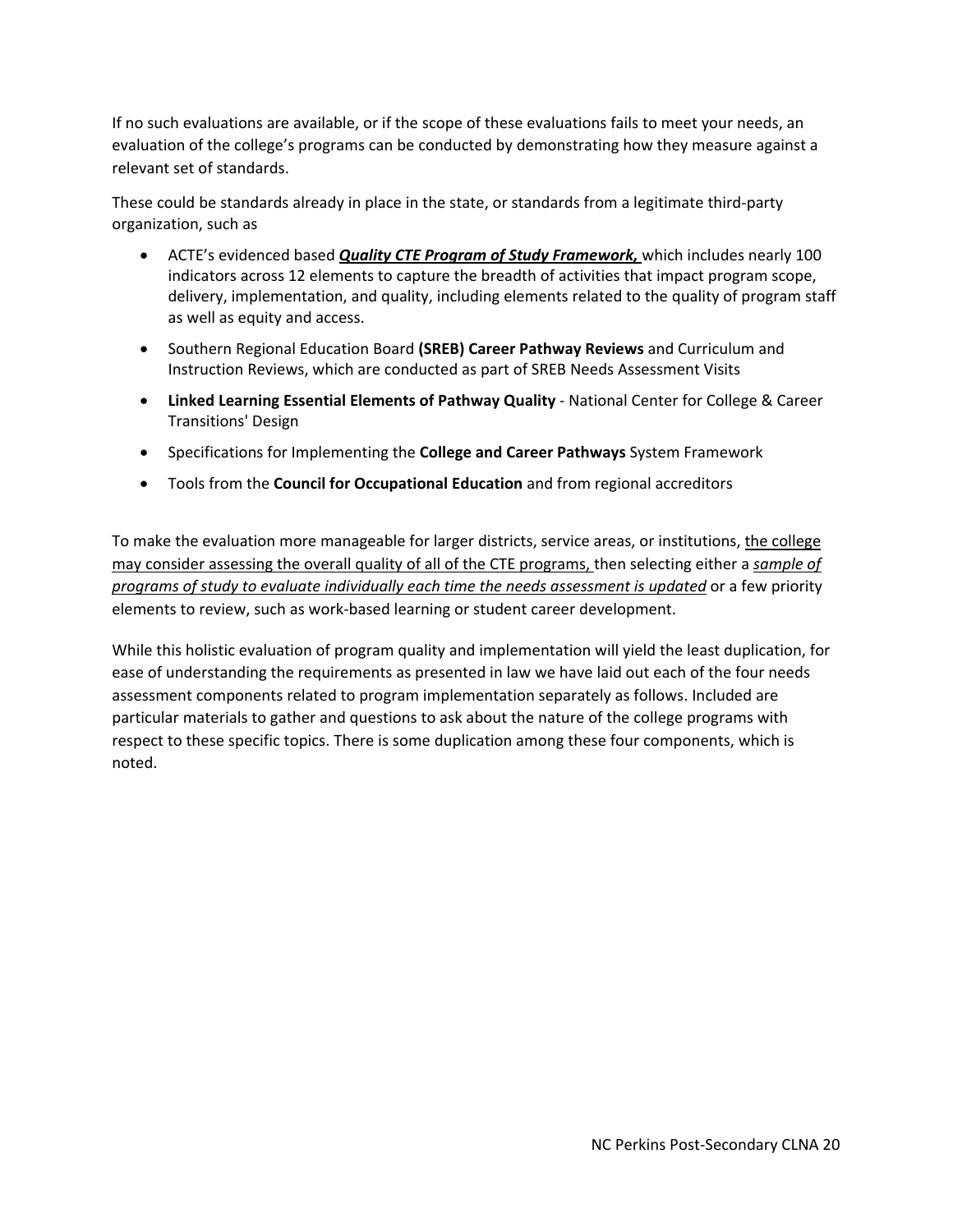If no such evaluations are available, or if the scope of these evaluations fails to meet your needs, an evaluation of the college's programs can be conducted by demonstrating how they measure against a relevant set of standards.

These could be standards already in place in the state, or standards from a legitimate third-party organization, such as

- ACTE's evidenced based ***Quality CTE Program of Study Framework,*** which includes nearly 100 indicators across 12 elements to capture the breadth of activities that impact program scope, delivery, implementation, and quality, including elements related to the quality of program staff as well as equity and access.
- Southern Regional Education Board **(SREB) Career Pathway Reviews** and Curriculum and Instruction Reviews, which are conducted as part of SREB Needs Assessment Visits
- **Linked Learning Essential Elements of Pathway Quality** - National Center for College & Career Transitions' Design
- Specifications for Implementing the **College and Career Pathways** System Framework
- Tools from the **Council for Occupational Education** and from regional accreditors

To make the evaluation more manageable for larger districts, service areas, or institutions, the college may consider assessing the overall quality of all of the CTE programs, then selecting either a *sample of programs of study to evaluate individually each time the needs assessment is updated* or a few priority elements to review, such as work-based learning or student career development.

While this holistic evaluation of program quality and implementation will yield the least duplication, for ease of understanding the requirements as presented in law we have laid out each of the four needs assessment components related to program implementation separately as follows. Included are particular materials to gather and questions to ask about the nature of the college programs with respect to these specific topics. There is some duplication among these four components, which is noted.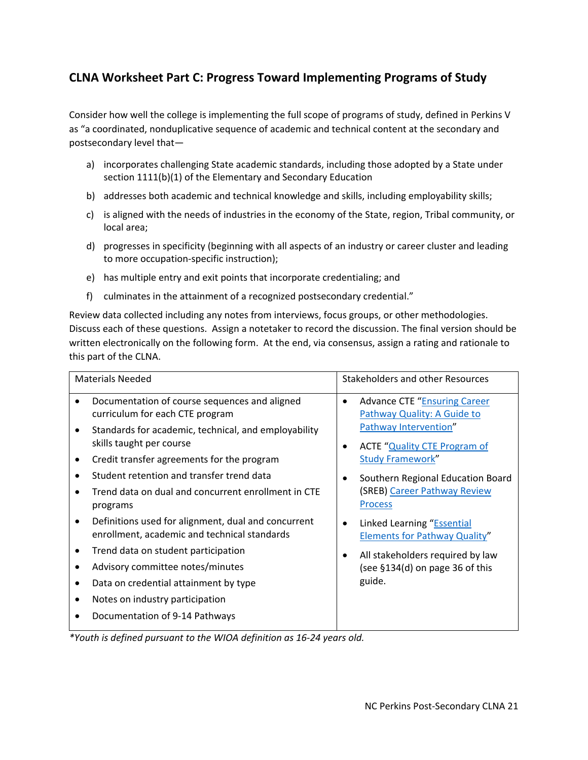## CLNA Worksheet Part C: Progress Toward Implementing Programs of Study

Consider how well the college is implementing the full scope of programs of study, defined in Perkins V as "a coordinated, nonduplicative sequence of academic and technical content at the secondary and postsecondary level that—

a) incorporates challenging State academic standards, including those adopted by a State under section 1111(b)(1) of the Elementary and Secondary Education

b) addresses both academic and technical knowledge and skills, including employability skills;

c) is aligned with the needs of industries in the economy of the State, region, Tribal community, or local area;

d) progresses in specificity (beginning with all aspects of an industry or career cluster and leading to more occupation-specific instruction);

e) has multiple entry and exit points that incorporate credentialing; and

f) culminates in the attainment of a recognized postsecondary credential."

Review data collected including any notes from interviews, focus groups, or other methodologies. Discuss each of these questions. Assign a notetaker to record the discussion. The final version should be written electronically on the following form. At the end, via consensus, assign a rating and rationale to this part of the CLNA.

| Materials Needed | Stakeholders and other Resources |
|---|---|
| • Documentation of course sequences and aligned curriculum for each CTE program<br>• Standards for academic, technical, and employability skills taught per course<br>• Credit transfer agreements for the program<br>• Student retention and transfer trend data<br>• Trend data on dual and concurrent enrollment in CTE programs<br>• Definitions used for alignment, dual and concurrent enrollment, academic and technical standards<br>• Trend data on student participation<br>• Advisory committee notes/minutes<br>• Data on credential attainment by type<br>• Notes on industry participation<br>• Documentation of 9-14 Pathways | • Advance CTE "Ensuring Career Pathway Quality: A Guide to Pathway Intervention"<br>• ACTE "Quality CTE Program of Study Framework"<br>• Southern Regional Education Board (SREB) Career Pathway Review Process<br>• Linked Learning "Essential Elements for Pathway Quality"<br>• All stakeholders required by law (see §134(d) on page 36 of this guide. |

*\*Youth is defined pursuant to the WIOA definition as 16-24 years old.*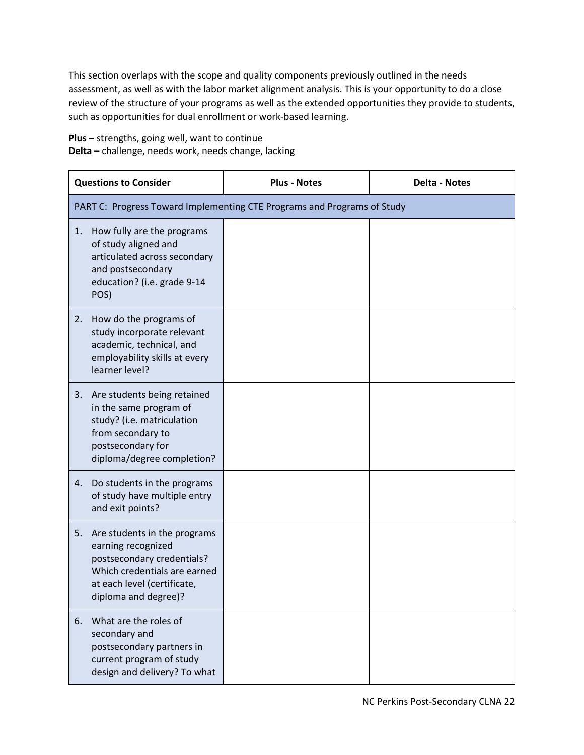This section overlaps with the scope and quality components previously outlined in the needs assessment, as well as with the labor market alignment analysis. This is your opportunity to do a close review of the structure of your programs as well as the extended opportunities they provide to students, such as opportunities for dual enrollment or work-based learning.

**Plus** – strengths, going well, want to continue
**Delta** – challenge, needs work, needs change, lacking

| Questions to Consider | Plus - Notes | Delta - Notes |
|---|---|---|
| PART C: Progress Toward Implementing CTE Programs and Programs of Study | | |
| 1. How fully are the programs of study aligned and articulated across secondary and postsecondary education? (i.e. grade 9-14 POS) | | |
| 2. How do the programs of study incorporate relevant academic, technical, and employability skills at every learner level? | | |
| 3. Are students being retained in the same program of study? (i.e. matriculation from secondary to postsecondary for diploma/degree completion? | | |
| 4. Do students in the programs of study have multiple entry and exit points? | | |
| 5. Are students in the programs earning recognized postsecondary credentials? Which credentials are earned at each level (certificate, diploma and degree)? | | |
| 6. What are the roles of secondary and postsecondary partners in current program of study design and delivery? To what | | |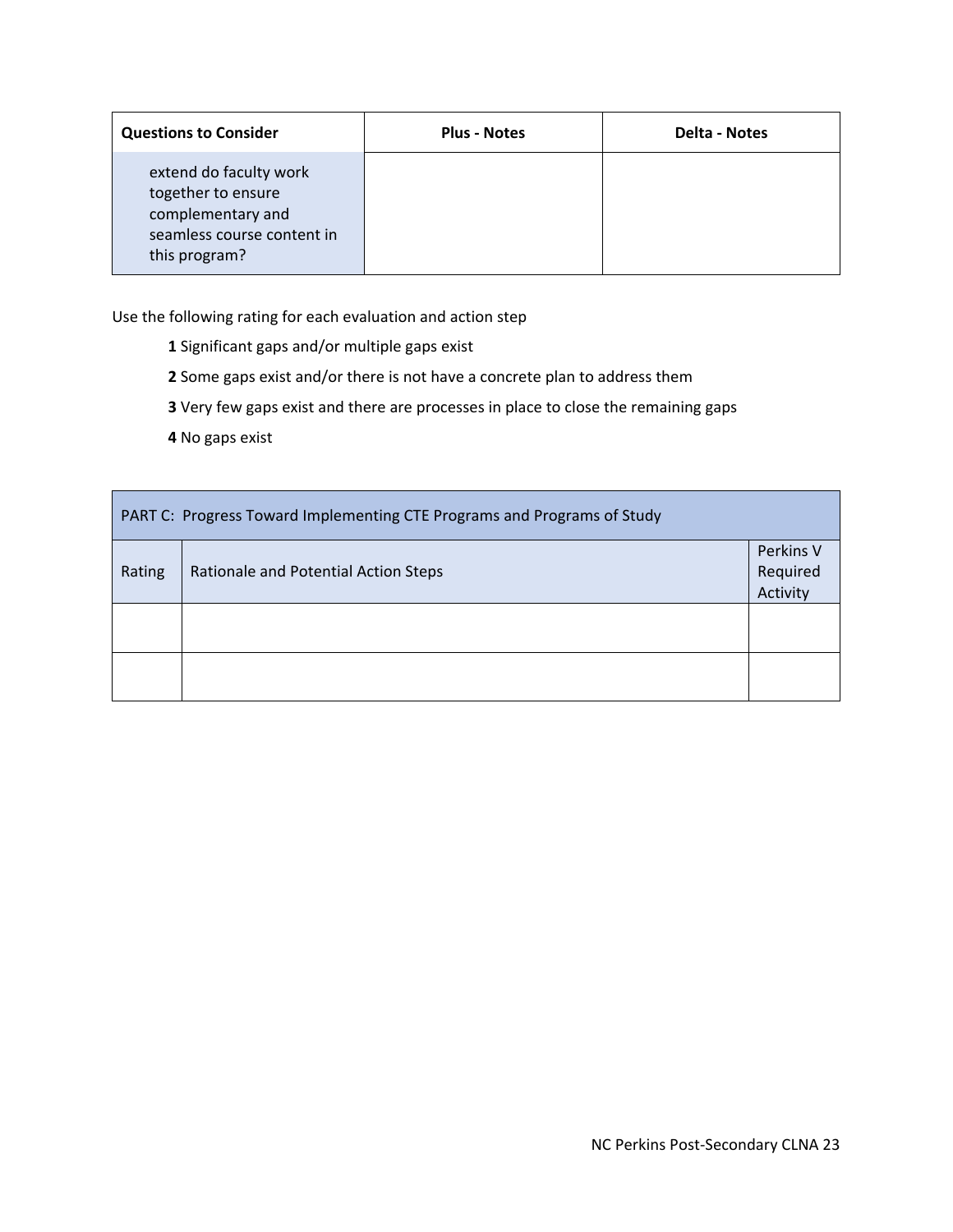| Questions to Consider | Plus - Notes | Delta - Notes |
| --- | --- | --- |
| extend do faculty work together to ensure complementary and seamless course content in this program? | | |

Use the following rating for each evaluation and action step

**1** Significant gaps and/or multiple gaps exist

**2** Some gaps exist and/or there is not have a concrete plan to address them

**3** Very few gaps exist and there are processes in place to close the remaining gaps

**4** No gaps exist

| PART C: Progress Toward Implementing CTE Programs and Programs of Study | | |
| --- | --- | --- |
| Rating | Rationale and Potential Action Steps | Perkins V Required Activity |
| | | |
| | | |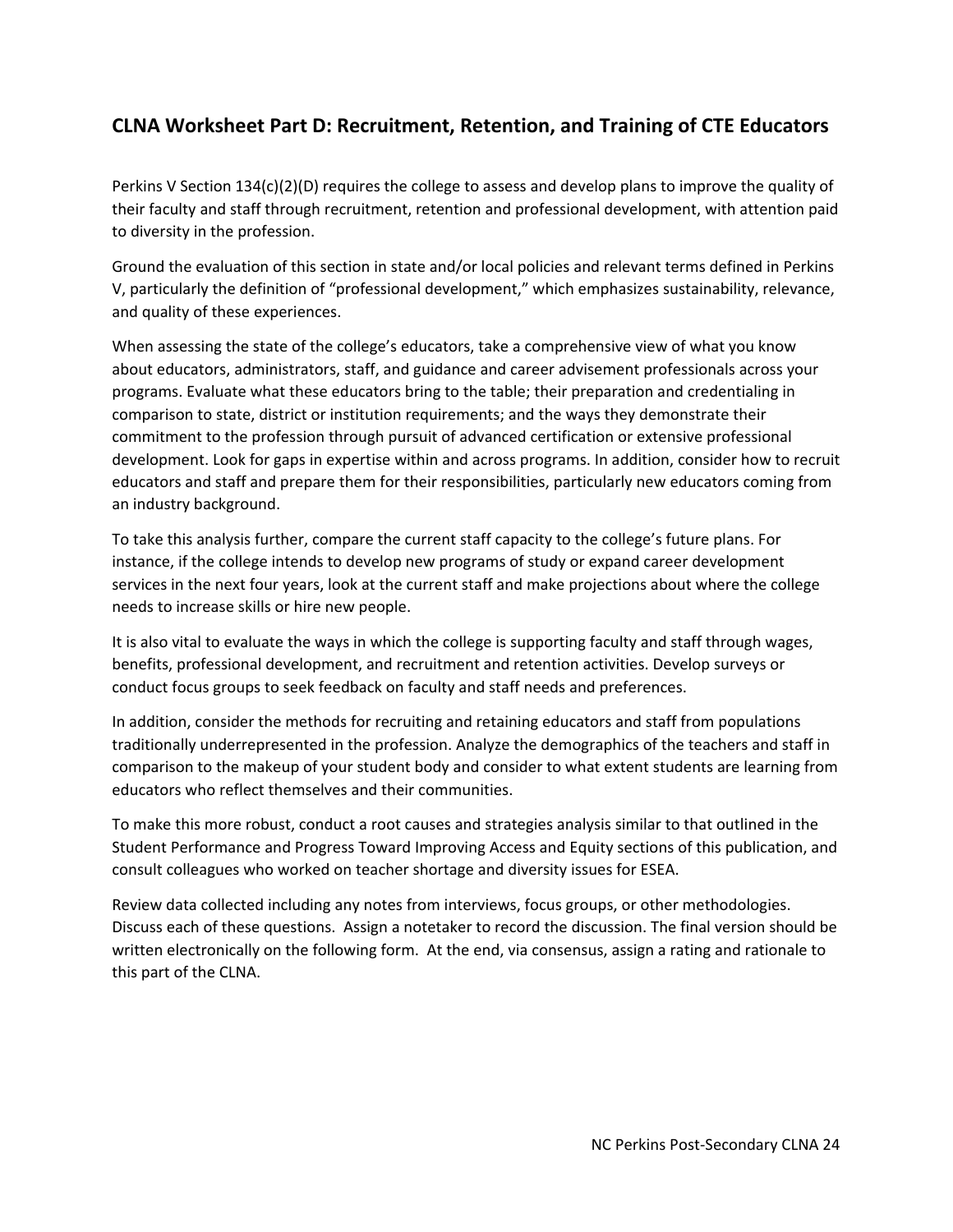## CLNA Worksheet Part D: Recruitment, Retention, and Training of CTE Educators

Perkins V Section 134(c)(2)(D) requires the college to assess and develop plans to improve the quality of their faculty and staff through recruitment, retention and professional development, with attention paid to diversity in the profession.

Ground the evaluation of this section in state and/or local policies and relevant terms defined in Perkins V, particularly the definition of "professional development," which emphasizes sustainability, relevance, and quality of these experiences.

When assessing the state of the college's educators, take a comprehensive view of what you know about educators, administrators, staff, and guidance and career advisement professionals across your programs. Evaluate what these educators bring to the table; their preparation and credentialing in comparison to state, district or institution requirements; and the ways they demonstrate their commitment to the profession through pursuit of advanced certification or extensive professional development. Look for gaps in expertise within and across programs. In addition, consider how to recruit educators and staff and prepare them for their responsibilities, particularly new educators coming from an industry background.

To take this analysis further, compare the current staff capacity to the college's future plans. For instance, if the college intends to develop new programs of study or expand career development services in the next four years, look at the current staff and make projections about where the college needs to increase skills or hire new people.

It is also vital to evaluate the ways in which the college is supporting faculty and staff through wages, benefits, professional development, and recruitment and retention activities. Develop surveys or conduct focus groups to seek feedback on faculty and staff needs and preferences.

In addition, consider the methods for recruiting and retaining educators and staff from populations traditionally underrepresented in the profession. Analyze the demographics of the teachers and staff in comparison to the makeup of your student body and consider to what extent students are learning from educators who reflect themselves and their communities.

To make this more robust, conduct a root causes and strategies analysis similar to that outlined in the Student Performance and Progress Toward Improving Access and Equity sections of this publication, and consult colleagues who worked on teacher shortage and diversity issues for ESEA.

Review data collected including any notes from interviews, focus groups, or other methodologies. Discuss each of these questions. Assign a notetaker to record the discussion. The final version should be written electronically on the following form. At the end, via consensus, assign a rating and rationale to this part of the CLNA.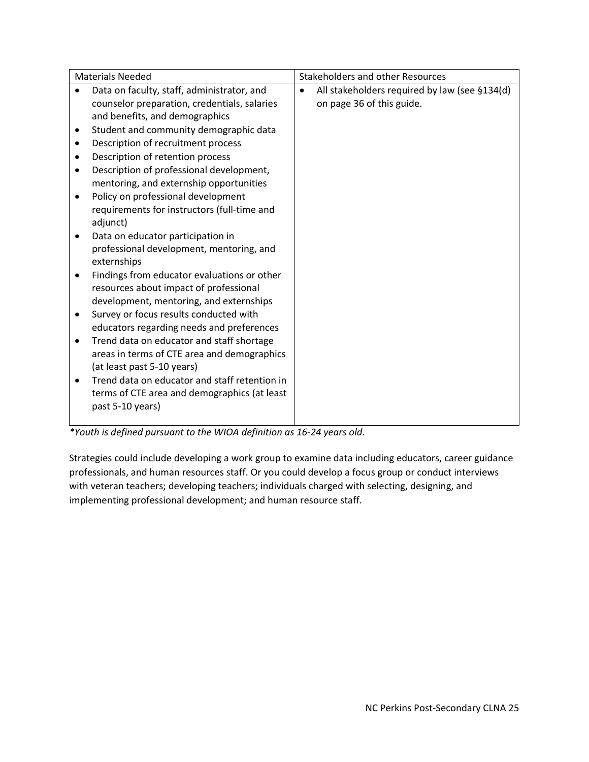| Materials Needed | Stakeholders and other Resources |
|---|---|
| • Data on faculty, staff, administrator, and counselor preparation, credentials, salaries and benefits, and demographics<br>• Student and community demographic data<br>• Description of recruitment process<br>• Description of retention process<br>• Description of professional development, mentoring, and externship opportunities<br>• Policy on professional development requirements for instructors (full-time and adjunct)<br>• Data on educator participation in professional development, mentoring, and externships<br>• Findings from educator evaluations or other resources about impact of professional development, mentoring, and externships<br>• Survey or focus results conducted with educators regarding needs and preferences<br>• Trend data on educator and staff shortage areas in terms of CTE area and demographics (at least past 5-10 years)<br>• Trend data on educator and staff retention in terms of CTE area and demographics (at least past 5-10 years) | • All stakeholders required by law (see §134(d) on page 36 of this guide. |

**Youth is defined pursuant to the WIOA definition as 16-24 years old.*

Strategies could include developing a work group to examine data including educators, career guidance professionals, and human resources staff. Or you could develop a focus group or conduct interviews with veteran teachers; developing teachers; individuals charged with selecting, designing, and implementing professional development; and human resource staff.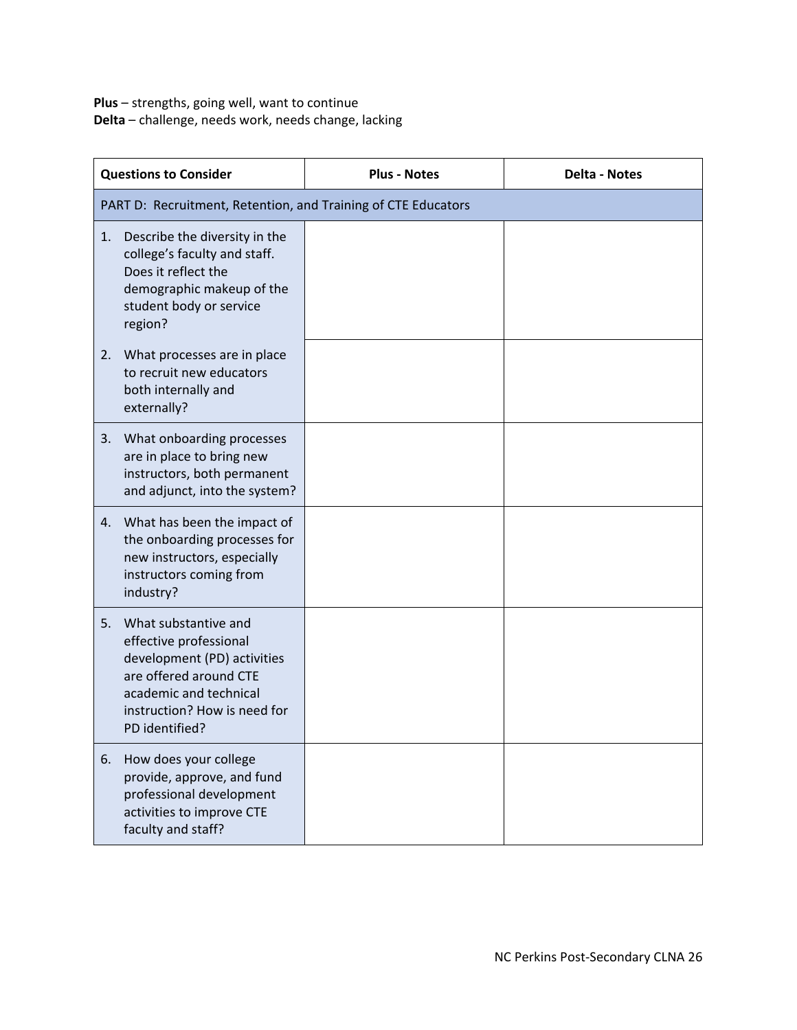**Plus** – strengths, going well, want to continue
**Delta** – challenge, needs work, needs change, lacking

| Questions to Consider | Plus - Notes | Delta - Notes |
|---|---|---|
| PART D: Recruitment, Retention, and Training of CTE Educators | | |
| 1. Describe the diversity in the college's faculty and staff. Does it reflect the demographic makeup of the student body or service region? | | |
| 2. What processes are in place to recruit new educators both internally and externally? | | |
| 3. What onboarding processes are in place to bring new instructors, both permanent and adjunct, into the system? | | |
| 4. What has been the impact of the onboarding processes for new instructors, especially instructors coming from industry? | | |
| 5. What substantive and effective professional development (PD) activities are offered around CTE academic and technical instruction? How is need for PD identified? | | |
| 6. How does your college provide, approve, and fund professional development activities to improve CTE faculty and staff? | | |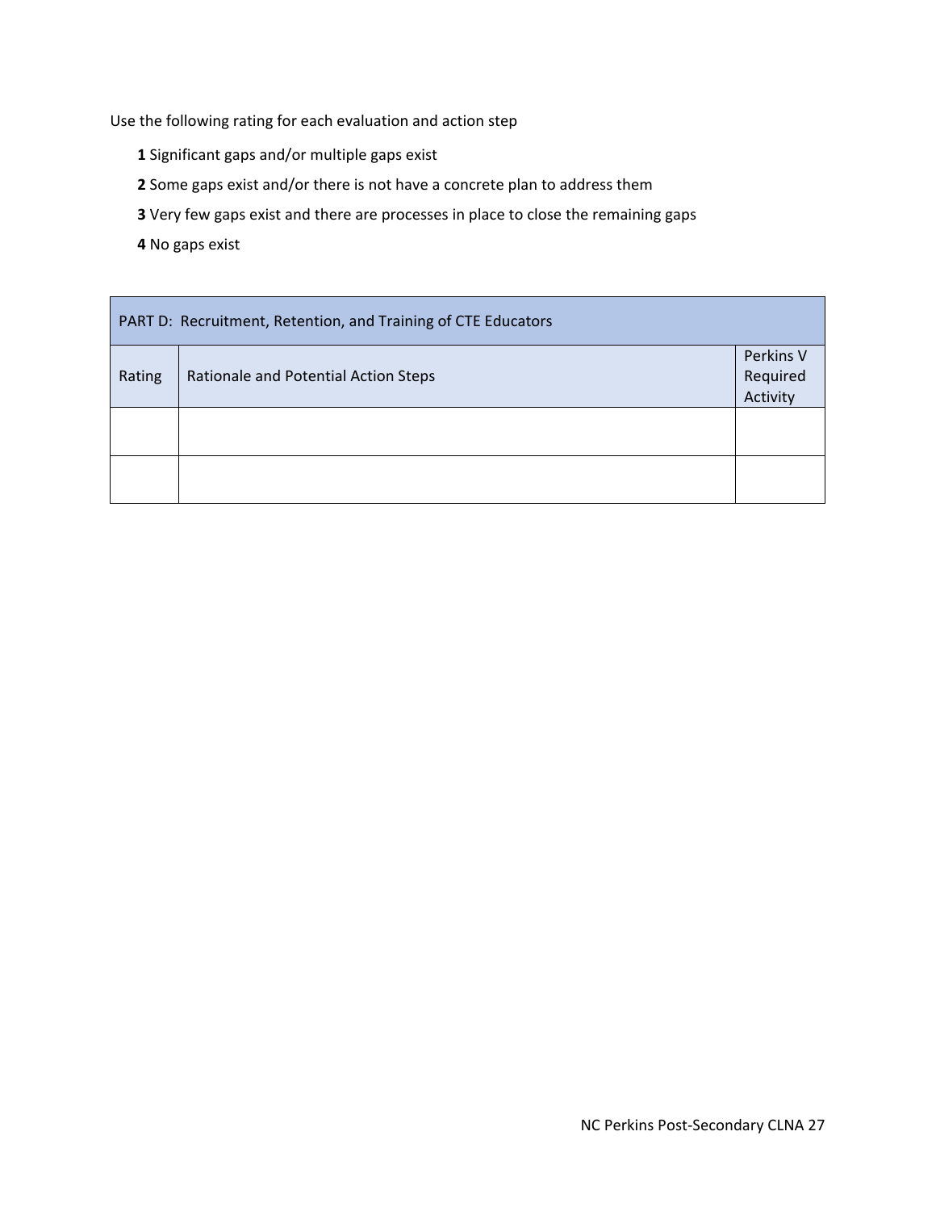Use the following rating for each evaluation and action step

**1** Significant gaps and/or multiple gaps exist

**2** Some gaps exist and/or there is not have a concrete plan to address them

**3** Very few gaps exist and there are processes in place to close the remaining gaps

**4** No gaps exist

| PART D: Recruitment, Retention, and Training of CTE Educators | | |
|---|---|---|
| Rating | Rationale and Potential Action Steps | Perkins V Required Activity |
| | | |
| | | |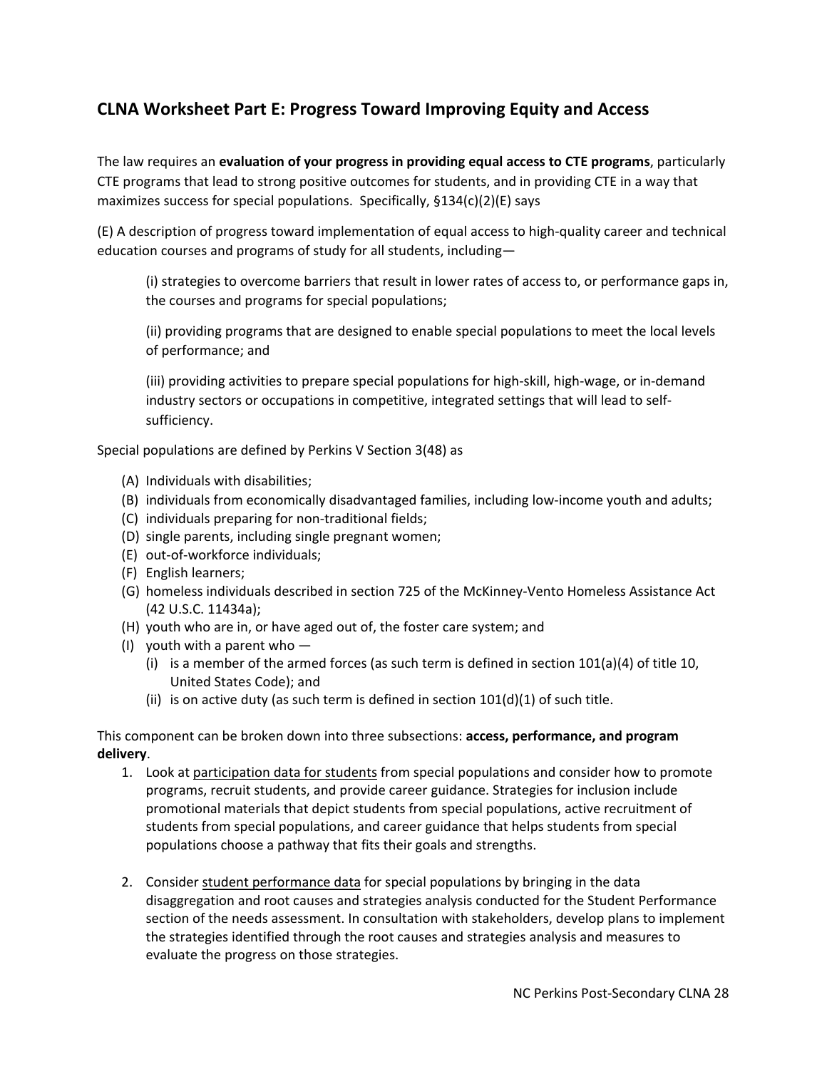## CLNA Worksheet Part E: Progress Toward Improving Equity and Access

The law requires an **evaluation of your progress in providing equal access to CTE programs**, particularly CTE programs that lead to strong positive outcomes for students, and in providing CTE in a way that maximizes success for special populations. Specifically, §134(c)(2)(E) says

(E) A description of progress toward implementation of equal access to high-quality career and technical education courses and programs of study for all students, including—

> (i) strategies to overcome barriers that result in lower rates of access to, or performance gaps in, the courses and programs for special populations;
>
> (ii) providing programs that are designed to enable special populations to meet the local levels of performance; and
>
> (iii) providing activities to prepare special populations for high-skill, high-wage, or in-demand industry sectors or occupations in competitive, integrated settings that will lead to self-sufficiency.

Special populations are defined by Perkins V Section 3(48) as

- (A) Individuals with disabilities;
- (B) individuals from economically disadvantaged families, including low-income youth and adults;
- (C) individuals preparing for non-traditional fields;
- (D) single parents, including single pregnant women;
- (E) out-of-workforce individuals;
- (F) English learners;
- (G) homeless individuals described in section 725 of the McKinney-Vento Homeless Assistance Act (42 U.S.C. 11434a);
- (H) youth who are in, or have aged out of, the foster care system; and
- (I) youth with a parent who —
  - (i) is a member of the armed forces (as such term is defined in section 101(a)(4) of title 10, United States Code); and
  - (ii) is on active duty (as such term is defined in section 101(d)(1) of such title.

This component can be broken down into three subsections: **access, performance, and program delivery**.

1. Look at participation data for students from special populations and consider how to promote programs, recruit students, and provide career guidance. Strategies for inclusion include promotional materials that depict students from special populations, active recruitment of students from special populations, and career guidance that helps students from special populations choose a pathway that fits their goals and strengths.

2. Consider student performance data for special populations by bringing in the data disaggregation and root causes and strategies analysis conducted for the Student Performance section of the needs assessment. In consultation with stakeholders, develop plans to implement the strategies identified through the root causes and strategies analysis and measures to evaluate the progress on those strategies.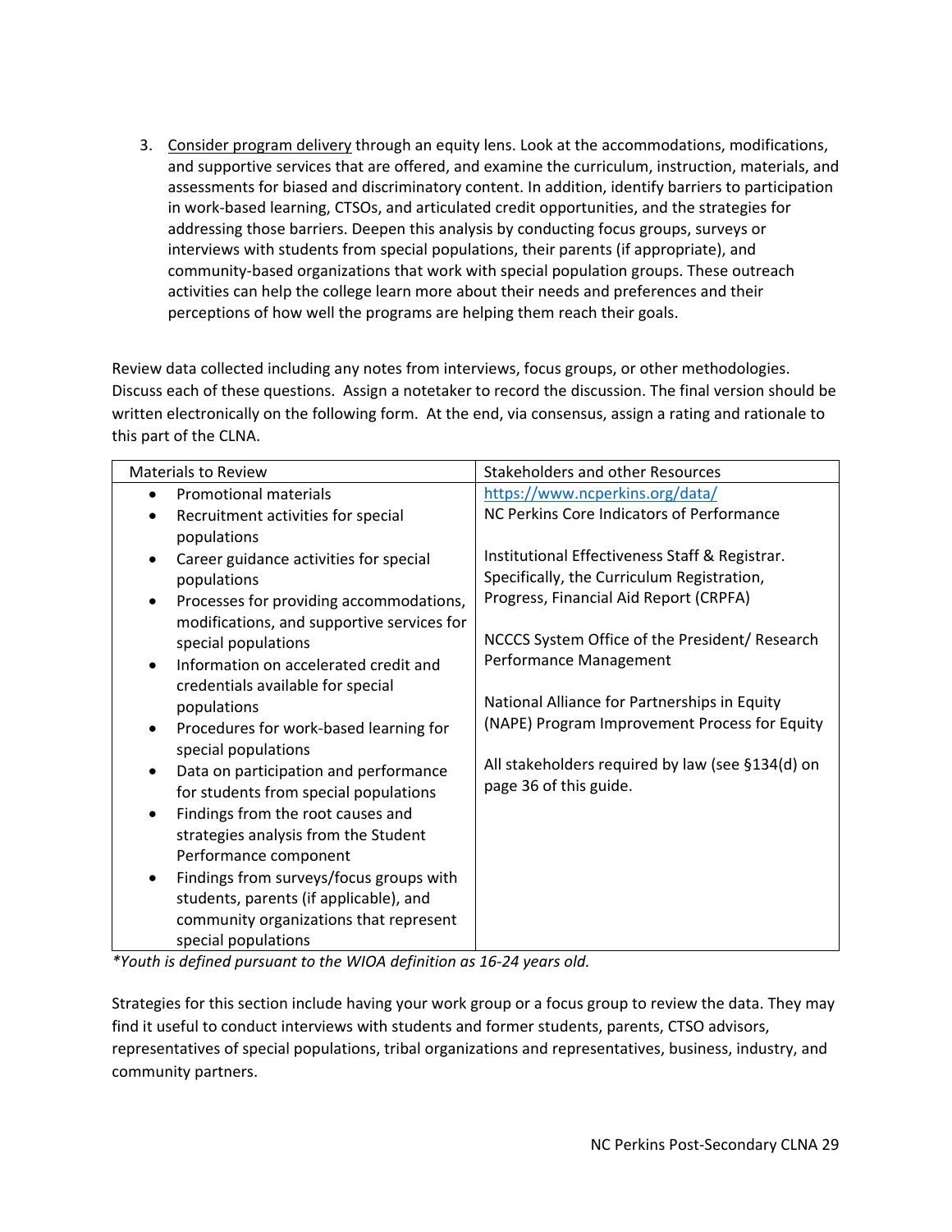3. Consider program delivery through an equity lens. Look at the accommodations, modifications, and supportive services that are offered, and examine the curriculum, instruction, materials, and assessments for biased and discriminatory content. In addition, identify barriers to participation in work-based learning, CTSOs, and articulated credit opportunities, and the strategies for addressing those barriers. Deepen this analysis by conducting focus groups, surveys or interviews with students from special populations, their parents (if appropriate), and community-based organizations that work with special population groups. These outreach activities can help the college learn more about their needs and preferences and their perceptions of how well the programs are helping them reach their goals.

Review data collected including any notes from interviews, focus groups, or other methodologies. Discuss each of these questions. Assign a notetaker to record the discussion. The final version should be written electronically on the following form. At the end, via consensus, assign a rating and rationale to this part of the CLNA.

| Materials to Review | Stakeholders and other Resources |
| --- | --- |
| • Promotional materials<br>• Recruitment activities for special populations<br>• Career guidance activities for special populations<br>• Processes for providing accommodations, modifications, and supportive services for special populations<br>• Information on accelerated credit and credentials available for special populations<br>• Procedures for work-based learning for special populations<br>• Data on participation and performance for students from special populations<br>• Findings from the root causes and strategies analysis from the Student Performance component<br>• Findings from surveys/focus groups with students, parents (if applicable), and community organizations that represent special populations | https://www.ncperkins.org/data/<br>NC Perkins Core Indicators of Performance<br><br>Institutional Effectiveness Staff & Registrar. Specifically, the Curriculum Registration, Progress, Financial Aid Report (CRPFA)<br><br>NCCCS System Office of the President/ Research Performance Management<br><br>National Alliance for Partnerships in Equity (NAPE) Program Improvement Process for Equity<br><br>All stakeholders required by law (see §134(d) on page 36 of this guide. |

*\*Youth is defined pursuant to the WIOA definition as 16-24 years old.*

Strategies for this section include having your work group or a focus group to review the data. They may find it useful to conduct interviews with students and former students, parents, CTSO advisors, representatives of special populations, tribal organizations and representatives, business, industry, and community partners.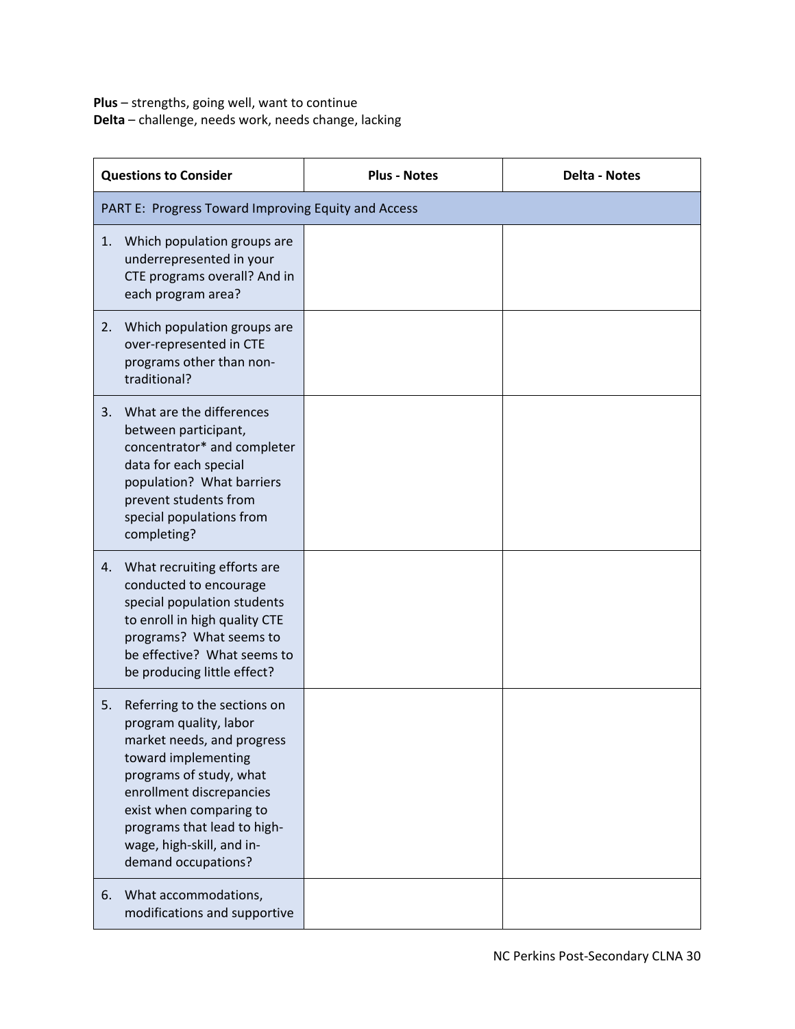**Plus** – strengths, going well, want to continue
**Delta** – challenge, needs work, needs change, lacking

| Questions to Consider | Plus - Notes | Delta - Notes |
|---|---|---|
| PART E: Progress Toward Improving Equity and Access | | |
| 1. Which population groups are underrepresented in your CTE programs overall? And in each program area? | | |
| 2. Which population groups are over-represented in CTE programs other than non-traditional? | | |
| 3. What are the differences between participant, concentrator* and completer data for each special population? What barriers prevent students from special populations from completing? | | |
| 4. What recruiting efforts are conducted to encourage special population students to enroll in high quality CTE programs? What seems to be effective? What seems to be producing little effect? | | |
| 5. Referring to the sections on program quality, labor market needs, and progress toward implementing programs of study, what enrollment discrepancies exist when comparing to programs that lead to high-wage, high-skill, and in-demand occupations? | | |
| 6. What accommodations, modifications and supportive | | |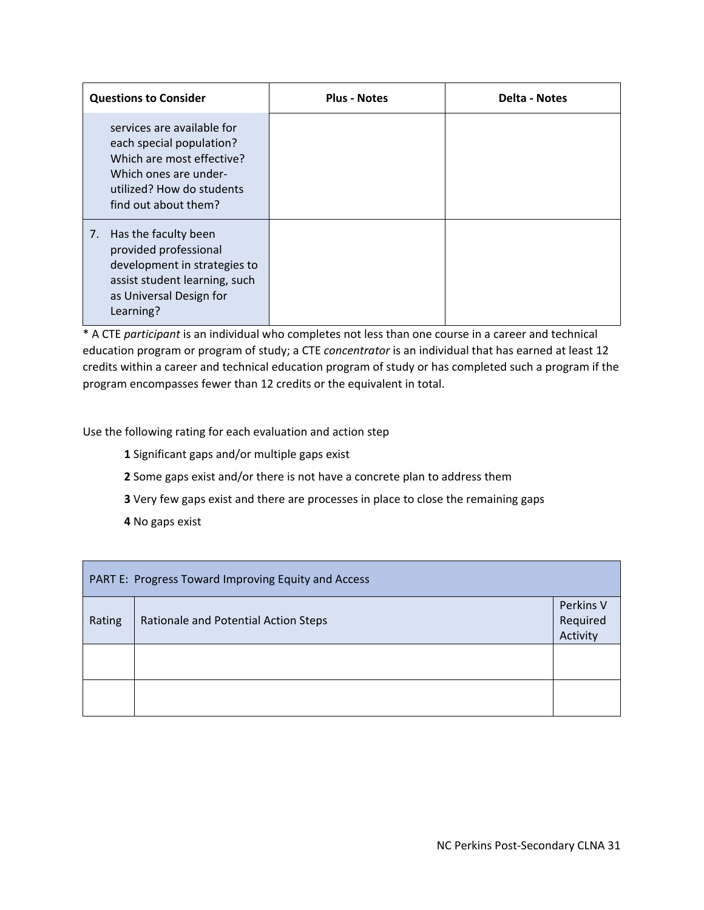| Questions to Consider | Plus - Notes | Delta - Notes |
|---|---|---|
| services are available for each special population? Which are most effective? Which ones are under-utilized? How do students find out about them? | | |
| 7. Has the faculty been provided professional development in strategies to assist student learning, such as Universal Design for Learning? | | |

* A CTE *participant* is an individual who completes not less than one course in a career and technical education program or program of study; a CTE *concentrator* is an individual that has earned at least 12 credits within a career and technical education program of study or has completed such a program if the program encompasses fewer than 12 credits or the equivalent in total.

Use the following rating for each evaluation and action step

- **1** Significant gaps and/or multiple gaps exist
- **2** Some gaps exist and/or there is not have a concrete plan to address them
- **3** Very few gaps exist and there are processes in place to close the remaining gaps
- **4** No gaps exist

| PART E: Progress Toward Improving Equity and Access | | |
|---|---|---|
| Rating | Rationale and Potential Action Steps | Perkins V Required Activity |
| | | |
| | | |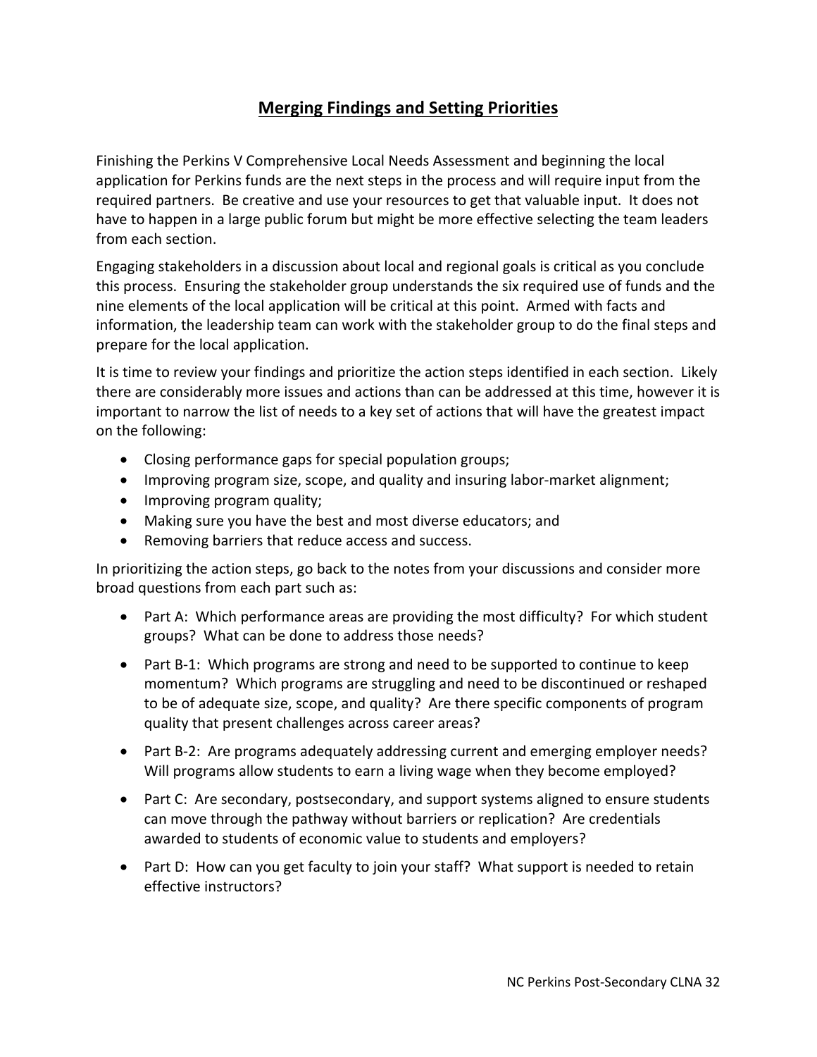# Merging Findings and Setting Priorities

Finishing the Perkins V Comprehensive Local Needs Assessment and beginning the local application for Perkins funds are the next steps in the process and will require input from the required partners. Be creative and use your resources to get that valuable input. It does not have to happen in a large public forum but might be more effective selecting the team leaders from each section.

Engaging stakeholders in a discussion about local and regional goals is critical as you conclude this process. Ensuring the stakeholder group understands the six required use of funds and the nine elements of the local application will be critical at this point. Armed with facts and information, the leadership team can work with the stakeholder group to do the final steps and prepare for the local application.

It is time to review your findings and prioritize the action steps identified in each section. Likely there are considerably more issues and actions than can be addressed at this time, however it is important to narrow the list of needs to a key set of actions that will have the greatest impact on the following:

- Closing performance gaps for special population groups;
- Improving program size, scope, and quality and insuring labor-market alignment;
- Improving program quality;
- Making sure you have the best and most diverse educators; and
- Removing barriers that reduce access and success.

In prioritizing the action steps, go back to the notes from your discussions and consider more broad questions from each part such as:

- Part A: Which performance areas are providing the most difficulty? For which student groups? What can be done to address those needs?
- Part B-1: Which programs are strong and need to be supported to continue to keep momentum? Which programs are struggling and need to be discontinued or reshaped to be of adequate size, scope, and quality? Are there specific components of program quality that present challenges across career areas?
- Part B-2: Are programs adequately addressing current and emerging employer needs? Will programs allow students to earn a living wage when they become employed?
- Part C: Are secondary, postsecondary, and support systems aligned to ensure students can move through the pathway without barriers or replication? Are credentials awarded to students of economic value to students and employers?
- Part D: How can you get faculty to join your staff? What support is needed to retain effective instructors?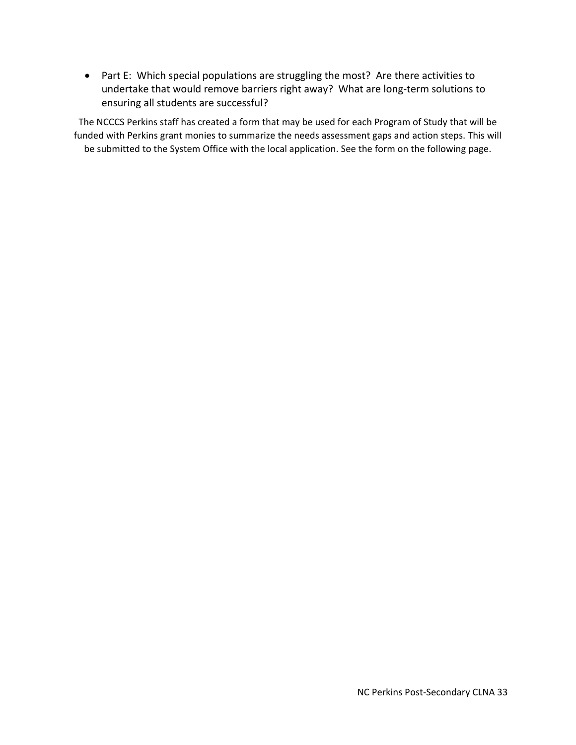- Part E: Which special populations are struggling the most? Are there activities to undertake that would remove barriers right away? What are long-term solutions to ensuring all students are successful?

The NCCCS Perkins staff has created a form that may be used for each Program of Study that will be funded with Perkins grant monies to summarize the needs assessment gaps and action steps. This will be submitted to the System Office with the local application. See the form on the following page.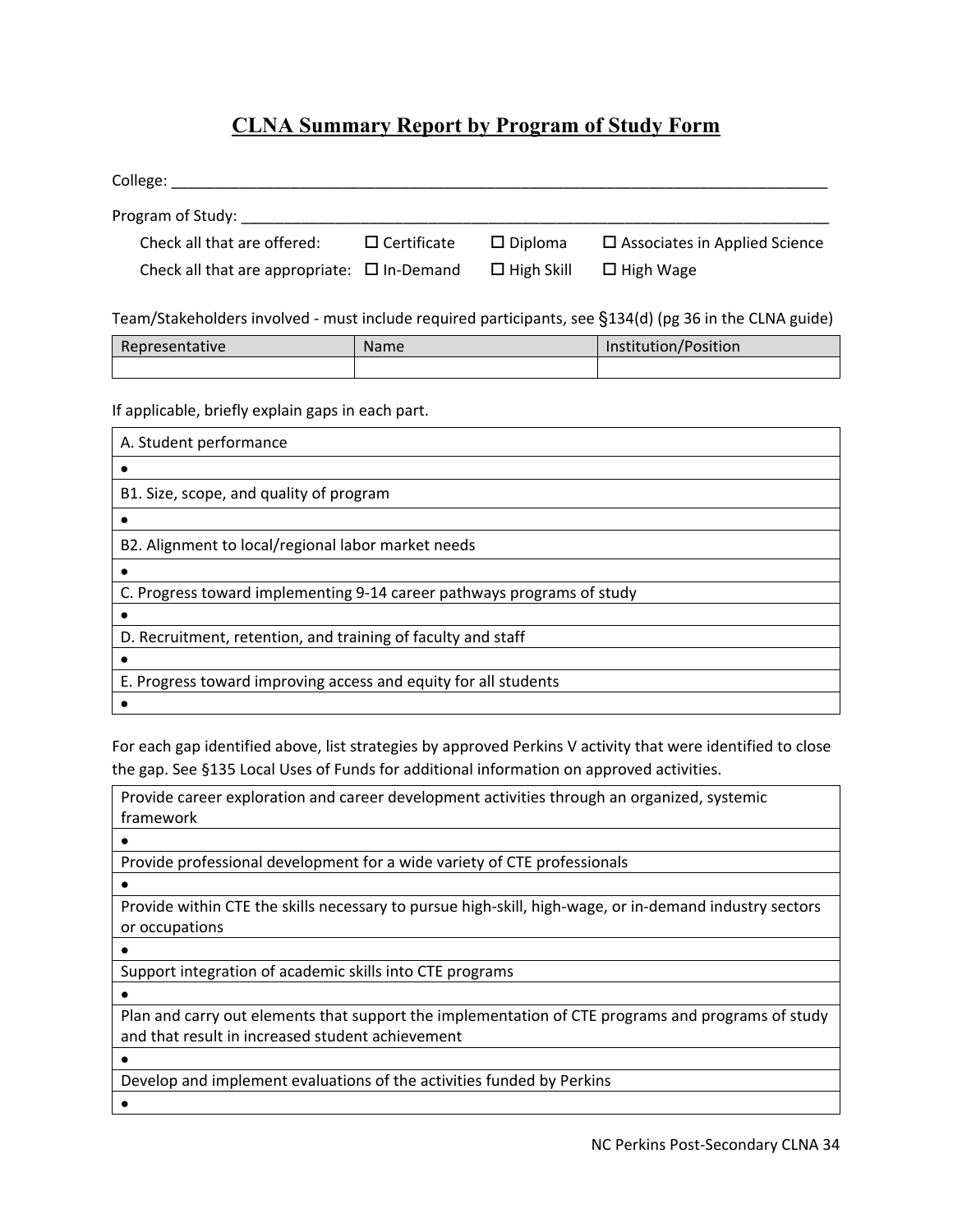# CLNA Summary Report by Program of Study Form

College: ______________________________________________________________________________

Program of Study: ______________________________________________________________________

Check all that are offered: ☐ Certificate ☐ Diploma ☐ Associates in Applied Science

Check all that are appropriate: ☐ In-Demand ☐ High Skill ☐ High Wage

Team/Stakeholders involved - must include required participants, see §134(d) (pg 36 in the CLNA guide)

| Representative | Name | Institution/Position |
|---|---|---|
| | | |

If applicable, briefly explain gaps in each part.

| A. Student performance |
|---|
| • |
| B1. Size, scope, and quality of program |
| • |
| B2. Alignment to local/regional labor market needs |
| • |
| C. Progress toward implementing 9-14 career pathways programs of study |
| • |
| D. Recruitment, retention, and training of faculty and staff |
| • |
| E. Progress toward improving access and equity for all students |
| • |

For each gap identified above, list strategies by approved Perkins V activity that were identified to close the gap. See §135 Local Uses of Funds for additional information on approved activities.

| Provide career exploration and career development activities through an organized, systemic framework |
|---|
| • |
| Provide professional development for a wide variety of CTE professionals |
| • |
| Provide within CTE the skills necessary to pursue high-skill, high-wage, or in-demand industry sectors or occupations |
| • |
| Support integration of academic skills into CTE programs |
| • |
| Plan and carry out elements that support the implementation of CTE programs and programs of study and that result in increased student achievement |
| • |
| Develop and implement evaluations of the activities funded by Perkins |
| • |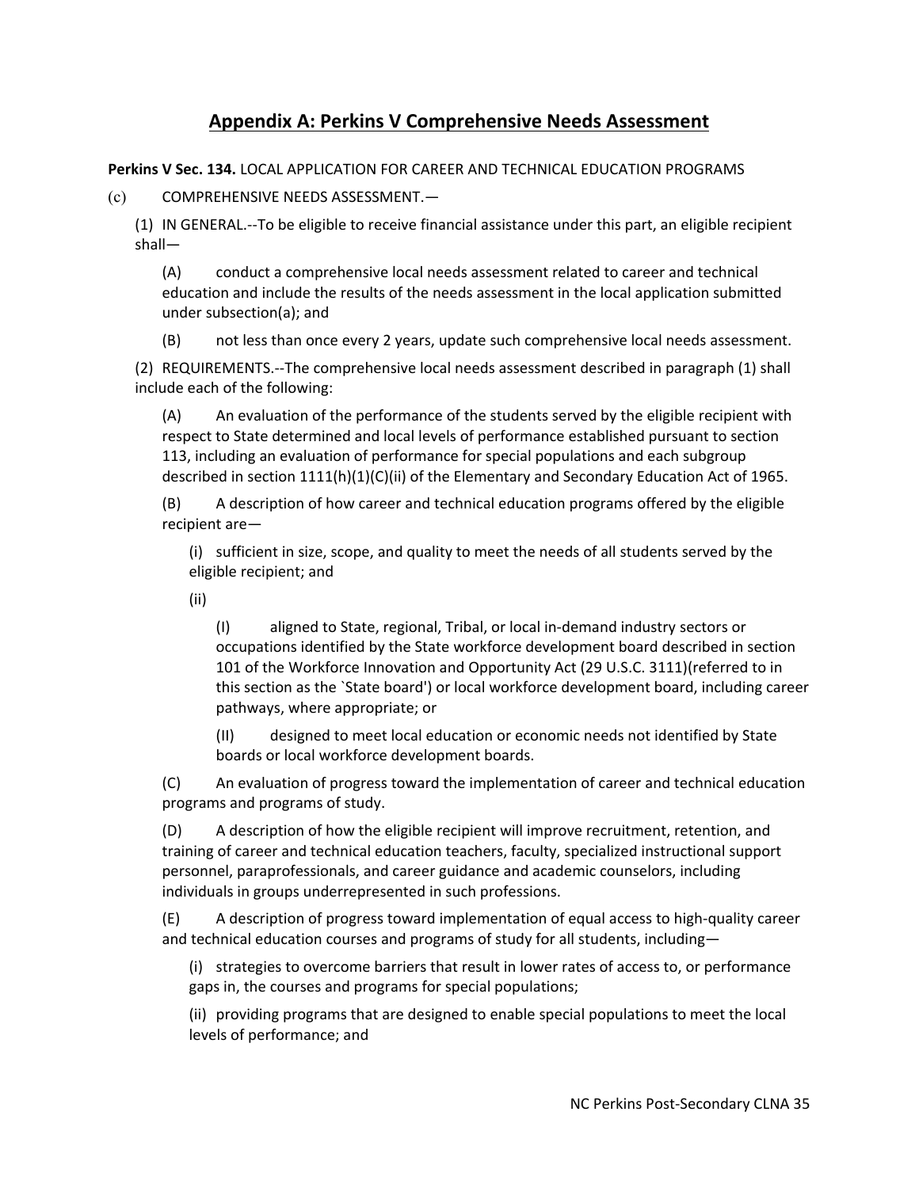# Appendix A: Perkins V Comprehensive Needs Assessment

**Perkins V Sec. 134.** LOCAL APPLICATION FOR CAREER AND TECHNICAL EDUCATION PROGRAMS

(c) COMPREHENSIVE NEEDS ASSESSMENT.—

(1) IN GENERAL.--To be eligible to receive financial assistance under this part, an eligible recipient shall—

(A) conduct a comprehensive local needs assessment related to career and technical education and include the results of the needs assessment in the local application submitted under subsection(a); and

(B) not less than once every 2 years, update such comprehensive local needs assessment.

(2) REQUIREMENTS.--The comprehensive local needs assessment described in paragraph (1) shall include each of the following:

(A) An evaluation of the performance of the students served by the eligible recipient with respect to State determined and local levels of performance established pursuant to section 113, including an evaluation of performance for special populations and each subgroup described in section 1111(h)(1)(C)(ii) of the Elementary and Secondary Education Act of 1965.

(B) A description of how career and technical education programs offered by the eligible recipient are—

(i) sufficient in size, scope, and quality to meet the needs of all students served by the eligible recipient; and

(ii)

(I) aligned to State, regional, Tribal, or local in-demand industry sectors or occupations identified by the State workforce development board described in section 101 of the Workforce Innovation and Opportunity Act (29 U.S.C. 3111)(referred to in this section as the `State board') or local workforce development board, including career pathways, where appropriate; or

(II) designed to meet local education or economic needs not identified by State boards or local workforce development boards.

(C) An evaluation of progress toward the implementation of career and technical education programs and programs of study.

(D) A description of how the eligible recipient will improve recruitment, retention, and training of career and technical education teachers, faculty, specialized instructional support personnel, paraprofessionals, and career guidance and academic counselors, including individuals in groups underrepresented in such professions.

(E) A description of progress toward implementation of equal access to high-quality career and technical education courses and programs of study for all students, including—

(i) strategies to overcome barriers that result in lower rates of access to, or performance gaps in, the courses and programs for special populations;

(ii) providing programs that are designed to enable special populations to meet the local levels of performance; and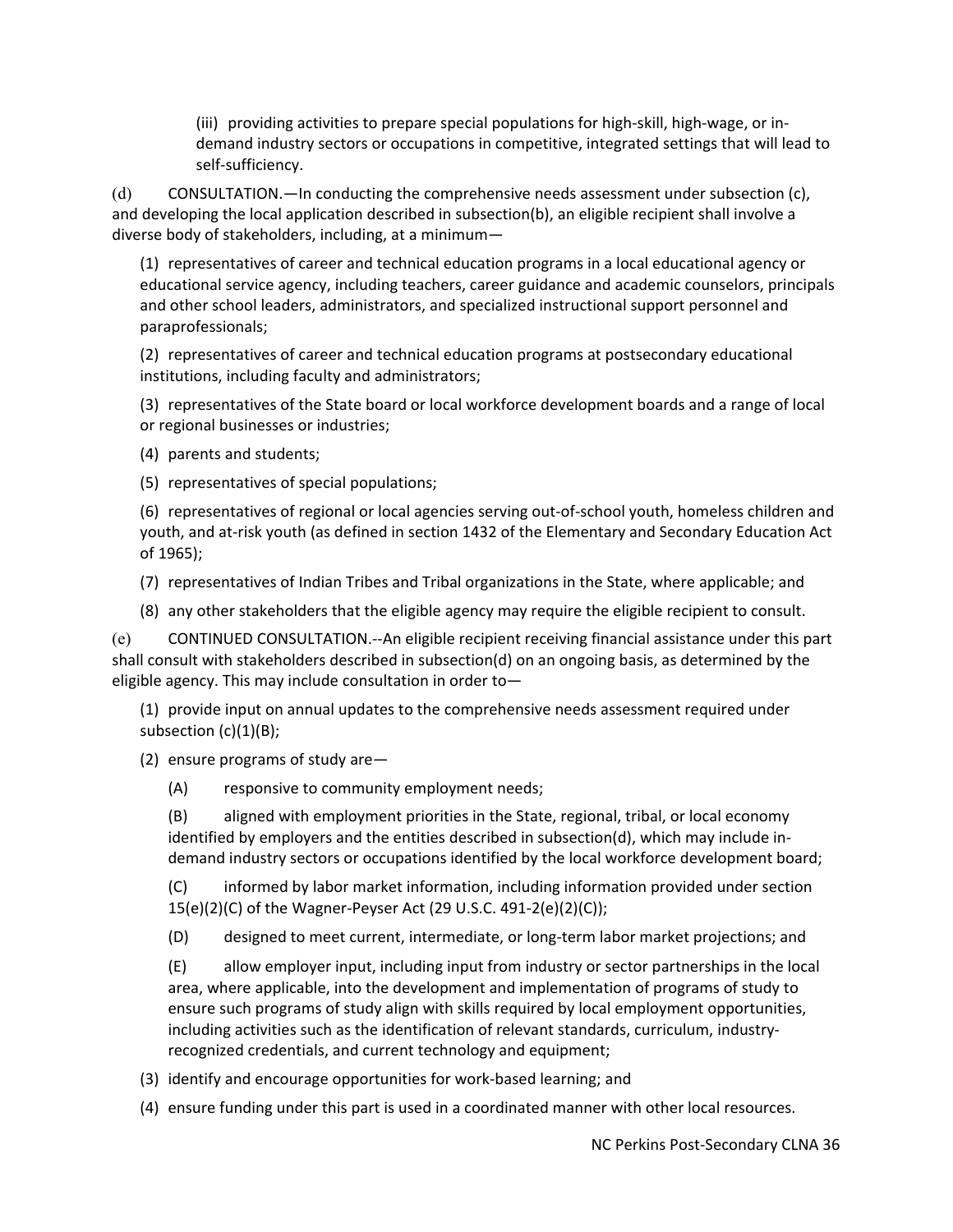(iii) providing activities to prepare special populations for high-skill, high-wage, or in-demand industry sectors or occupations in competitive, integrated settings that will lead to self-sufficiency.

(d) CONSULTATION.—In conducting the comprehensive needs assessment under subsection (c), and developing the local application described in subsection(b), an eligible recipient shall involve a diverse body of stakeholders, including, at a minimum—

(1) representatives of career and technical education programs in a local educational agency or educational service agency, including teachers, career guidance and academic counselors, principals and other school leaders, administrators, and specialized instructional support personnel and paraprofessionals;

(2) representatives of career and technical education programs at postsecondary educational institutions, including faculty and administrators;

(3) representatives of the State board or local workforce development boards and a range of local or regional businesses or industries;

(4) parents and students;

(5) representatives of special populations;

(6) representatives of regional or local agencies serving out-of-school youth, homeless children and youth, and at-risk youth (as defined in section 1432 of the Elementary and Secondary Education Act of 1965);

(7) representatives of Indian Tribes and Tribal organizations in the State, where applicable; and

(8) any other stakeholders that the eligible agency may require the eligible recipient to consult.

(e) CONTINUED CONSULTATION.--An eligible recipient receiving financial assistance under this part shall consult with stakeholders described in subsection(d) on an ongoing basis, as determined by the eligible agency. This may include consultation in order to—

(1) provide input on annual updates to the comprehensive needs assessment required under subsection (c)(1)(B);

(2) ensure programs of study are—

(A) responsive to community employment needs;

(B) aligned with employment priorities in the State, regional, tribal, or local economy identified by employers and the entities described in subsection(d), which may include in-demand industry sectors or occupations identified by the local workforce development board;

(C) informed by labor market information, including information provided under section 15(e)(2)(C) of the Wagner-Peyser Act (29 U.S.C. 491-2(e)(2)(C));

(D) designed to meet current, intermediate, or long-term labor market projections; and

(E) allow employer input, including input from industry or sector partnerships in the local area, where applicable, into the development and implementation of programs of study to ensure such programs of study align with skills required by local employment opportunities, including activities such as the identification of relevant standards, curriculum, industry-recognized credentials, and current technology and equipment;

(3) identify and encourage opportunities for work-based learning; and

(4) ensure funding under this part is used in a coordinated manner with other local resources.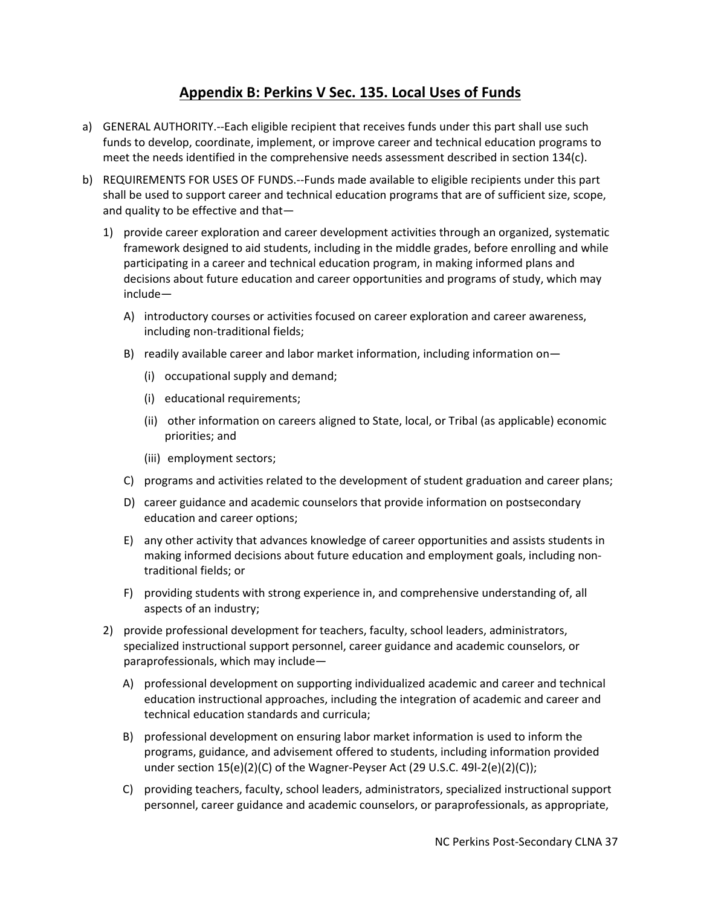## Appendix B: Perkins V Sec. 135. Local Uses of Funds

a) GENERAL AUTHORITY.--Each eligible recipient that receives funds under this part shall use such funds to develop, coordinate, implement, or improve career and technical education programs to meet the needs identified in the comprehensive needs assessment described in section 134(c).

b) REQUIREMENTS FOR USES OF FUNDS.--Funds made available to eligible recipients under this part shall be used to support career and technical education programs that are of sufficient size, scope, and quality to be effective and that—

   1) provide career exploration and career development activities through an organized, systematic framework designed to aid students, including in the middle grades, before enrolling and while participating in a career and technical education program, in making informed plans and decisions about future education and career opportunities and programs of study, which may include—

      A) introductory courses or activities focused on career exploration and career awareness, including non-traditional fields;

      B) readily available career and labor market information, including information on—

         (i) occupational supply and demand;

         (i) educational requirements;

         (ii) other information on careers aligned to State, local, or Tribal (as applicable) economic priorities; and

         (iii) employment sectors;

      C) programs and activities related to the development of student graduation and career plans;

      D) career guidance and academic counselors that provide information on postsecondary education and career options;

      E) any other activity that advances knowledge of career opportunities and assists students in making informed decisions about future education and employment goals, including non-traditional fields; or

      F) providing students with strong experience in, and comprehensive understanding of, all aspects of an industry;

   2) provide professional development for teachers, faculty, school leaders, administrators, specialized instructional support personnel, career guidance and academic counselors, or paraprofessionals, which may include—

      A) professional development on supporting individualized academic and career and technical education instructional approaches, including the integration of academic and career and technical education standards and curricula;

      B) professional development on ensuring labor market information is used to inform the programs, guidance, and advisement offered to students, including information provided under section 15(e)(2)(C) of the Wagner-Peyser Act (29 U.S.C. 49l-2(e)(2)(C));

      C) providing teachers, faculty, school leaders, administrators, specialized instructional support personnel, career guidance and academic counselors, or paraprofessionals, as appropriate,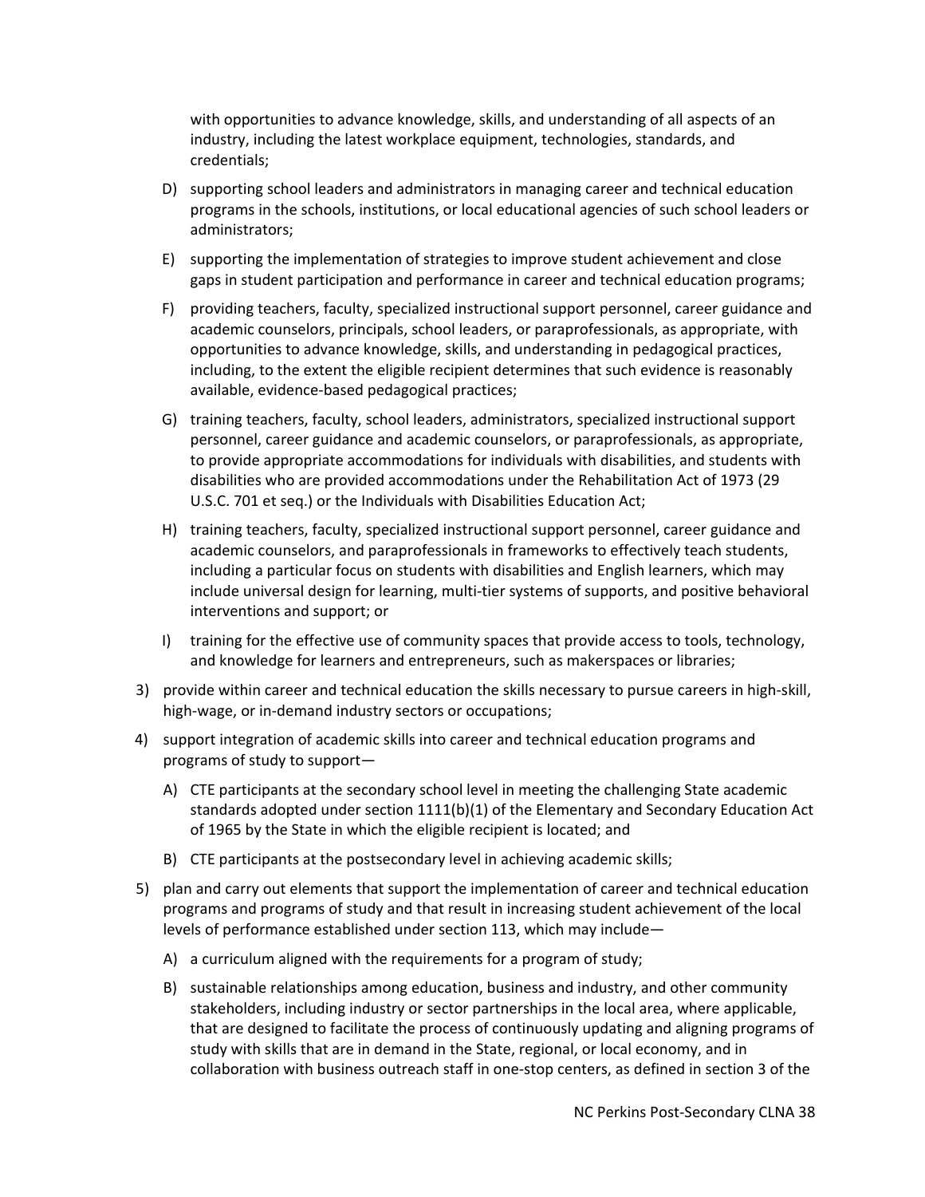with opportunities to advance knowledge, skills, and understanding of all aspects of an industry, including the latest workplace equipment, technologies, standards, and credentials;

   D) supporting school leaders and administrators in managing career and technical education programs in the schools, institutions, or local educational agencies of such school leaders or administrators;

   E) supporting the implementation of strategies to improve student achievement and close gaps in student participation and performance in career and technical education programs;

   F) providing teachers, faculty, specialized instructional support personnel, career guidance and academic counselors, principals, school leaders, or paraprofessionals, as appropriate, with opportunities to advance knowledge, skills, and understanding in pedagogical practices, including, to the extent the eligible recipient determines that such evidence is reasonably available, evidence-based pedagogical practices;

   G) training teachers, faculty, school leaders, administrators, specialized instructional support personnel, career guidance and academic counselors, or paraprofessionals, as appropriate, to provide appropriate accommodations for individuals with disabilities, and students with disabilities who are provided accommodations under the Rehabilitation Act of 1973 (29 U.S.C. 701 et seq.) or the Individuals with Disabilities Education Act;

   H) training teachers, faculty, specialized instructional support personnel, career guidance and academic counselors, and paraprofessionals in frameworks to effectively teach students, including a particular focus on students with disabilities and English learners, which may include universal design for learning, multi-tier systems of supports, and positive behavioral interventions and support; or

   I) training for the effective use of community spaces that provide access to tools, technology, and knowledge for learners and entrepreneurs, such as makerspaces or libraries;

3) provide within career and technical education the skills necessary to pursue careers in high-skill, high-wage, or in-demand industry sectors or occupations;

4) support integration of academic skills into career and technical education programs and programs of study to support—

   A) CTE participants at the secondary school level in meeting the challenging State academic standards adopted under section 1111(b)(1) of the Elementary and Secondary Education Act of 1965 by the State in which the eligible recipient is located; and

   B) CTE participants at the postsecondary level in achieving academic skills;

5) plan and carry out elements that support the implementation of career and technical education programs and programs of study and that result in increasing student achievement of the local levels of performance established under section 113, which may include—

   A) a curriculum aligned with the requirements for a program of study;

   B) sustainable relationships among education, business and industry, and other community stakeholders, including industry or sector partnerships in the local area, where applicable, that are designed to facilitate the process of continuously updating and aligning programs of study with skills that are in demand in the State, regional, or local economy, and in collaboration with business outreach staff in one-stop centers, as defined in section 3 of the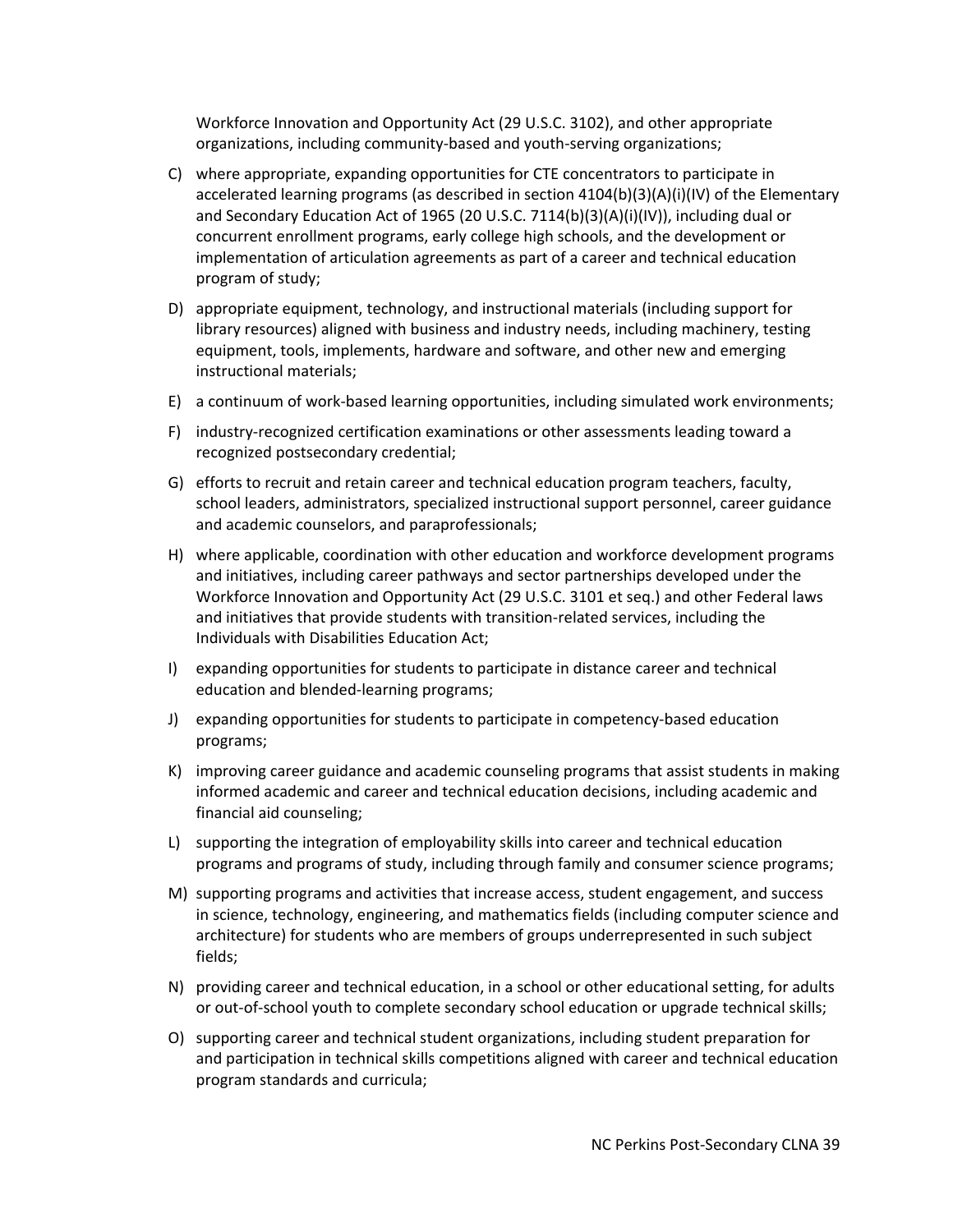Workforce Innovation and Opportunity Act (29 U.S.C. 3102), and other appropriate organizations, including community-based and youth-serving organizations;

C) where appropriate, expanding opportunities for CTE concentrators to participate in accelerated learning programs (as described in section 4104(b)(3)(A)(i)(IV) of the Elementary and Secondary Education Act of 1965 (20 U.S.C. 7114(b)(3)(A)(i)(IV)), including dual or concurrent enrollment programs, early college high schools, and the development or implementation of articulation agreements as part of a career and technical education program of study;

D) appropriate equipment, technology, and instructional materials (including support for library resources) aligned with business and industry needs, including machinery, testing equipment, tools, implements, hardware and software, and other new and emerging instructional materials;

E) a continuum of work-based learning opportunities, including simulated work environments;

F) industry-recognized certification examinations or other assessments leading toward a recognized postsecondary credential;

G) efforts to recruit and retain career and technical education program teachers, faculty, school leaders, administrators, specialized instructional support personnel, career guidance and academic counselors, and paraprofessionals;

H) where applicable, coordination with other education and workforce development programs and initiatives, including career pathways and sector partnerships developed under the Workforce Innovation and Opportunity Act (29 U.S.C. 3101 et seq.) and other Federal laws and initiatives that provide students with transition-related services, including the Individuals with Disabilities Education Act;

I) expanding opportunities for students to participate in distance career and technical education and blended-learning programs;

J) expanding opportunities for students to participate in competency-based education programs;

K) improving career guidance and academic counseling programs that assist students in making informed academic and career and technical education decisions, including academic and financial aid counseling;

L) supporting the integration of employability skills into career and technical education programs and programs of study, including through family and consumer science programs;

M) supporting programs and activities that increase access, student engagement, and success in science, technology, engineering, and mathematics fields (including computer science and architecture) for students who are members of groups underrepresented in such subject fields;

N) providing career and technical education, in a school or other educational setting, for adults or out-of-school youth to complete secondary school education or upgrade technical skills;

O) supporting career and technical student organizations, including student preparation for and participation in technical skills competitions aligned with career and technical education program standards and curricula;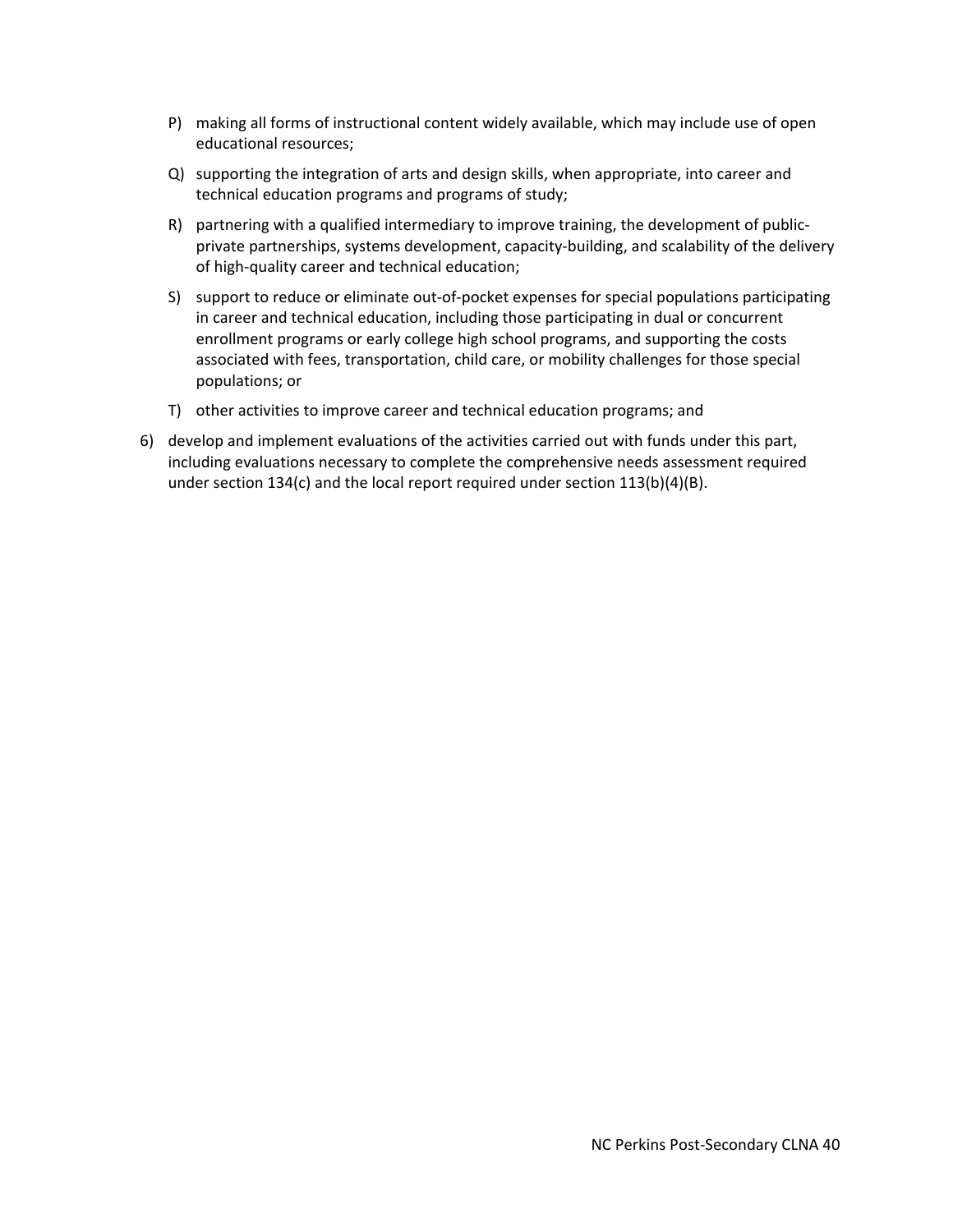P) making all forms of instructional content widely available, which may include use of open educational resources;

Q) supporting the integration of arts and design skills, when appropriate, into career and technical education programs and programs of study;

R) partnering with a qualified intermediary to improve training, the development of public-private partnerships, systems development, capacity-building, and scalability of the delivery of high-quality career and technical education;

S) support to reduce or eliminate out-of-pocket expenses for special populations participating in career and technical education, including those participating in dual or concurrent enrollment programs or early college high school programs, and supporting the costs associated with fees, transportation, child care, or mobility challenges for those special populations; or

T) other activities to improve career and technical education programs; and

6) develop and implement evaluations of the activities carried out with funds under this part, including evaluations necessary to complete the comprehensive needs assessment required under section 134(c) and the local report required under section 113(b)(4)(B).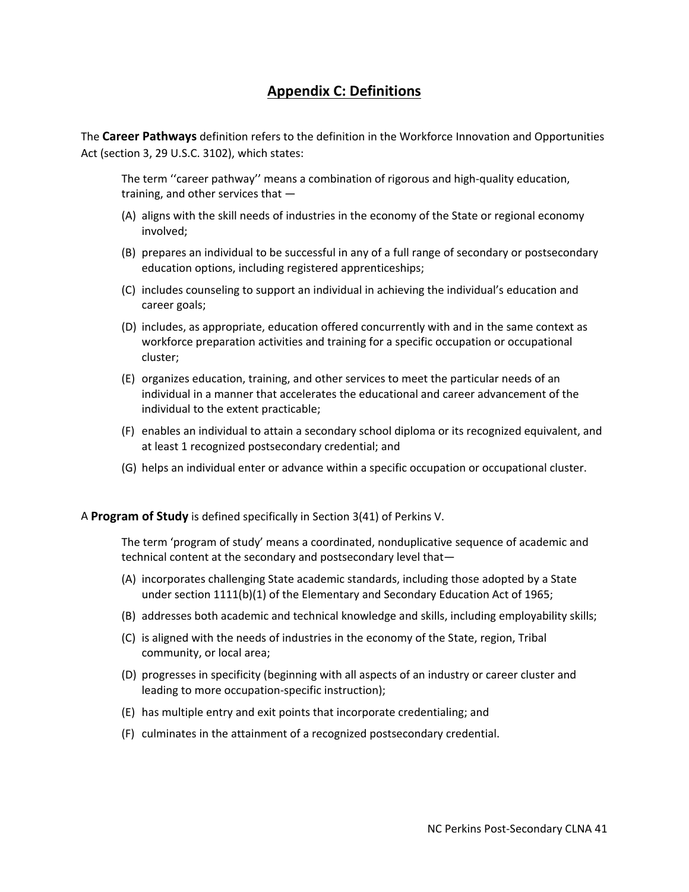## Appendix C: Definitions

The **Career Pathways** definition refers to the definition in the Workforce Innovation and Opportunities Act (section 3, 29 U.S.C. 3102), which states:

> The term ''career pathway'' means a combination of rigorous and high-quality education, training, and other services that —
>
> (A) aligns with the skill needs of industries in the economy of the State or regional economy involved;
>
> (B) prepares an individual to be successful in any of a full range of secondary or postsecondary education options, including registered apprenticeships;
>
> (C) includes counseling to support an individual in achieving the individual's education and career goals;
>
> (D) includes, as appropriate, education offered concurrently with and in the same context as workforce preparation activities and training for a specific occupation or occupational cluster;
>
> (E) organizes education, training, and other services to meet the particular needs of an individual in a manner that accelerates the educational and career advancement of the individual to the extent practicable;
>
> (F) enables an individual to attain a secondary school diploma or its recognized equivalent, and at least 1 recognized postsecondary credential; and
>
> (G) helps an individual enter or advance within a specific occupation or occupational cluster.

A **Program of Study** is defined specifically in Section 3(41) of Perkins V.

> The term 'program of study' means a coordinated, nonduplicative sequence of academic and technical content at the secondary and postsecondary level that—
>
> (A) incorporates challenging State academic standards, including those adopted by a State under section 1111(b)(1) of the Elementary and Secondary Education Act of 1965;
>
> (B) addresses both academic and technical knowledge and skills, including employability skills;
>
> (C) is aligned with the needs of industries in the economy of the State, region, Tribal community, or local area;
>
> (D) progresses in specificity (beginning with all aspects of an industry or career cluster and leading to more occupation-specific instruction);
>
> (E) has multiple entry and exit points that incorporate credentialing; and
>
> (F) culminates in the attainment of a recognized postsecondary credential.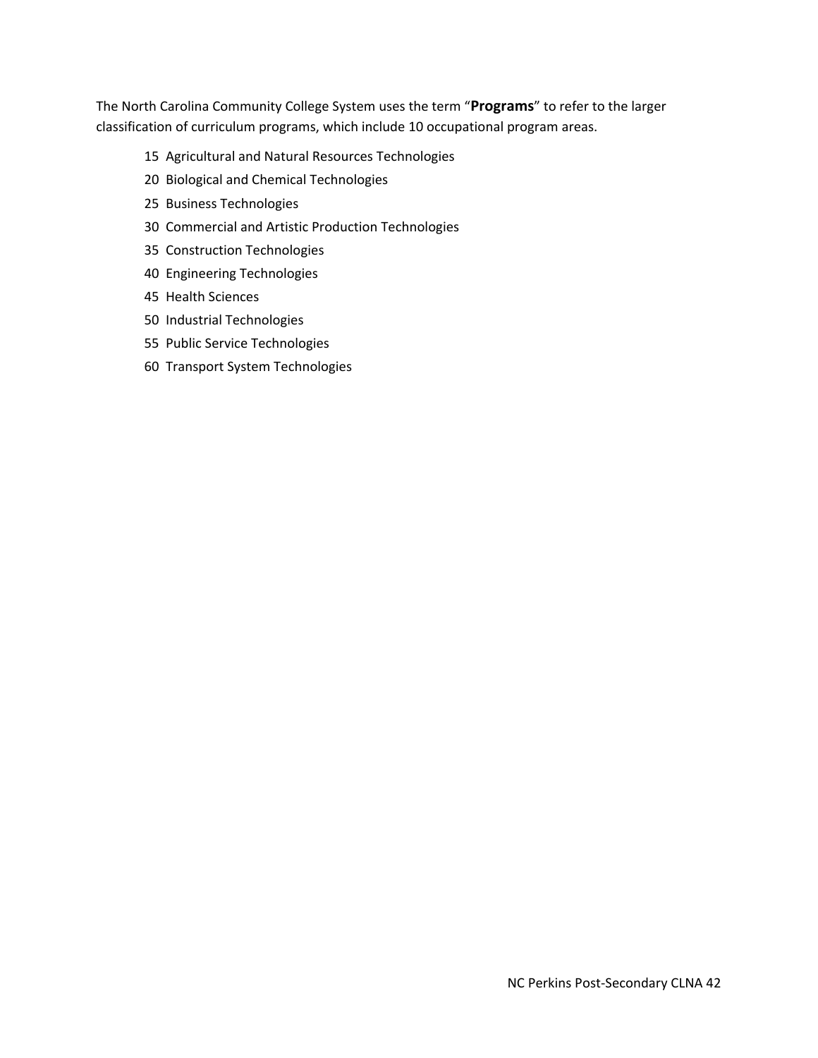The North Carolina Community College System uses the term “**Programs**” to refer to the larger classification of curriculum programs, which include 10 occupational program areas.

- 15 Agricultural and Natural Resources Technologies
- 20 Biological and Chemical Technologies
- 25 Business Technologies
- 30 Commercial and Artistic Production Technologies
- 35 Construction Technologies
- 40 Engineering Technologies
- 45 Health Sciences
- 50 Industrial Technologies
- 55 Public Service Technologies
- 60 Transport System Technologies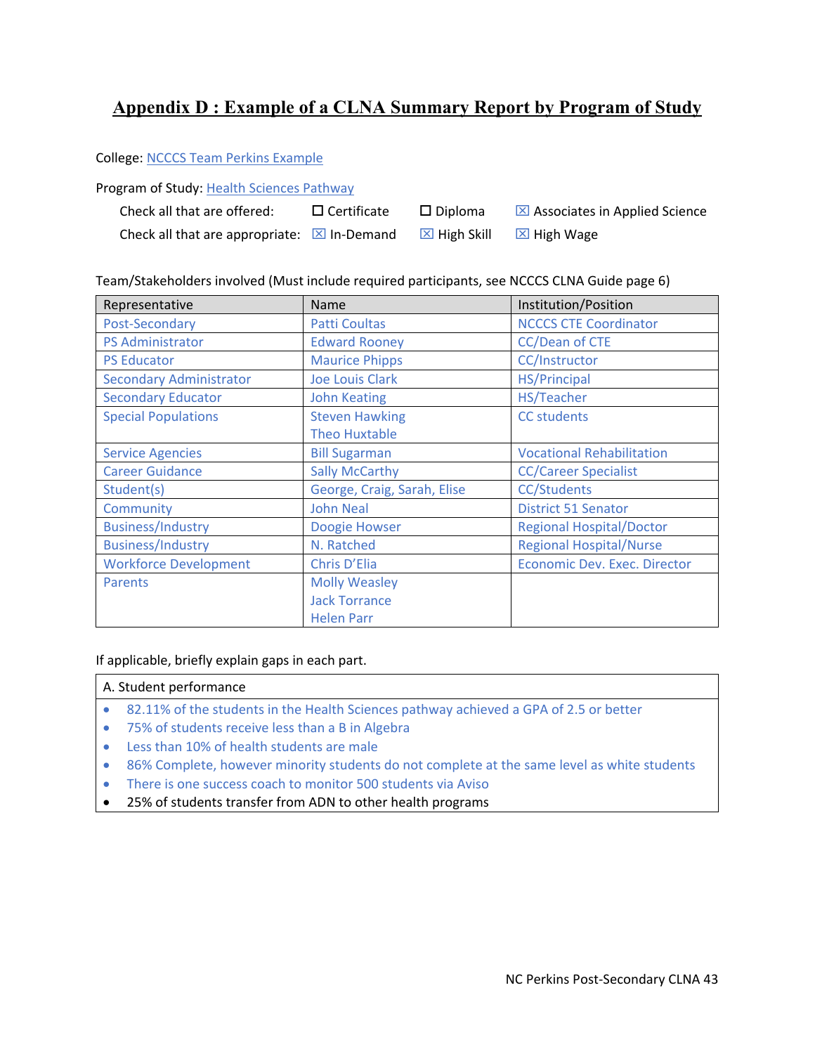# Appendix D : Example of a CLNA Summary Report by Program of Study

College: NCCCS Team Perkins Example

Program of Study: Health Sciences Pathway

Check all that are offered: ☐ Certificate ☐ Diploma ☒ Associates in Applied Science

Check all that are appropriate: ☒ In-Demand ☒ High Skill ☒ High Wage

Team/Stakeholders involved (Must include required participants, see NCCCS CLNA Guide page 6)

| Representative | Name | Institution/Position |
|---|---|---|
| Post-Secondary | Patti Coultas | NCCCS CTE Coordinator |
| PS Administrator | Edward Rooney | CC/Dean of CTE |
| PS Educator | Maurice Phipps | CC/Instructor |
| Secondary Administrator | Joe Louis Clark | HS/Principal |
| Secondary Educator | John Keating | HS/Teacher |
| Special Populations | Steven Hawking<br>Theo Huxtable | CC students |
| Service Agencies | Bill Sugarman | Vocational Rehabilitation |
| Career Guidance | Sally McCarthy | CC/Career Specialist |
| Student(s) | George, Craig, Sarah, Elise | CC/Students |
| Community | John Neal | District 51 Senator |
| Business/Industry | Doogie Howser | Regional Hospital/Doctor |
| Business/Industry | N. Ratched | Regional Hospital/Nurse |
| Workforce Development | Chris D'Elia | Economic Dev. Exec. Director |
| Parents | Molly Weasley<br>Jack Torrance<br>Helen Parr | |

If applicable, briefly explain gaps in each part.

| A. Student performance |
|---|
| • 82.11% of the students in the Health Sciences pathway achieved a GPA of 2.5 or better<br>• 75% of students receive less than a B in Algebra<br>• Less than 10% of health students are male<br>• 86% Complete, however minority students do not complete at the same level as white students<br>• There is one success coach to monitor 500 students via Aviso<br>• 25% of students transfer from ADN to other health programs |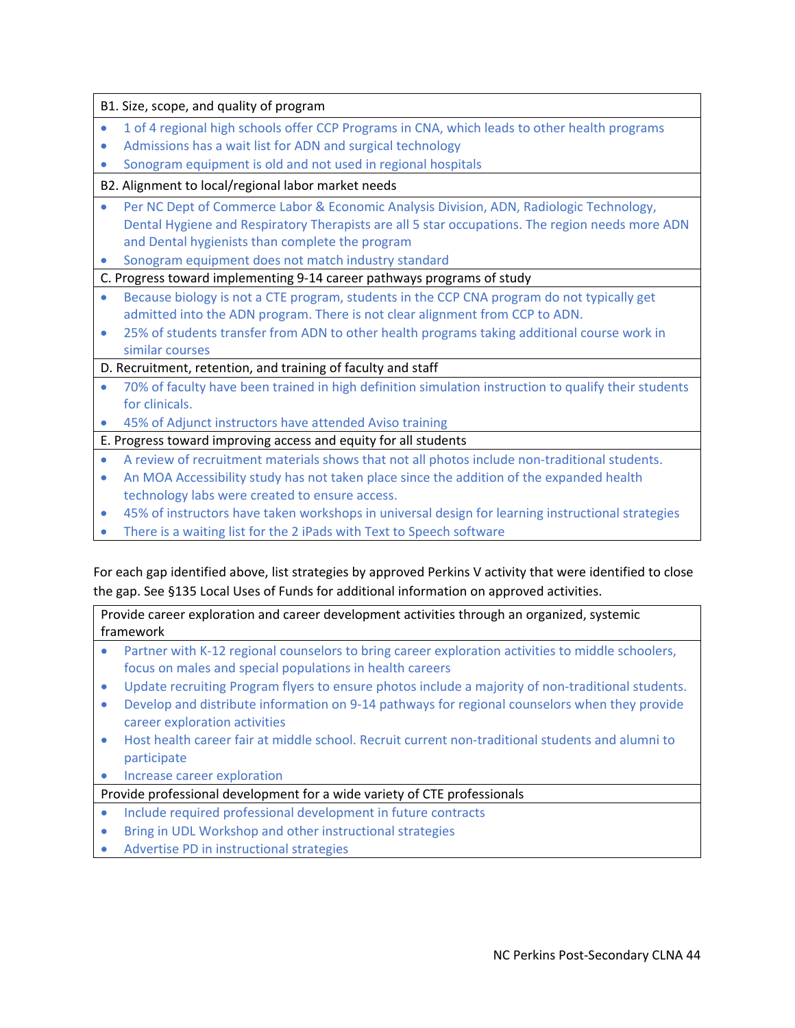| B1. Size, scope, and quality of program |
| --- |
| • 1 of 4 regional high schools offer CCP Programs in CNA, which leads to other health programs<br>• Admissions has a wait list for ADN and surgical technology<br>• Sonogram equipment is old and not used in regional hospitals |
| B2. Alignment to local/regional labor market needs |
| • Per NC Dept of Commerce Labor & Economic Analysis Division, ADN, Radiologic Technology, Dental Hygiene and Respiratory Therapists are all 5 star occupations. The region needs more ADN and Dental hygienists than complete the program<br>• Sonogram equipment does not match industry standard |
| C. Progress toward implementing 9-14 career pathways programs of study |
| • Because biology is not a CTE program, students in the CCP CNA program do not typically get admitted into the ADN program. There is not clear alignment from CCP to ADN.<br>• 25% of students transfer from ADN to other health programs taking additional course work in similar courses |
| D. Recruitment, retention, and training of faculty and staff |
| • 70% of faculty have been trained in high definition simulation instruction to qualify their students for clinicals.<br>• 45% of Adjunct instructors have attended Aviso training |
| E. Progress toward improving access and equity for all students |
| • A review of recruitment materials shows that not all photos include non-traditional students.<br>• An MOA Accessibility study has not taken place since the addition of the expanded health technology labs were created to ensure access.<br>• 45% of instructors have taken workshops in universal design for learning instructional strategies<br>• There is a waiting list for the 2 iPads with Text to Speech software |

For each gap identified above, list strategies by approved Perkins V activity that were identified to close the gap. See §135 Local Uses of Funds for additional information on approved activities.

| Provide career exploration and career development activities through an organized, systemic framework |
| --- |
| • Partner with K-12 regional counselors to bring career exploration activities to middle schoolers, focus on males and special populations in health careers<br>• Update recruiting Program flyers to ensure photos include a majority of non-traditional students.<br>• Develop and distribute information on 9-14 pathways for regional counselors when they provide career exploration activities<br>• Host health career fair at middle school. Recruit current non-traditional students and alumni to participate<br>• Increase career exploration |
| Provide professional development for a wide variety of CTE professionals |
| • Include required professional development in future contracts<br>• Bring in UDL Workshop and other instructional strategies<br>• Advertise PD in instructional strategies |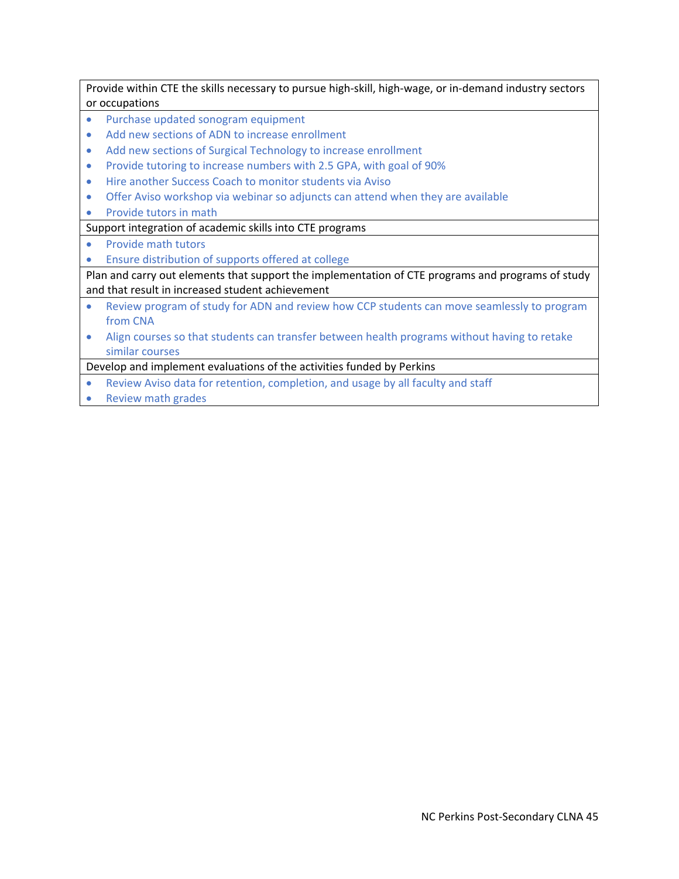| Provide within CTE the skills necessary to pursue high-skill, high-wage, or in-demand industry sectors or occupations |
|---|
| • Purchase updated sonogram equipment<br>• Add new sections of ADN to increase enrollment<br>• Add new sections of Surgical Technology to increase enrollment<br>• Provide tutoring to increase numbers with 2.5 GPA, with goal of 90%<br>• Hire another Success Coach to monitor students via Aviso<br>• Offer Aviso workshop via webinar so adjuncts can attend when they are available<br>• Provide tutors in math |
| Support integration of academic skills into CTE programs |
| • Provide math tutors<br>• Ensure distribution of supports offered at college |
| Plan and carry out elements that support the implementation of CTE programs and programs of study and that result in increased student achievement |
| • Review program of study for ADN and review how CCP students can move seamlessly to program from CNA<br>• Align courses so that students can transfer between health programs without having to retake similar courses |
| Develop and implement evaluations of the activities funded by Perkins |
| • Review Aviso data for retention, completion, and usage by all faculty and staff<br>• Review math grades |